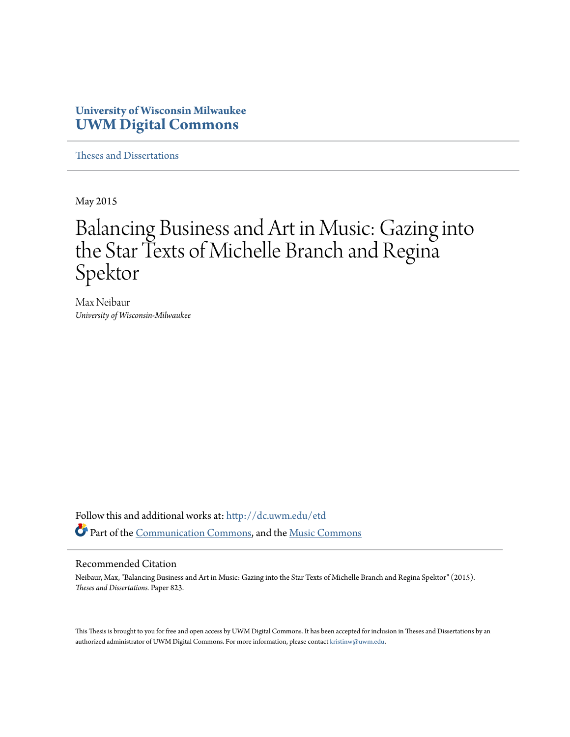University of Wisconsin Milwaukee
**UWM Digital Commons**

---

Theses and Dissertations

---

May 2015

# Balancing Business and Art in Music: Gazing into the Star Texts of Michelle Branch and Regina Spektor

Max Neibaur
*University of Wisconsin-Milwaukee*

Follow this and additional works at: http://dc.uwm.edu/etd

Part of the Communication Commons, and the Music Commons

---

## Recommended Citation

Neibaur, Max, "Balancing Business and Art in Music: Gazing into the Star Texts of Michelle Branch and Regina Spektor" (2015). *Theses and Dissertations.* Paper 823.

This Thesis is brought to you for free and open access by UWM Digital Commons. It has been accepted for inclusion in Theses and Dissertations by an authorized administrator of UWM Digital Commons. For more information, please contact kristinw@uwm.edu.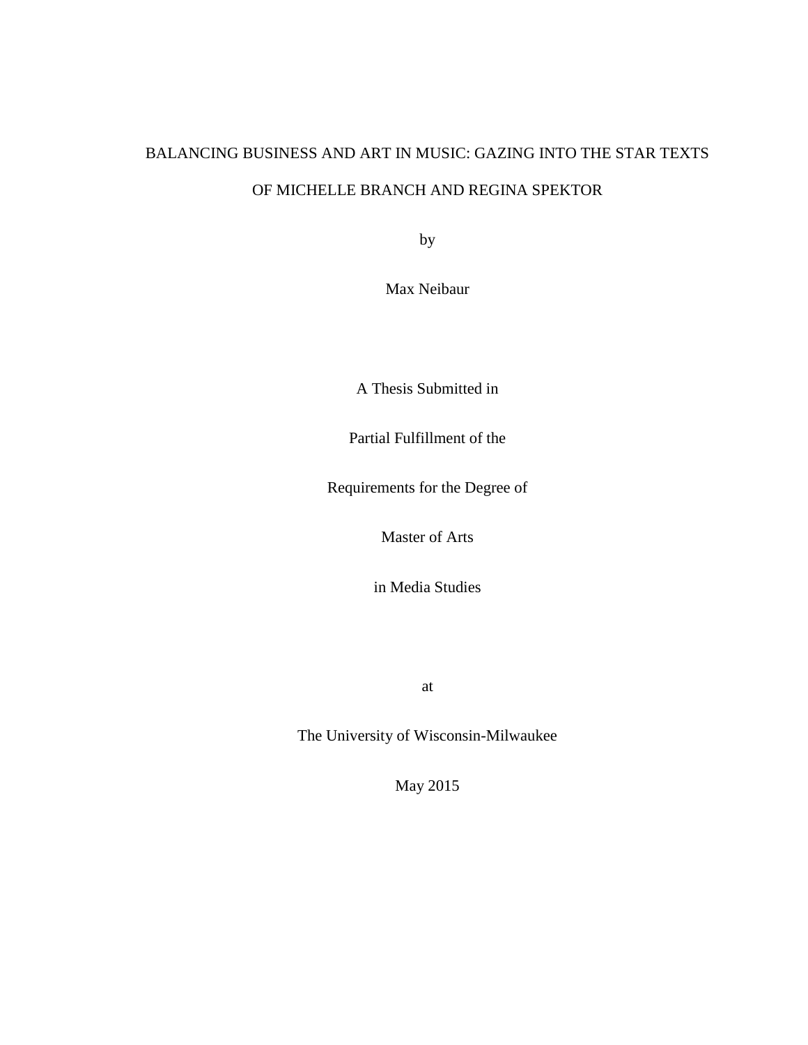# BALANCING BUSINESS AND ART IN MUSIC: GAZING INTO THE STAR TEXTS OF MICHELLE BRANCH AND REGINA SPEKTOR

by

Max Neibaur

A Thesis Submitted in

Partial Fulfillment of the

Requirements for the Degree of

Master of Arts

in Media Studies

at

The University of Wisconsin-Milwaukee

May 2015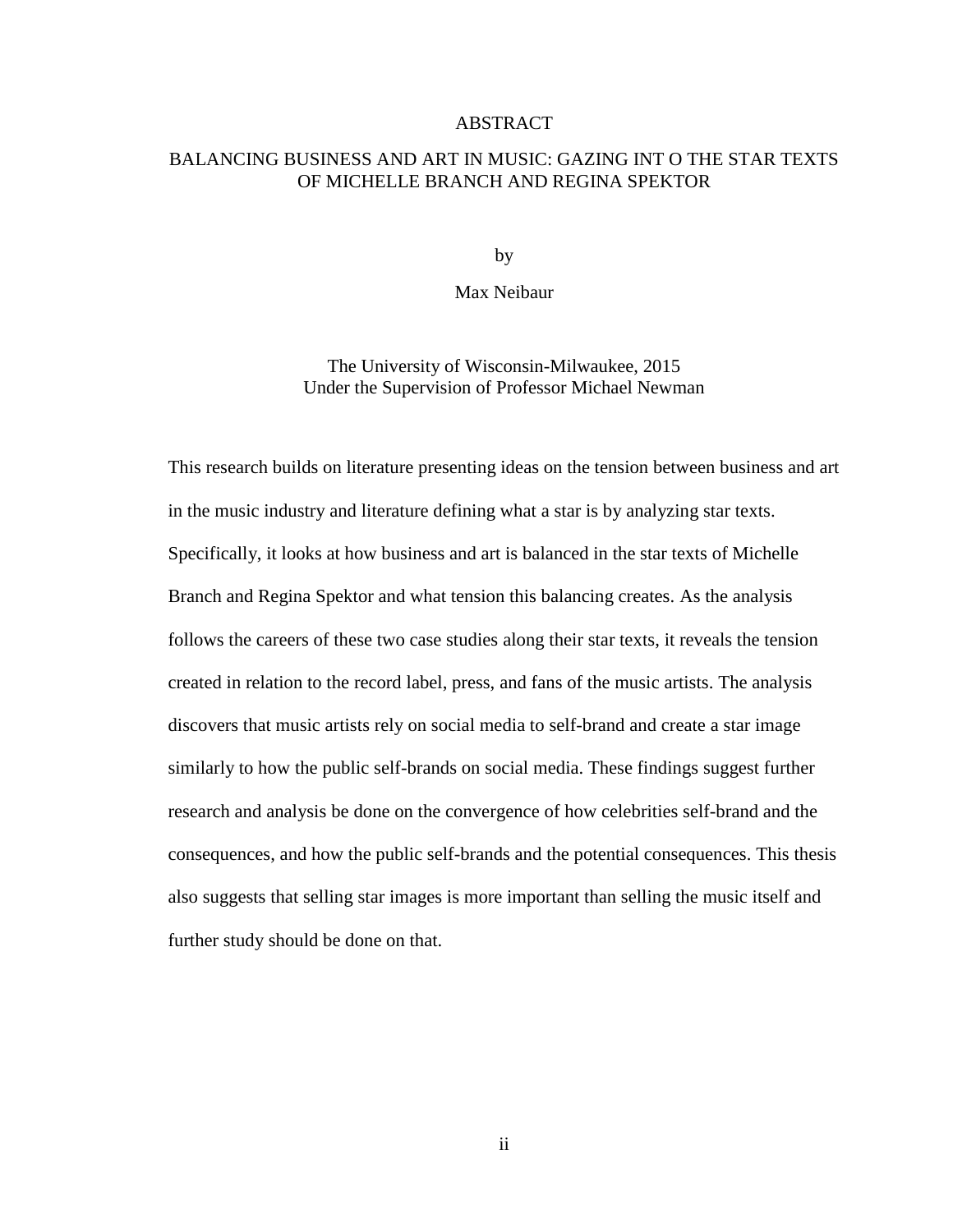# ABSTRACT

## BALANCING BUSINESS AND ART IN MUSIC: GAZING INT O THE STAR TEXTS OF MICHELLE BRANCH AND REGINA SPEKTOR

by

Max Neibaur

The University of Wisconsin-Milwaukee, 2015
Under the Supervision of Professor Michael Newman

This research builds on literature presenting ideas on the tension between business and art in the music industry and literature defining what a star is by analyzing star texts. Specifically, it looks at how business and art is balanced in the star texts of Michelle Branch and Regina Spektor and what tension this balancing creates. As the analysis follows the careers of these two case studies along their star texts, it reveals the tension created in relation to the record label, press, and fans of the music artists. The analysis discovers that music artists rely on social media to self-brand and create a star image similarly to how the public self-brands on social media. These findings suggest further research and analysis be done on the convergence of how celebrities self-brand and the consequences, and how the public self-brands and the potential consequences. This thesis also suggests that selling star images is more important than selling the music itself and further study should be done on that.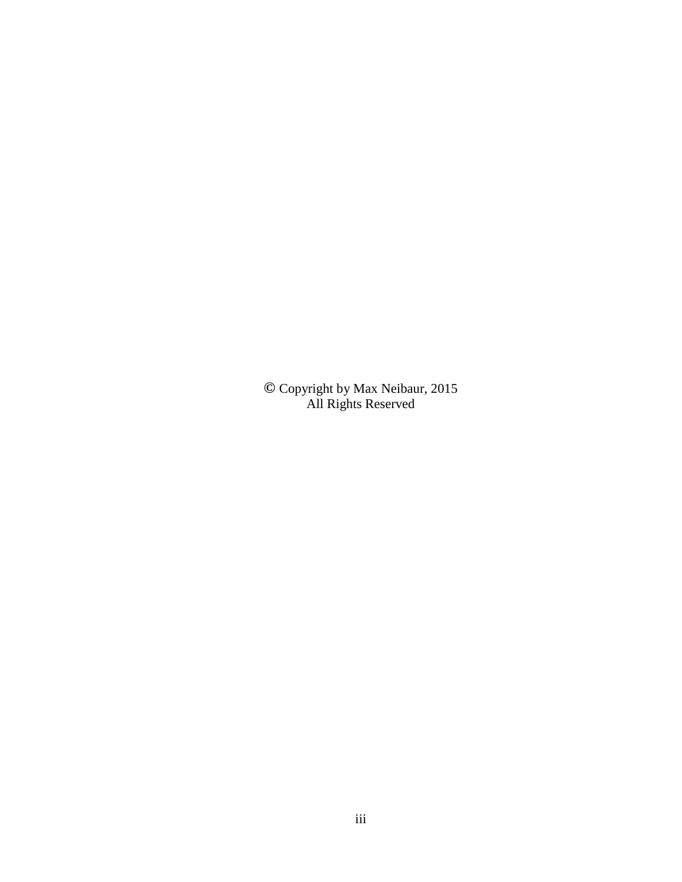© Copyright by Max Neibaur, 2015
All Rights Reserved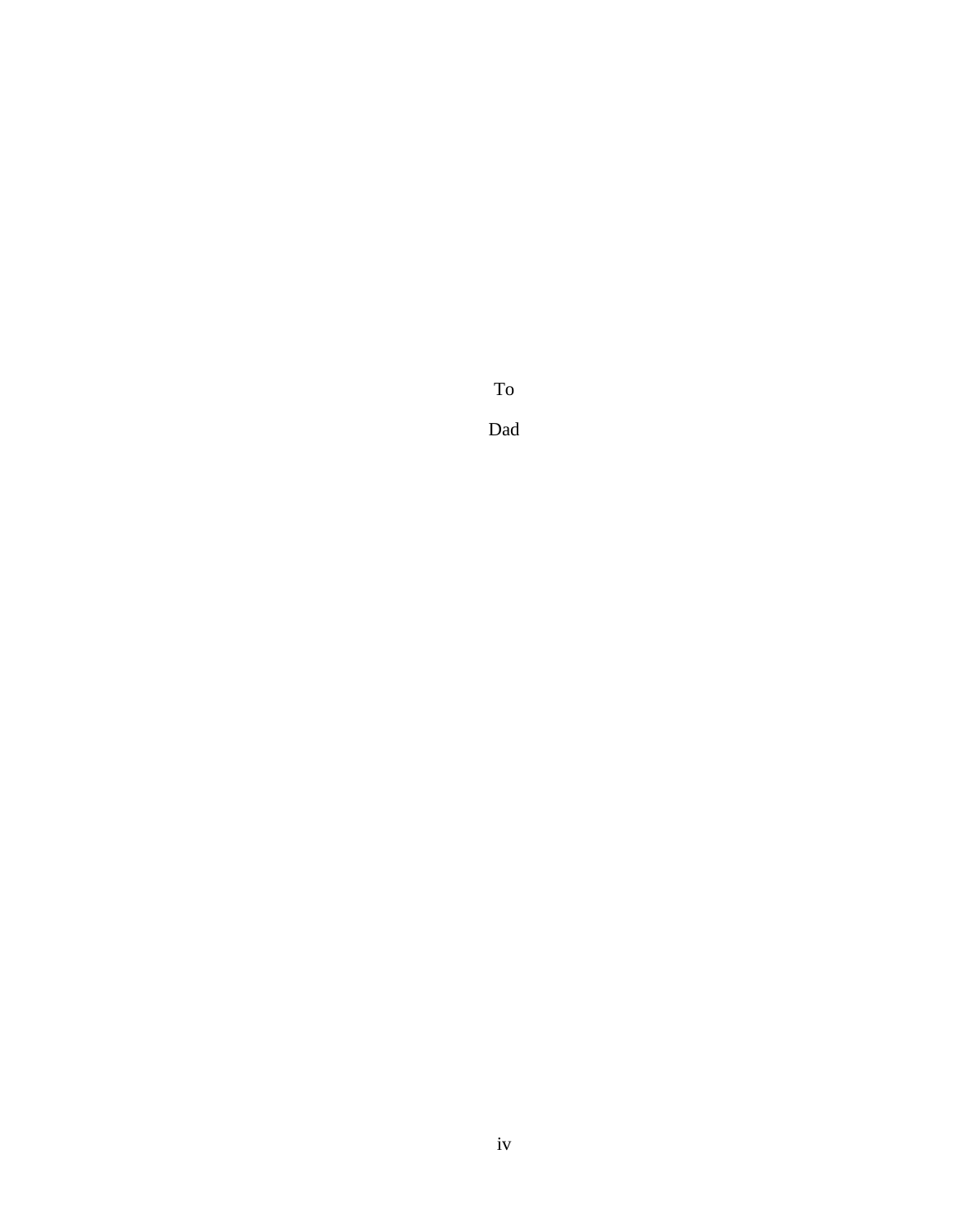To

Dad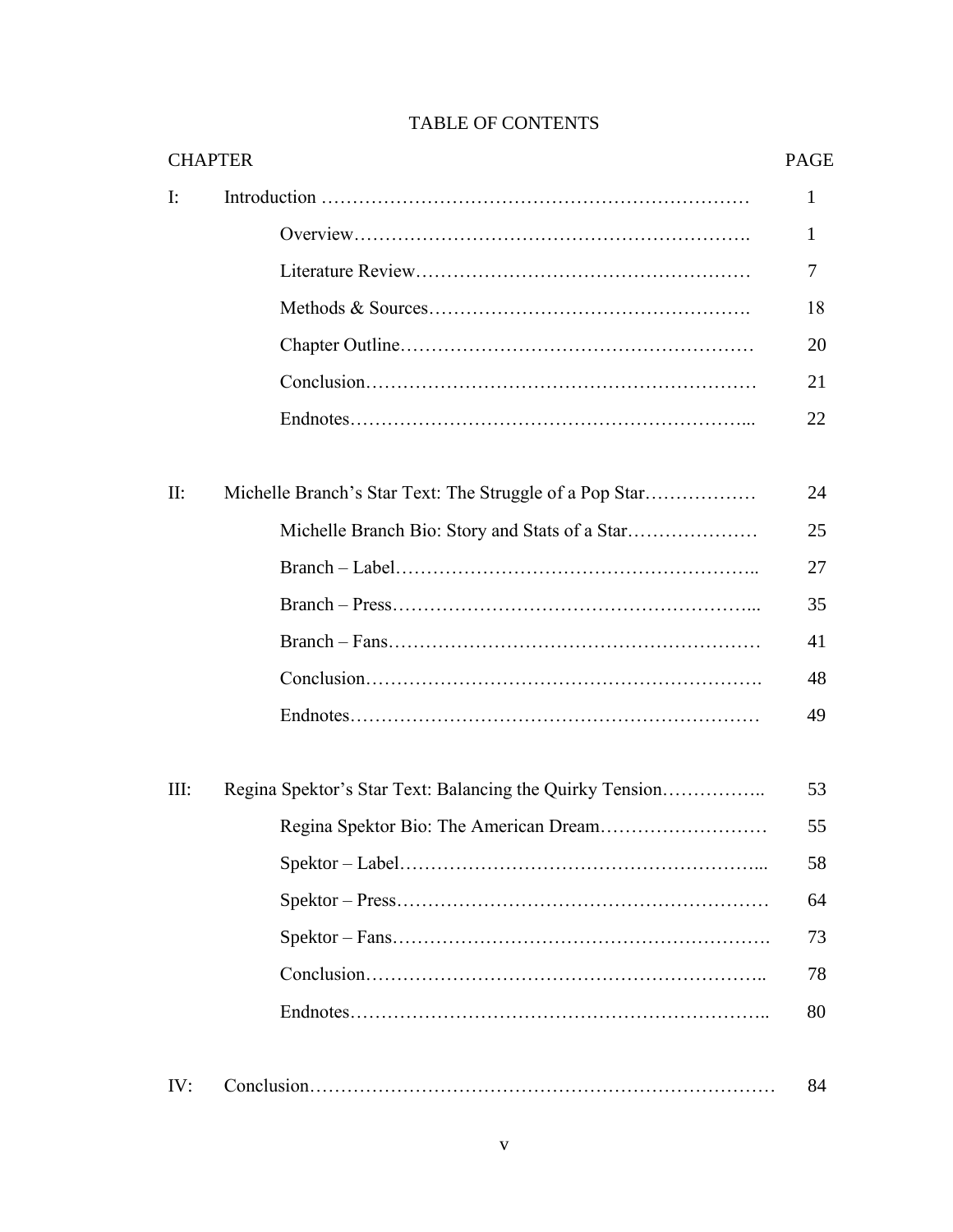# TABLE OF CONTENTS

| CHAPTER | | PAGE |
|---|---|---|
| I: | Introduction | 1 |
| | Overview | 1 |
| | Literature Review | 7 |
| | Methods & Sources | 18 |
| | Chapter Outline | 20 |
| | Conclusion | 21 |
| | Endnotes | 22 |
| II: | Michelle Branch's Star Text: The Struggle of a Pop Star | 24 |
| | Michelle Branch Bio: Story and Stats of a Star | 25 |
| | Branch – Label | 27 |
| | Branch – Press | 35 |
| | Branch – Fans | 41 |
| | Conclusion | 48 |
| | Endnotes | 49 |
| III: | Regina Spektor's Star Text: Balancing the Quirky Tension | 53 |
| | Regina Spektor Bio: The American Dream | 55 |
| | Spektor – Label | 58 |
| | Spektor – Press | 64 |
| | Spektor – Fans | 73 |
| | Conclusion | 78 |
| | Endnotes | 80 |
| IV: | Conclusion | 84 |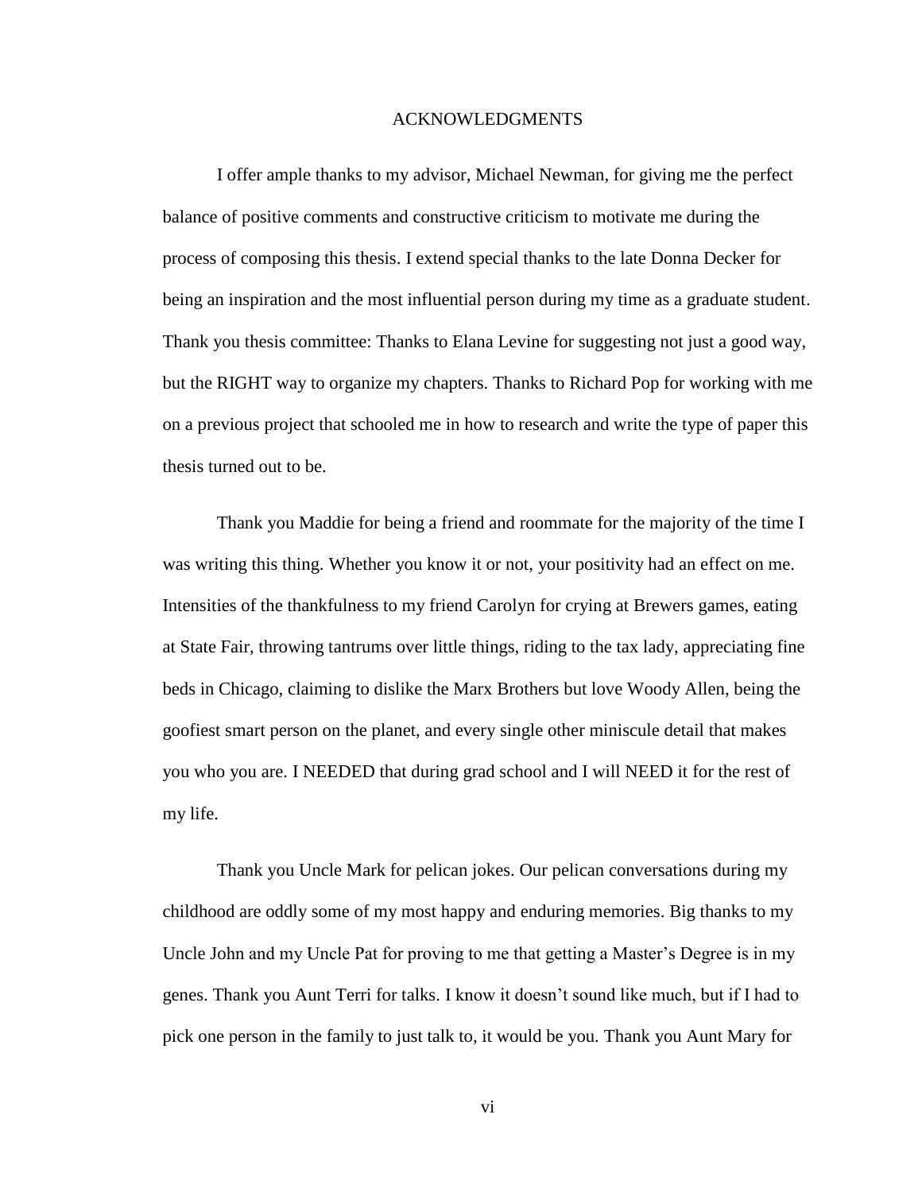# ACKNOWLEDGMENTS

I offer ample thanks to my advisor, Michael Newman, for giving me the perfect balance of positive comments and constructive criticism to motivate me during the process of composing this thesis. I extend special thanks to the late Donna Decker for being an inspiration and the most influential person during my time as a graduate student. Thank you thesis committee: Thanks to Elana Levine for suggesting not just a good way, but the RIGHT way to organize my chapters. Thanks to Richard Pop for working with me on a previous project that schooled me in how to research and write the type of paper this thesis turned out to be.

Thank you Maddie for being a friend and roommate for the majority of the time I was writing this thing. Whether you know it or not, your positivity had an effect on me. Intensities of the thankfulness to my friend Carolyn for crying at Brewers games, eating at State Fair, throwing tantrums over little things, riding to the tax lady, appreciating fine beds in Chicago, claiming to dislike the Marx Brothers but love Woody Allen, being the goofiest smart person on the planet, and every single other miniscule detail that makes you who you are. I NEEDED that during grad school and I will NEED it for the rest of my life.

Thank you Uncle Mark for pelican jokes. Our pelican conversations during my childhood are oddly some of my most happy and enduring memories. Big thanks to my Uncle John and my Uncle Pat for proving to me that getting a Master's Degree is in my genes. Thank you Aunt Terri for talks. I know it doesn't sound like much, but if I had to pick one person in the family to just talk to, it would be you. Thank you Aunt Mary for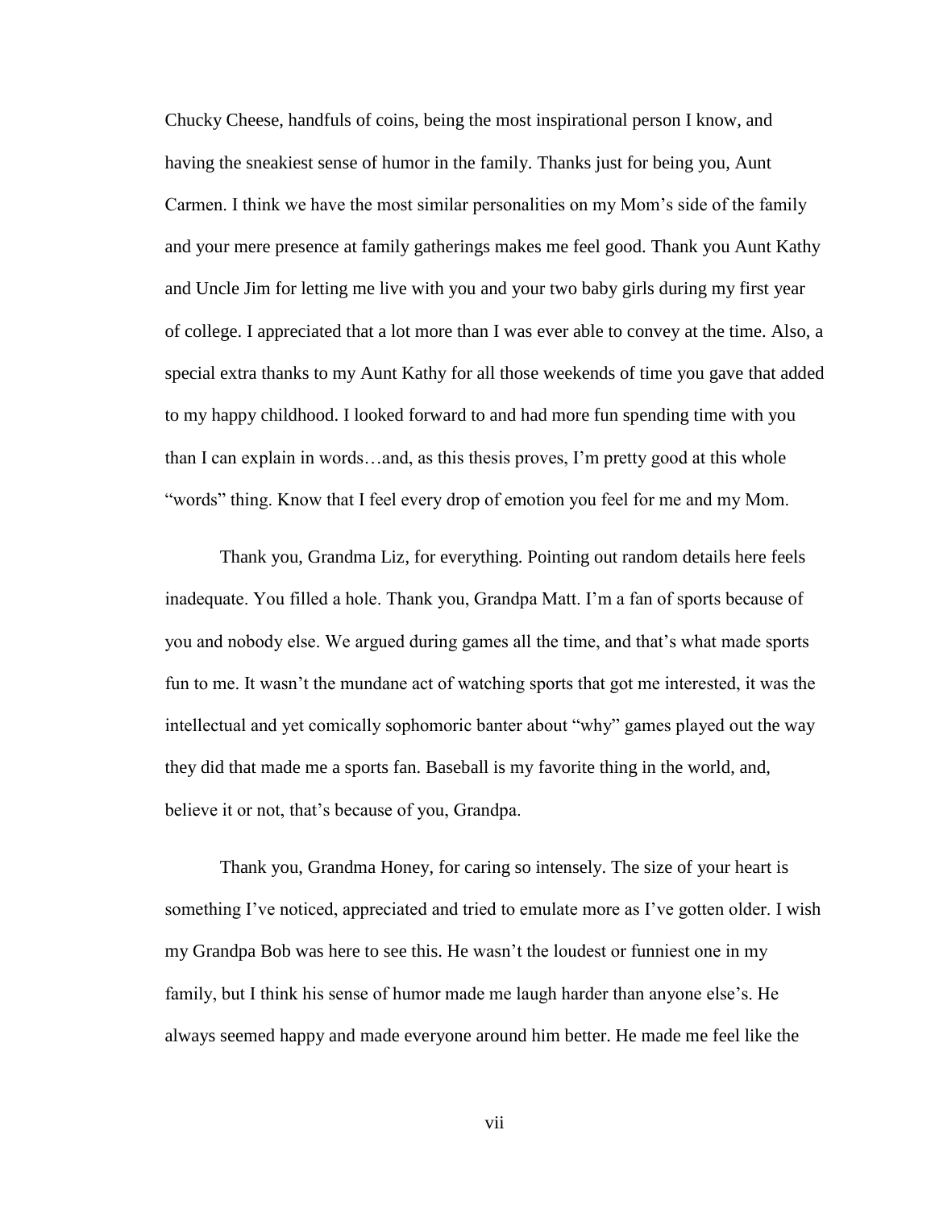Chucky Cheese, handfuls of coins, being the most inspirational person I know, and having the sneakiest sense of humor in the family. Thanks just for being you, Aunt Carmen. I think we have the most similar personalities on my Mom's side of the family and your mere presence at family gatherings makes me feel good. Thank you Aunt Kathy and Uncle Jim for letting me live with you and your two baby girls during my first year of college. I appreciated that a lot more than I was ever able to convey at the time. Also, a special extra thanks to my Aunt Kathy for all those weekends of time you gave that added to my happy childhood. I looked forward to and had more fun spending time with you than I can explain in words…and, as this thesis proves, I'm pretty good at this whole "words" thing. Know that I feel every drop of emotion you feel for me and my Mom.

Thank you, Grandma Liz, for everything. Pointing out random details here feels inadequate. You filled a hole. Thank you, Grandpa Matt. I'm a fan of sports because of you and nobody else. We argued during games all the time, and that's what made sports fun to me. It wasn't the mundane act of watching sports that got me interested, it was the intellectual and yet comically sophomoric banter about "why" games played out the way they did that made me a sports fan. Baseball is my favorite thing in the world, and, believe it or not, that's because of you, Grandpa.

Thank you, Grandma Honey, for caring so intensely. The size of your heart is something I've noticed, appreciated and tried to emulate more as I've gotten older. I wish my Grandpa Bob was here to see this. He wasn't the loudest or funniest one in my family, but I think his sense of humor made me laugh harder than anyone else's. He always seemed happy and made everyone around him better. He made me feel like the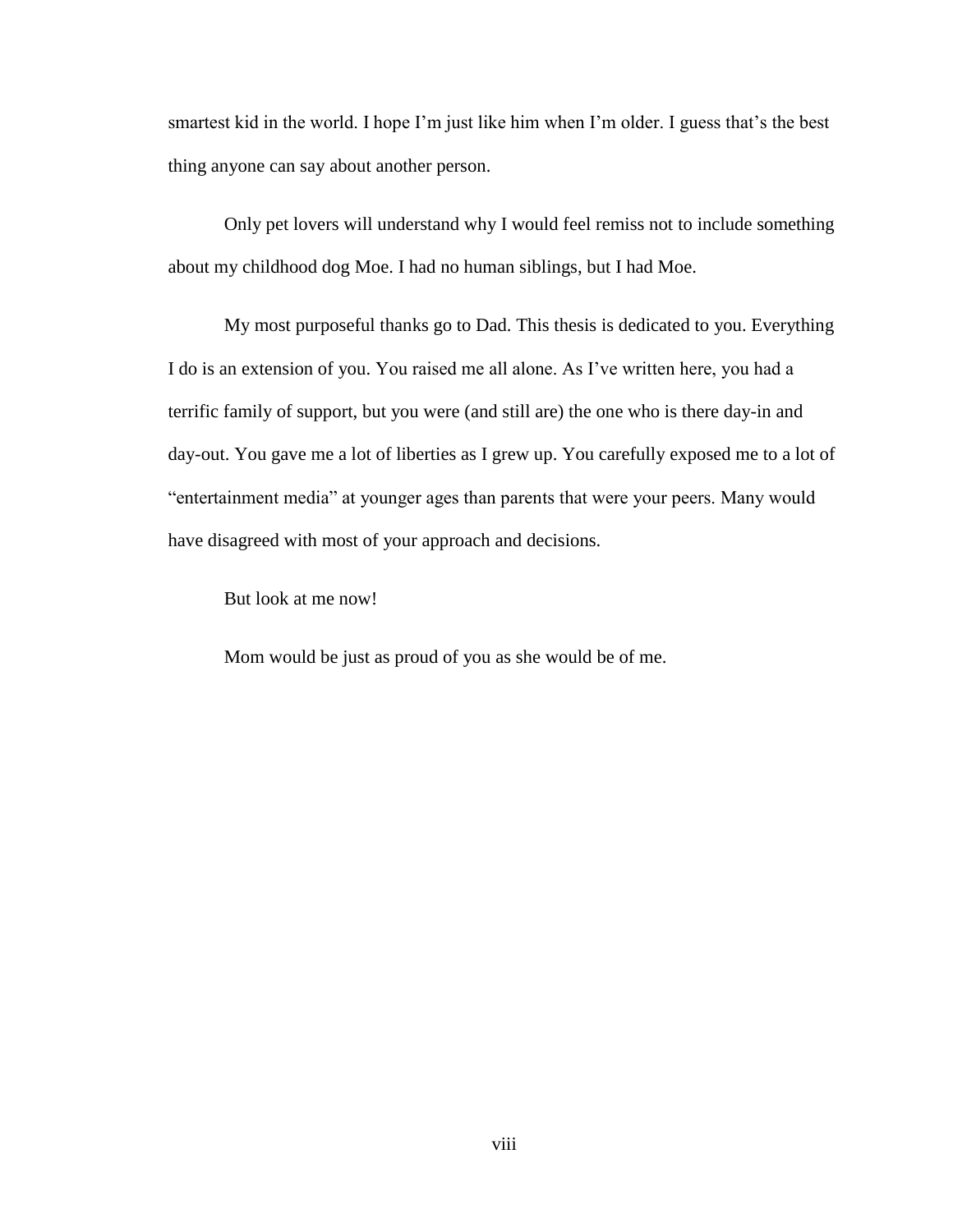smartest kid in the world. I hope I'm just like him when I'm older. I guess that's the best thing anyone can say about another person.

Only pet lovers will understand why I would feel remiss not to include something about my childhood dog Moe. I had no human siblings, but I had Moe.

My most purposeful thanks go to Dad. This thesis is dedicated to you. Everything I do is an extension of you. You raised me all alone. As I've written here, you had a terrific family of support, but you were (and still are) the one who is there day-in and day-out. You gave me a lot of liberties as I grew up. You carefully exposed me to a lot of "entertainment media" at younger ages than parents that were your peers. Many would have disagreed with most of your approach and decisions.

But look at me now!

Mom would be just as proud of you as she would be of me.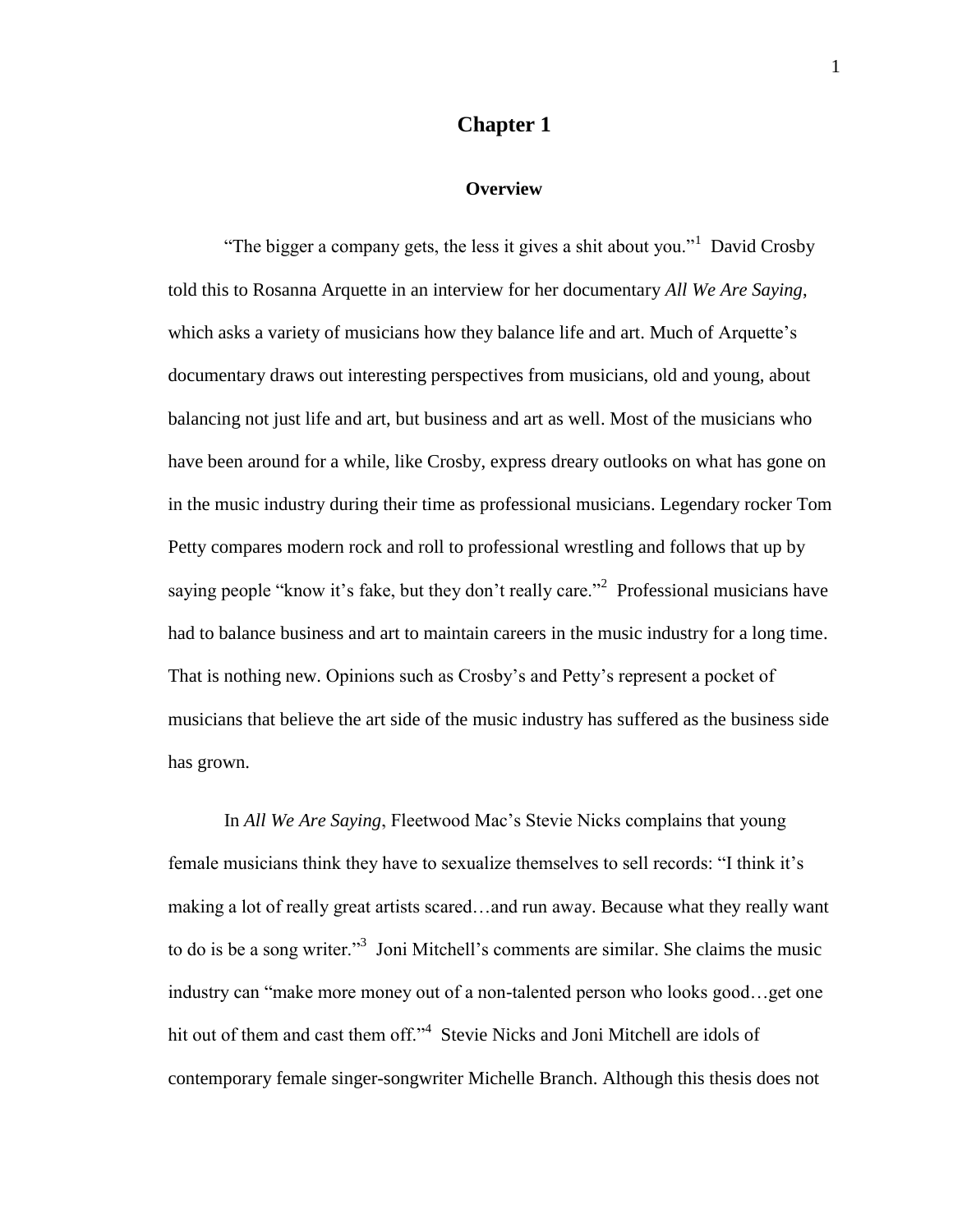# Chapter 1

## Overview

"The bigger a company gets, the less it gives a shit about you."[1] David Crosby told this to Rosanna Arquette in an interview for her documentary *All We Are Saying*, which asks a variety of musicians how they balance life and art. Much of Arquette's documentary draws out interesting perspectives from musicians, old and young, about balancing not just life and art, but business and art as well. Most of the musicians who have been around for a while, like Crosby, express dreary outlooks on what has gone on in the music industry during their time as professional musicians. Legendary rocker Tom Petty compares modern rock and roll to professional wrestling and follows that up by saying people "know it's fake, but they don't really care."[2] Professional musicians have had to balance business and art to maintain careers in the music industry for a long time. That is nothing new. Opinions such as Crosby's and Petty's represent a pocket of musicians that believe the art side of the music industry has suffered as the business side has grown.

In *All We Are Saying*, Fleetwood Mac's Stevie Nicks complains that young female musicians think they have to sexualize themselves to sell records: "I think it's making a lot of really great artists scared…and run away. Because what they really want to do is be a song writer."[3] Joni Mitchell's comments are similar. She claims the music industry can "make more money out of a non-talented person who looks good…get one hit out of them and cast them off."[4] Stevie Nicks and Joni Mitchell are idols of contemporary female singer-songwriter Michelle Branch. Although this thesis does not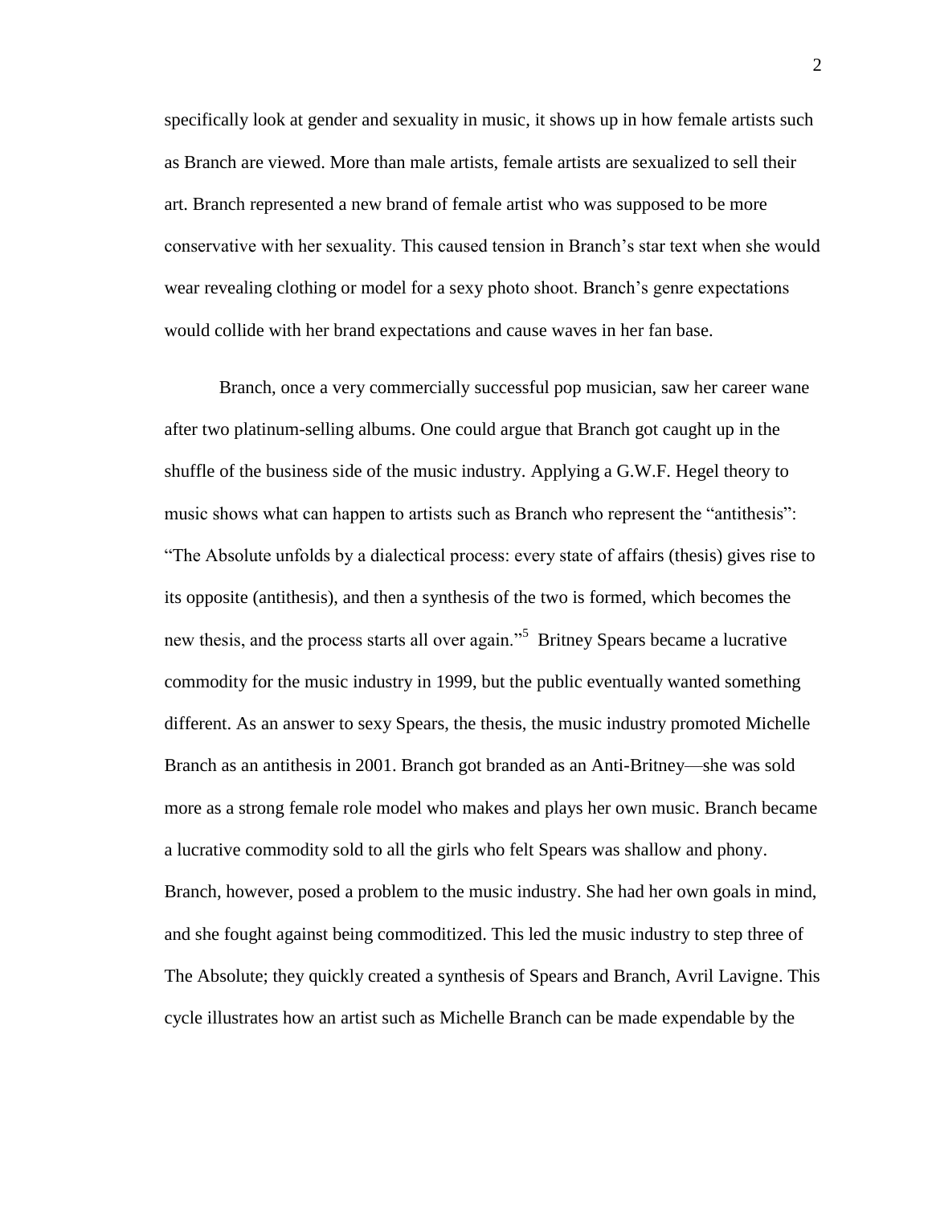specifically look at gender and sexuality in music, it shows up in how female artists such as Branch are viewed. More than male artists, female artists are sexualized to sell their art. Branch represented a new brand of female artist who was supposed to be more conservative with her sexuality. This caused tension in Branch's star text when she would wear revealing clothing or model for a sexy photo shoot. Branch's genre expectations would collide with her brand expectations and cause waves in her fan base.

Branch, once a very commercially successful pop musician, saw her career wane after two platinum-selling albums. One could argue that Branch got caught up in the shuffle of the business side of the music industry. Applying a G.W.F. Hegel theory to music shows what can happen to artists such as Branch who represent the "antithesis": "The Absolute unfolds by a dialectical process: every state of affairs (thesis) gives rise to its opposite (antithesis), and then a synthesis of the two is formed, which becomes the new thesis, and the process starts all over again."[5] Britney Spears became a lucrative commodity for the music industry in 1999, but the public eventually wanted something different. As an answer to sexy Spears, the thesis, the music industry promoted Michelle Branch as an antithesis in 2001. Branch got branded as an Anti-Britney—she was sold more as a strong female role model who makes and plays her own music. Branch became a lucrative commodity sold to all the girls who felt Spears was shallow and phony. Branch, however, posed a problem to the music industry. She had her own goals in mind, and she fought against being commoditized. This led the music industry to step three of The Absolute; they quickly created a synthesis of Spears and Branch, Avril Lavigne. This cycle illustrates how an artist such as Michelle Branch can be made expendable by the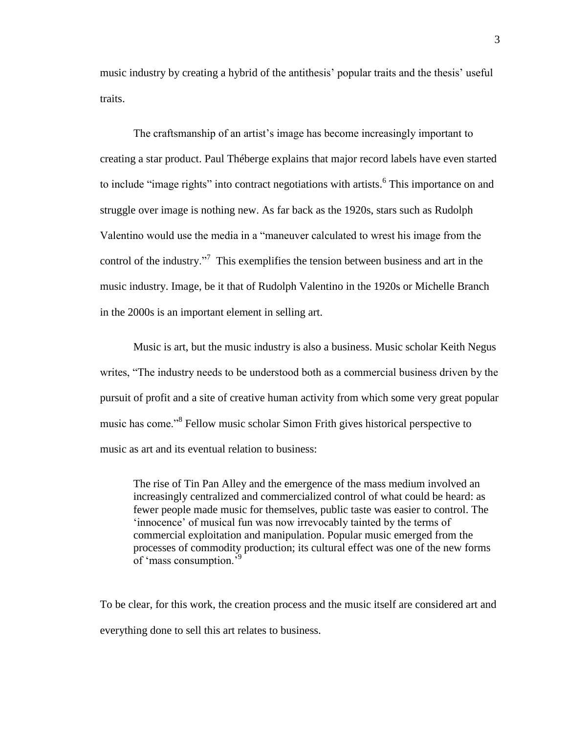music industry by creating a hybrid of the antithesis' popular traits and the thesis' useful traits.

The craftsmanship of an artist's image has become increasingly important to creating a star product. Paul Théberge explains that major record labels have even started to include "image rights" into contract negotiations with artists.[6] This importance on and struggle over image is nothing new. As far back as the 1920s, stars such as Rudolph Valentino would use the media in a "maneuver calculated to wrest his image from the control of the industry."[7] This exemplifies the tension between business and art in the music industry. Image, be it that of Rudolph Valentino in the 1920s or Michelle Branch in the 2000s is an important element in selling art.

Music is art, but the music industry is also a business. Music scholar Keith Negus writes, "The industry needs to be understood both as a commercial business driven by the pursuit of profit and a site of creative human activity from which some very great popular music has come."[8] Fellow music scholar Simon Frith gives historical perspective to music as art and its eventual relation to business:

> The rise of Tin Pan Alley and the emergence of the mass medium involved an increasingly centralized and commercialized control of what could be heard: as fewer people made music for themselves, public taste was easier to control. The 'innocence' of musical fun was now irrevocably tainted by the terms of commercial exploitation and manipulation. Popular music emerged from the processes of commodity production; its cultural effect was one of the new forms of 'mass consumption.'[9]

To be clear, for this work, the creation process and the music itself are considered art and everything done to sell this art relates to business.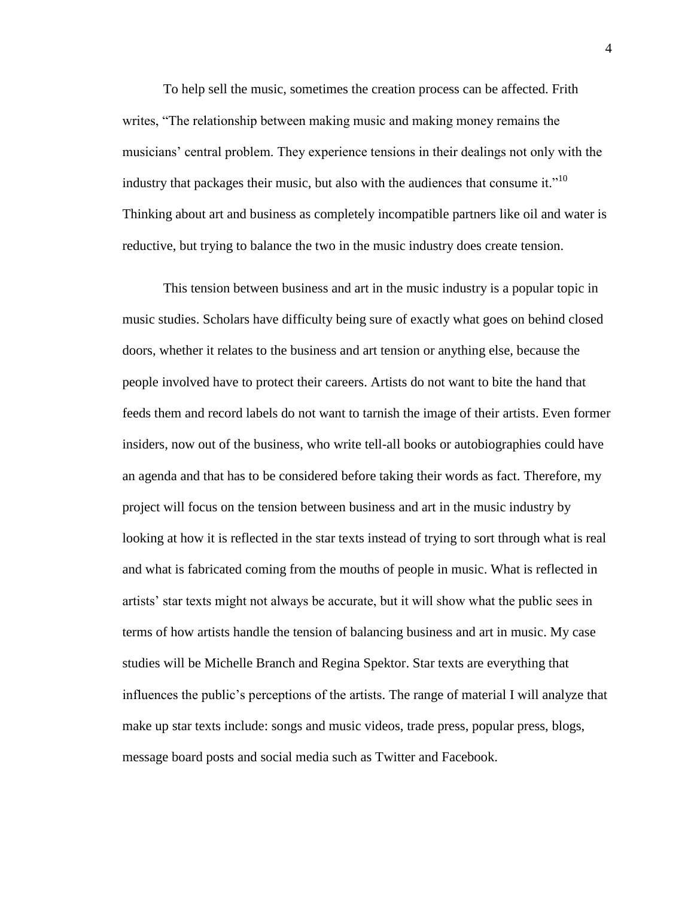To help sell the music, sometimes the creation process can be affected. Frith writes, "The relationship between making music and making money remains the musicians' central problem. They experience tensions in their dealings not only with the industry that packages their music, but also with the audiences that consume it."[10] Thinking about art and business as completely incompatible partners like oil and water is reductive, but trying to balance the two in the music industry does create tension.

This tension between business and art in the music industry is a popular topic in music studies. Scholars have difficulty being sure of exactly what goes on behind closed doors, whether it relates to the business and art tension or anything else, because the people involved have to protect their careers. Artists do not want to bite the hand that feeds them and record labels do not want to tarnish the image of their artists. Even former insiders, now out of the business, who write tell-all books or autobiographies could have an agenda and that has to be considered before taking their words as fact. Therefore, my project will focus on the tension between business and art in the music industry by looking at how it is reflected in the star texts instead of trying to sort through what is real and what is fabricated coming from the mouths of people in music. What is reflected in artists' star texts might not always be accurate, but it will show what the public sees in terms of how artists handle the tension of balancing business and art in music. My case studies will be Michelle Branch and Regina Spektor. Star texts are everything that influences the public's perceptions of the artists. The range of material I will analyze that make up star texts include: songs and music videos, trade press, popular press, blogs, message board posts and social media such as Twitter and Facebook.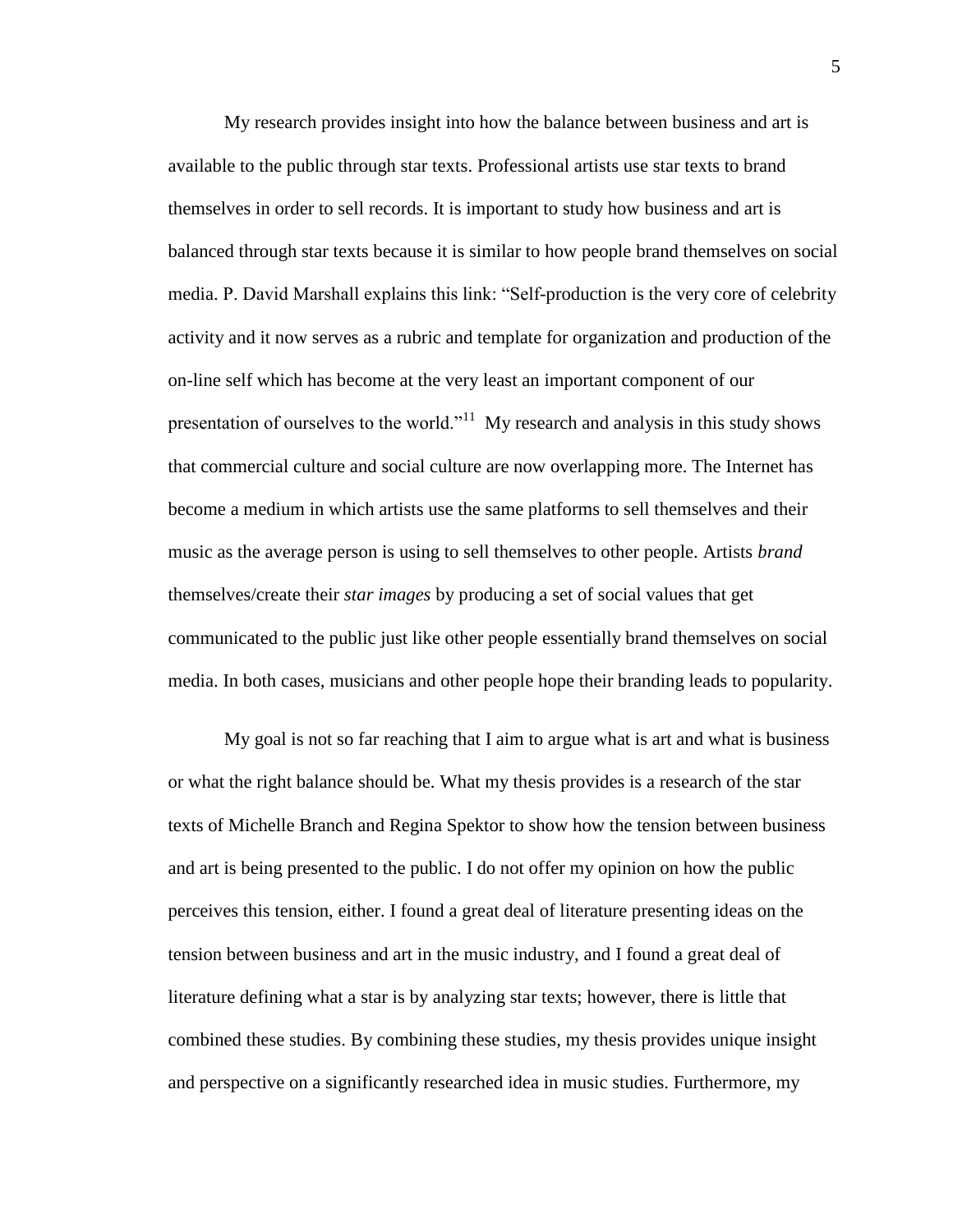My research provides insight into how the balance between business and art is available to the public through star texts. Professional artists use star texts to brand themselves in order to sell records. It is important to study how business and art is balanced through star texts because it is similar to how people brand themselves on social media. P. David Marshall explains this link: "Self-production is the very core of celebrity activity and it now serves as a rubric and template for organization and production of the on-line self which has become at the very least an important component of our presentation of ourselves to the world."[11] My research and analysis in this study shows that commercial culture and social culture are now overlapping more. The Internet has become a medium in which artists use the same platforms to sell themselves and their music as the average person is using to sell themselves to other people. Artists *brand* themselves/create their *star images* by producing a set of social values that get communicated to the public just like other people essentially brand themselves on social media. In both cases, musicians and other people hope their branding leads to popularity.

My goal is not so far reaching that I aim to argue what is art and what is business or what the right balance should be. What my thesis provides is a research of the star texts of Michelle Branch and Regina Spektor to show how the tension between business and art is being presented to the public. I do not offer my opinion on how the public perceives this tension, either. I found a great deal of literature presenting ideas on the tension between business and art in the music industry, and I found a great deal of literature defining what a star is by analyzing star texts; however, there is little that combined these studies. By combining these studies, my thesis provides unique insight and perspective on a significantly researched idea in music studies. Furthermore, my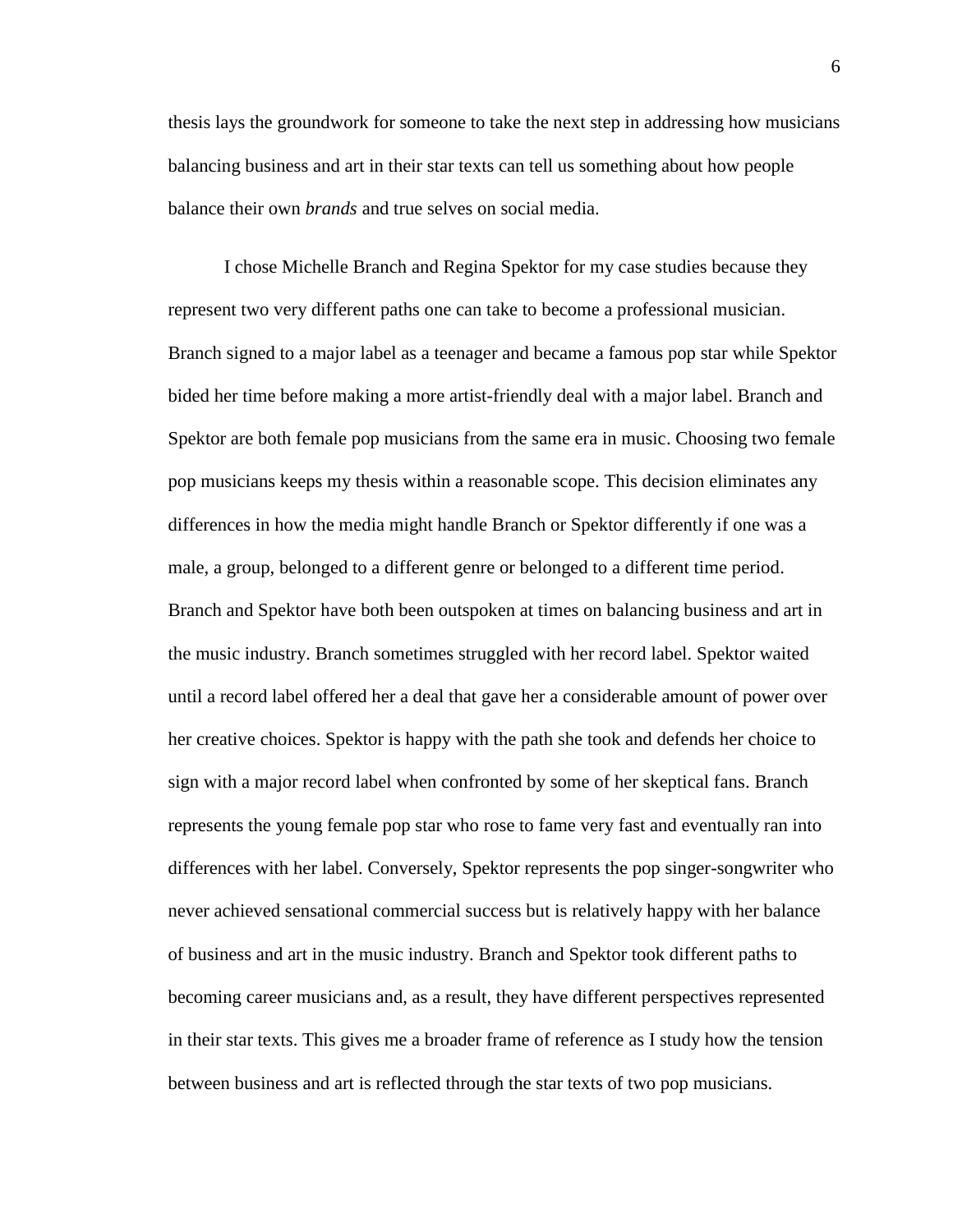thesis lays the groundwork for someone to take the next step in addressing how musicians balancing business and art in their star texts can tell us something about how people balance their own *brands* and true selves on social media.

I chose Michelle Branch and Regina Spektor for my case studies because they represent two very different paths one can take to become a professional musician. Branch signed to a major label as a teenager and became a famous pop star while Spektor bided her time before making a more artist-friendly deal with a major label. Branch and Spektor are both female pop musicians from the same era in music. Choosing two female pop musicians keeps my thesis within a reasonable scope. This decision eliminates any differences in how the media might handle Branch or Spektor differently if one was a male, a group, belonged to a different genre or belonged to a different time period. Branch and Spektor have both been outspoken at times on balancing business and art in the music industry. Branch sometimes struggled with her record label. Spektor waited until a record label offered her a deal that gave her a considerable amount of power over her creative choices. Spektor is happy with the path she took and defends her choice to sign with a major record label when confronted by some of her skeptical fans. Branch represents the young female pop star who rose to fame very fast and eventually ran into differences with her label. Conversely, Spektor represents the pop singer-songwriter who never achieved sensational commercial success but is relatively happy with her balance of business and art in the music industry. Branch and Spektor took different paths to becoming career musicians and, as a result, they have different perspectives represented in their star texts. This gives me a broader frame of reference as I study how the tension between business and art is reflected through the star texts of two pop musicians.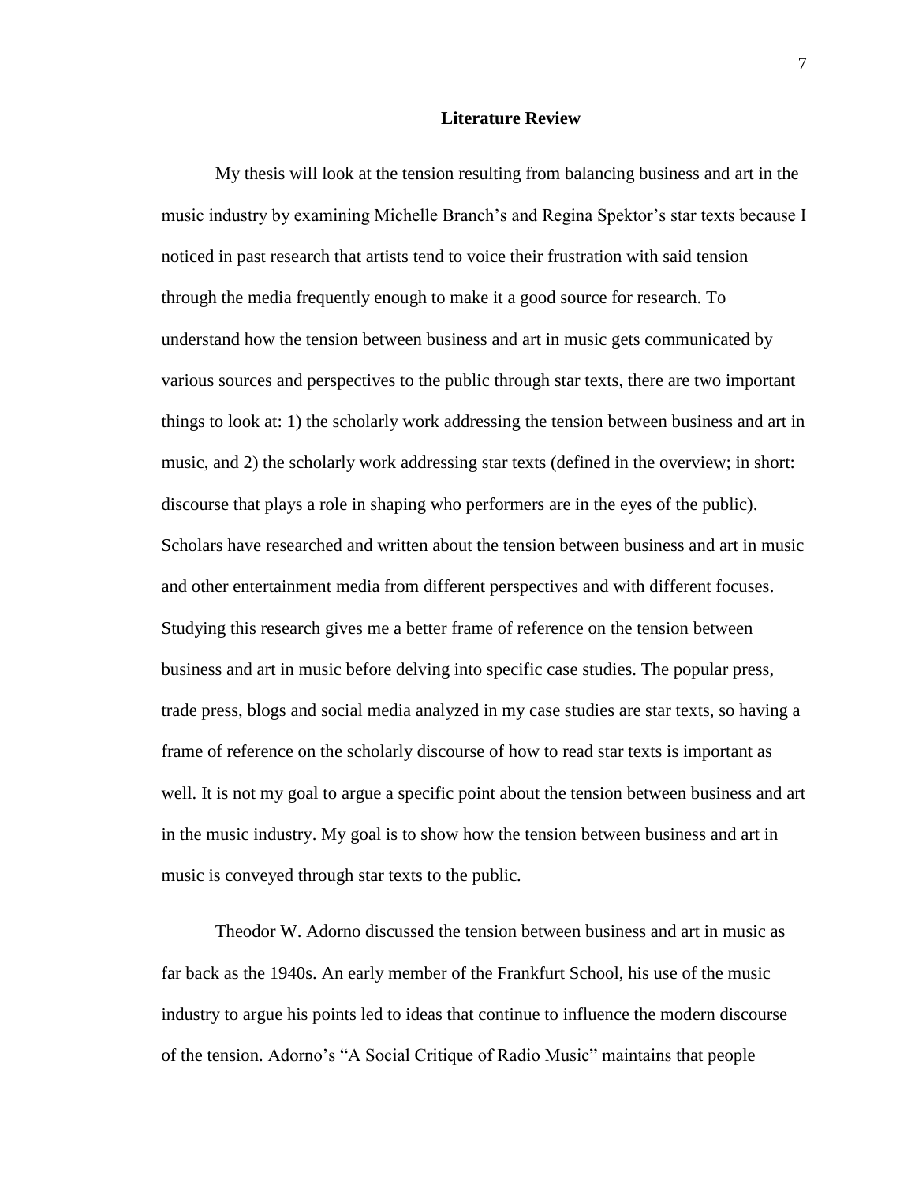## Literature Review

My thesis will look at the tension resulting from balancing business and art in the music industry by examining Michelle Branch's and Regina Spektor's star texts because I noticed in past research that artists tend to voice their frustration with said tension through the media frequently enough to make it a good source for research. To understand how the tension between business and art in music gets communicated by various sources and perspectives to the public through star texts, there are two important things to look at: 1) the scholarly work addressing the tension between business and art in music, and 2) the scholarly work addressing star texts (defined in the overview; in short: discourse that plays a role in shaping who performers are in the eyes of the public). Scholars have researched and written about the tension between business and art in music and other entertainment media from different perspectives and with different focuses. Studying this research gives me a better frame of reference on the tension between business and art in music before delving into specific case studies. The popular press, trade press, blogs and social media analyzed in my case studies are star texts, so having a frame of reference on the scholarly discourse of how to read star texts is important as well. It is not my goal to argue a specific point about the tension between business and art in the music industry. My goal is to show how the tension between business and art in music is conveyed through star texts to the public.

Theodor W. Adorno discussed the tension between business and art in music as far back as the 1940s. An early member of the Frankfurt School, his use of the music industry to argue his points led to ideas that continue to influence the modern discourse of the tension. Adorno's "A Social Critique of Radio Music" maintains that people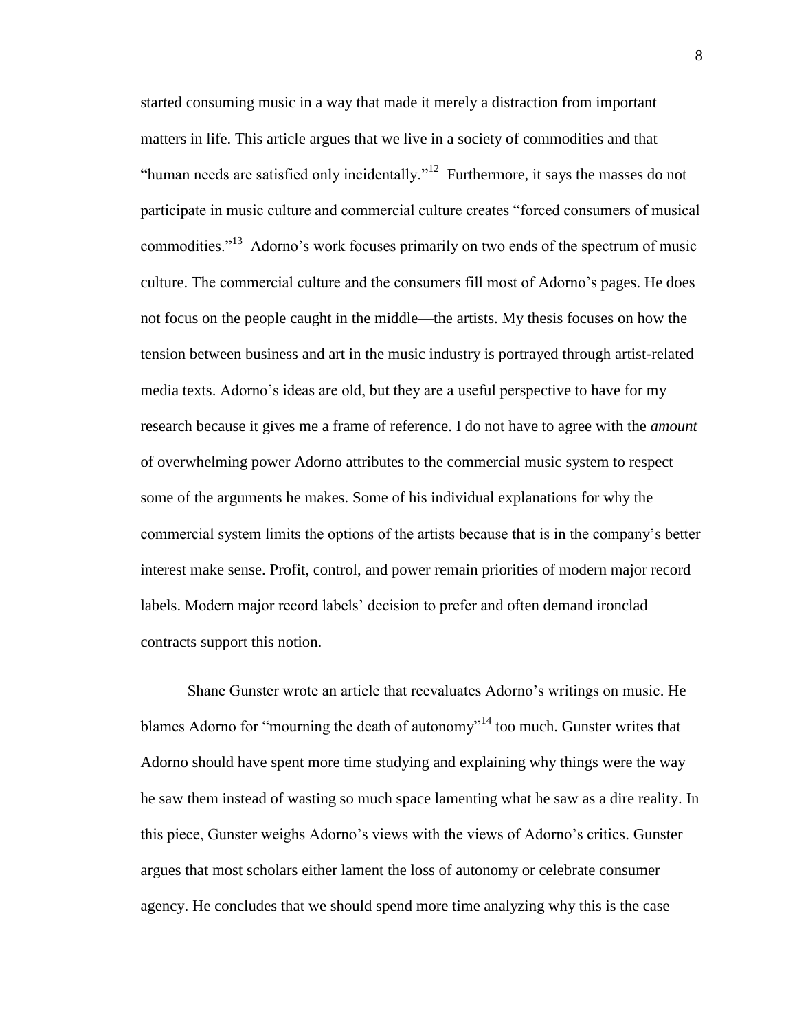started consuming music in a way that made it merely a distraction from important matters in life. This article argues that we live in a society of commodities and that "human needs are satisfied only incidentally."[12] Furthermore, it says the masses do not participate in music culture and commercial culture creates "forced consumers of musical commodities."[13] Adorno's work focuses primarily on two ends of the spectrum of music culture. The commercial culture and the consumers fill most of Adorno's pages. He does not focus on the people caught in the middle—the artists. My thesis focuses on how the tension between business and art in the music industry is portrayed through artist-related media texts. Adorno's ideas are old, but they are a useful perspective to have for my research because it gives me a frame of reference. I do not have to agree with the *amount* of overwhelming power Adorno attributes to the commercial music system to respect some of the arguments he makes. Some of his individual explanations for why the commercial system limits the options of the artists because that is in the company's better interest make sense. Profit, control, and power remain priorities of modern major record labels. Modern major record labels' decision to prefer and often demand ironclad contracts support this notion.

Shane Gunster wrote an article that reevaluates Adorno's writings on music. He blames Adorno for "mourning the death of autonomy"[14] too much. Gunster writes that Adorno should have spent more time studying and explaining why things were the way he saw them instead of wasting so much space lamenting what he saw as a dire reality. In this piece, Gunster weighs Adorno's views with the views of Adorno's critics. Gunster argues that most scholars either lament the loss of autonomy or celebrate consumer agency. He concludes that we should spend more time analyzing why this is the case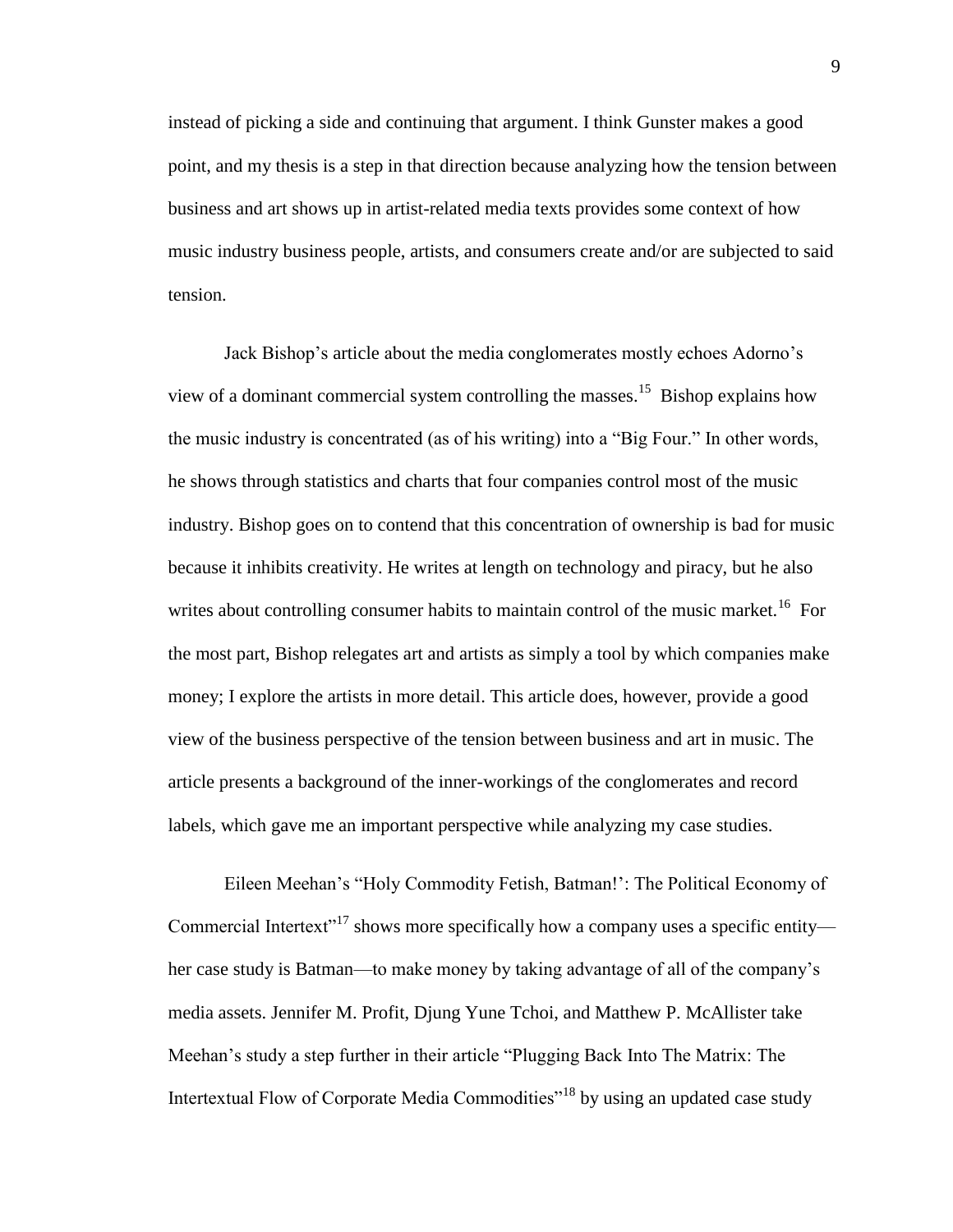instead of picking a side and continuing that argument. I think Gunster makes a good point, and my thesis is a step in that direction because analyzing how the tension between business and art shows up in artist-related media texts provides some context of how music industry business people, artists, and consumers create and/or are subjected to said tension.

Jack Bishop's article about the media conglomerates mostly echoes Adorno's view of a dominant commercial system controlling the masses.[15] Bishop explains how the music industry is concentrated (as of his writing) into a "Big Four." In other words, he shows through statistics and charts that four companies control most of the music industry. Bishop goes on to contend that this concentration of ownership is bad for music because it inhibits creativity. He writes at length on technology and piracy, but he also writes about controlling consumer habits to maintain control of the music market.[16] For the most part, Bishop relegates art and artists as simply a tool by which companies make money; I explore the artists in more detail. This article does, however, provide a good view of the business perspective of the tension between business and art in music. The article presents a background of the inner-workings of the conglomerates and record labels, which gave me an important perspective while analyzing my case studies.

Eileen Meehan's "Holy Commodity Fetish, Batman!': The Political Economy of Commercial Intertext"[17] shows more specifically how a company uses a specific entity—her case study is Batman—to make money by taking advantage of all of the company's media assets. Jennifer M. Profit, Djung Yune Tchoi, and Matthew P. McAllister take Meehan's study a step further in their article "Plugging Back Into The Matrix: The Intertextual Flow of Corporate Media Commodities"[18] by using an updated case study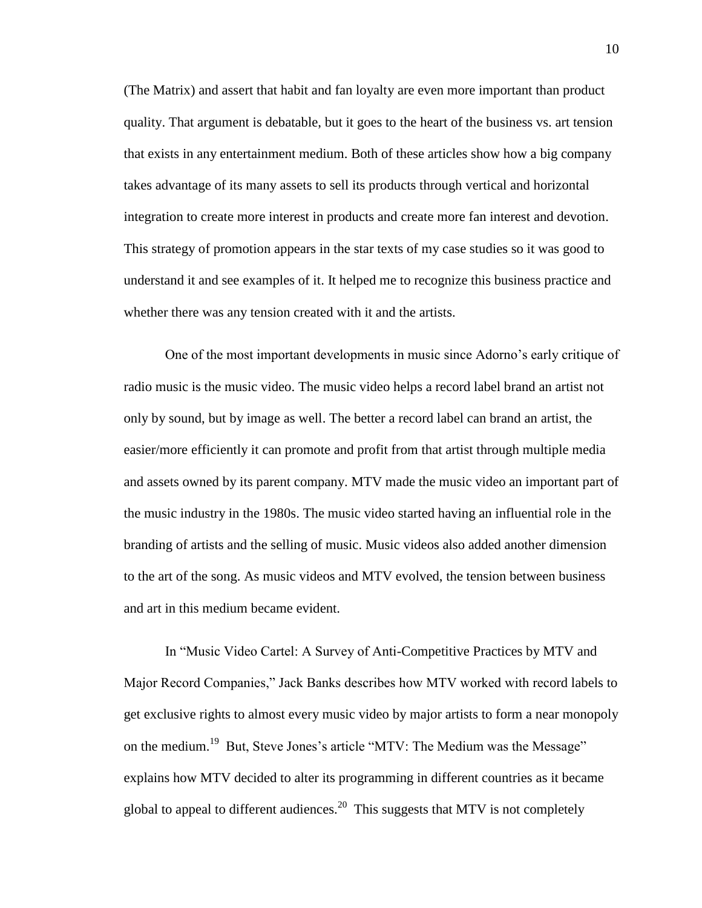(The Matrix) and assert that habit and fan loyalty are even more important than product quality. That argument is debatable, but it goes to the heart of the business vs. art tension that exists in any entertainment medium. Both of these articles show how a big company takes advantage of its many assets to sell its products through vertical and horizontal integration to create more interest in products and create more fan interest and devotion. This strategy of promotion appears in the star texts of my case studies so it was good to understand it and see examples of it. It helped me to recognize this business practice and whether there was any tension created with it and the artists.

One of the most important developments in music since Adorno's early critique of radio music is the music video. The music video helps a record label brand an artist not only by sound, but by image as well. The better a record label can brand an artist, the easier/more efficiently it can promote and profit from that artist through multiple media and assets owned by its parent company. MTV made the music video an important part of the music industry in the 1980s. The music video started having an influential role in the branding of artists and the selling of music. Music videos also added another dimension to the art of the song. As music videos and MTV evolved, the tension between business and art in this medium became evident.

In "Music Video Cartel: A Survey of Anti-Competitive Practices by MTV and Major Record Companies," Jack Banks describes how MTV worked with record labels to get exclusive rights to almost every music video by major artists to form a near monopoly on the medium.[19] But, Steve Jones's article "MTV: The Medium was the Message" explains how MTV decided to alter its programming in different countries as it became global to appeal to different audiences.[20] This suggests that MTV is not completely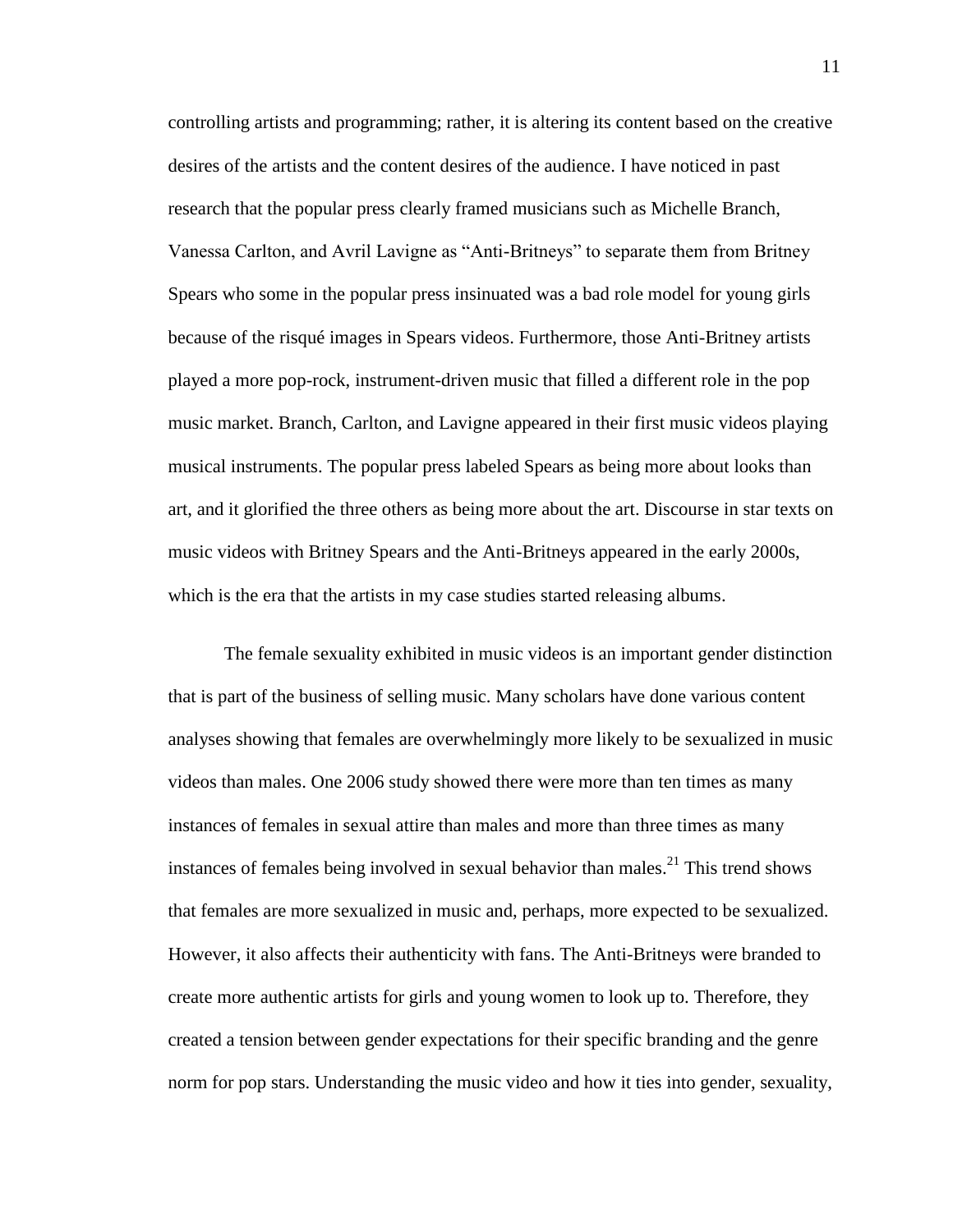controlling artists and programming; rather, it is altering its content based on the creative desires of the artists and the content desires of the audience. I have noticed in past research that the popular press clearly framed musicians such as Michelle Branch, Vanessa Carlton, and Avril Lavigne as "Anti-Britneys" to separate them from Britney Spears who some in the popular press insinuated was a bad role model for young girls because of the risqué images in Spears videos. Furthermore, those Anti-Britney artists played a more pop-rock, instrument-driven music that filled a different role in the pop music market. Branch, Carlton, and Lavigne appeared in their first music videos playing musical instruments. The popular press labeled Spears as being more about looks than art, and it glorified the three others as being more about the art. Discourse in star texts on music videos with Britney Spears and the Anti-Britneys appeared in the early 2000s, which is the era that the artists in my case studies started releasing albums.

The female sexuality exhibited in music videos is an important gender distinction that is part of the business of selling music. Many scholars have done various content analyses showing that females are overwhelmingly more likely to be sexualized in music videos than males. One 2006 study showed there were more than ten times as many instances of females in sexual attire than males and more than three times as many instances of females being involved in sexual behavior than males.[21] This trend shows that females are more sexualized in music and, perhaps, more expected to be sexualized. However, it also affects their authenticity with fans. The Anti-Britneys were branded to create more authentic artists for girls and young women to look up to. Therefore, they created a tension between gender expectations for their specific branding and the genre norm for pop stars. Understanding the music video and how it ties into gender, sexuality,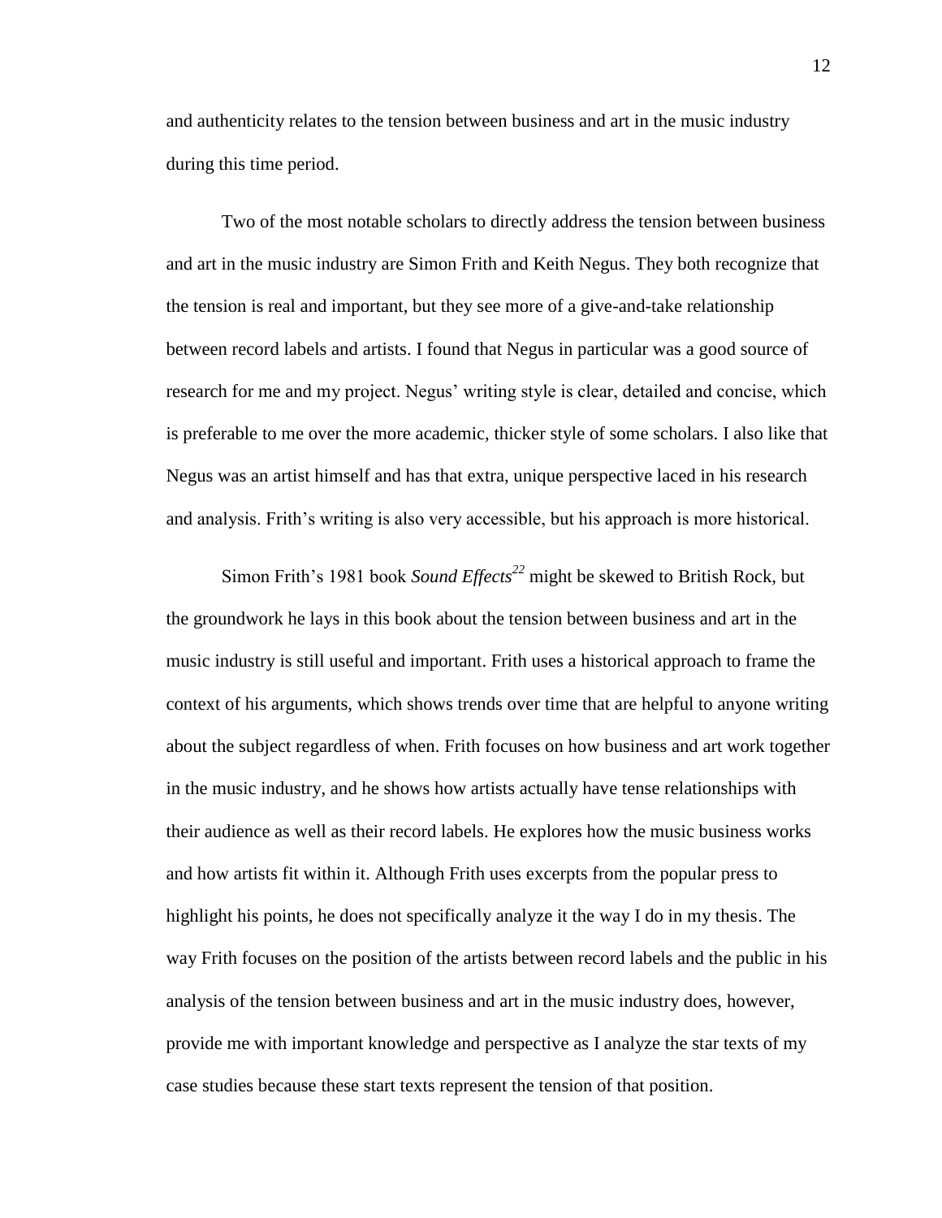and authenticity relates to the tension between business and art in the music industry during this time period.

Two of the most notable scholars to directly address the tension between business and art in the music industry are Simon Frith and Keith Negus. They both recognize that the tension is real and important, but they see more of a give-and-take relationship between record labels and artists. I found that Negus in particular was a good source of research for me and my project. Negus' writing style is clear, detailed and concise, which is preferable to me over the more academic, thicker style of some scholars. I also like that Negus was an artist himself and has that extra, unique perspective laced in his research and analysis. Frith's writing is also very accessible, but his approach is more historical.

Simon Frith's 1981 book *Sound Effects*[22] might be skewed to British Rock, but the groundwork he lays in this book about the tension between business and art in the music industry is still useful and important. Frith uses a historical approach to frame the context of his arguments, which shows trends over time that are helpful to anyone writing about the subject regardless of when. Frith focuses on how business and art work together in the music industry, and he shows how artists actually have tense relationships with their audience as well as their record labels. He explores how the music business works and how artists fit within it. Although Frith uses excerpts from the popular press to highlight his points, he does not specifically analyze it the way I do in my thesis. The way Frith focuses on the position of the artists between record labels and the public in his analysis of the tension between business and art in the music industry does, however, provide me with important knowledge and perspective as I analyze the star texts of my case studies because these start texts represent the tension of that position.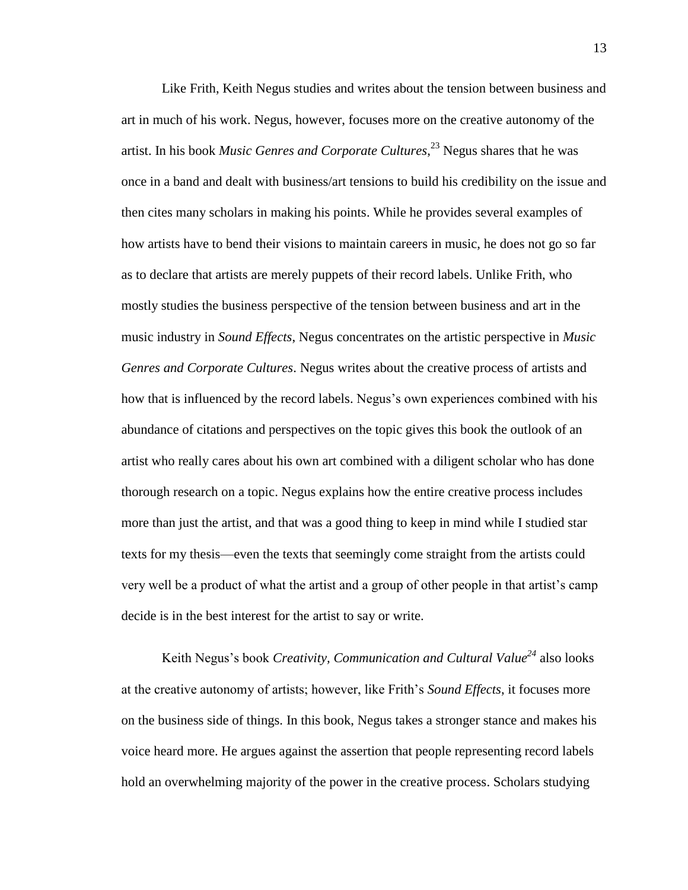Like Frith, Keith Negus studies and writes about the tension between business and art in much of his work. Negus, however, focuses more on the creative autonomy of the artist. In his book *Music Genres and Corporate Cultures*,[23] Negus shares that he was once in a band and dealt with business/art tensions to build his credibility on the issue and then cites many scholars in making his points. While he provides several examples of how artists have to bend their visions to maintain careers in music, he does not go so far as to declare that artists are merely puppets of their record labels. Unlike Frith, who mostly studies the business perspective of the tension between business and art in the music industry in *Sound Effects*, Negus concentrates on the artistic perspective in *Music Genres and Corporate Cultures*. Negus writes about the creative process of artists and how that is influenced by the record labels. Negus's own experiences combined with his abundance of citations and perspectives on the topic gives this book the outlook of an artist who really cares about his own art combined with a diligent scholar who has done thorough research on a topic. Negus explains how the entire creative process includes more than just the artist, and that was a good thing to keep in mind while I studied star texts for my thesis—even the texts that seemingly come straight from the artists could very well be a product of what the artist and a group of other people in that artist's camp decide is in the best interest for the artist to say or write.

Keith Negus's book *Creativity, Communication and Cultural Value*[24] also looks at the creative autonomy of artists; however, like Frith's *Sound Effects*, it focuses more on the business side of things. In this book, Negus takes a stronger stance and makes his voice heard more. He argues against the assertion that people representing record labels hold an overwhelming majority of the power in the creative process. Scholars studying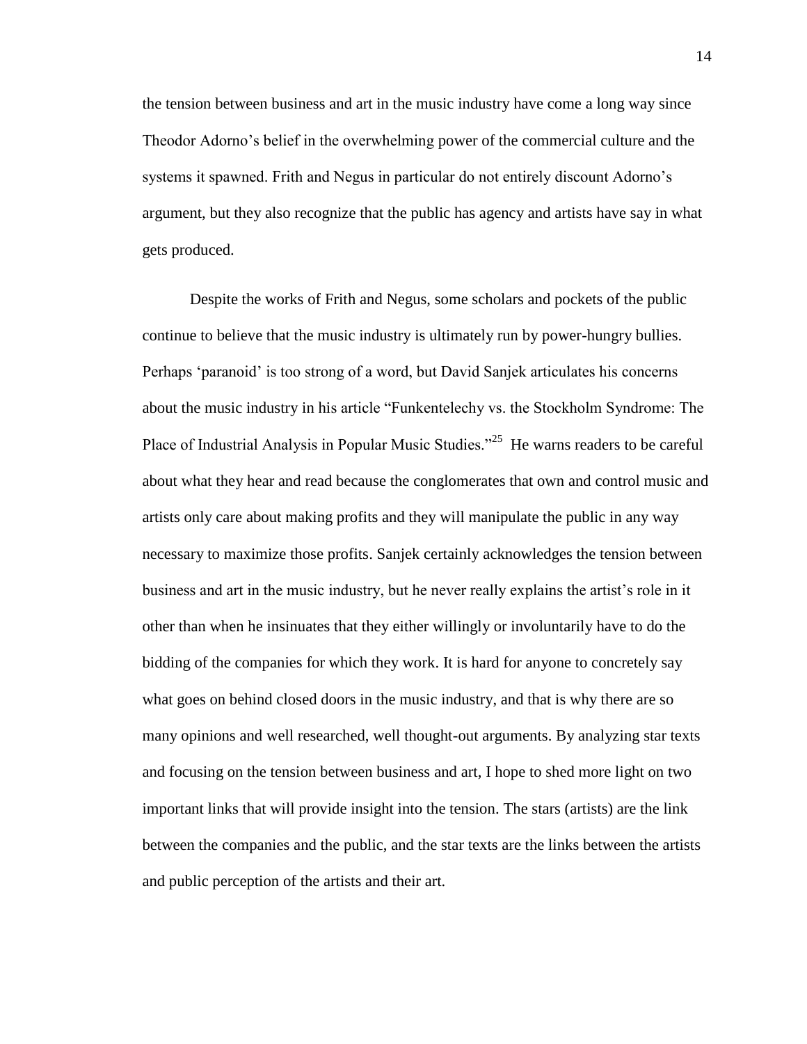the tension between business and art in the music industry have come a long way since Theodor Adorno's belief in the overwhelming power of the commercial culture and the systems it spawned. Frith and Negus in particular do not entirely discount Adorno's argument, but they also recognize that the public has agency and artists have say in what gets produced.

Despite the works of Frith and Negus, some scholars and pockets of the public continue to believe that the music industry is ultimately run by power-hungry bullies. Perhaps 'paranoid' is too strong of a word, but David Sanjek articulates his concerns about the music industry in his article "Funkentelechy vs. the Stockholm Syndrome: The Place of Industrial Analysis in Popular Music Studies."[25] He warns readers to be careful about what they hear and read because the conglomerates that own and control music and artists only care about making profits and they will manipulate the public in any way necessary to maximize those profits. Sanjek certainly acknowledges the tension between business and art in the music industry, but he never really explains the artist's role in it other than when he insinuates that they either willingly or involuntarily have to do the bidding of the companies for which they work. It is hard for anyone to concretely say what goes on behind closed doors in the music industry, and that is why there are so many opinions and well researched, well thought-out arguments. By analyzing star texts and focusing on the tension between business and art, I hope to shed more light on two important links that will provide insight into the tension. The stars (artists) are the link between the companies and the public, and the star texts are the links between the artists and public perception of the artists and their art.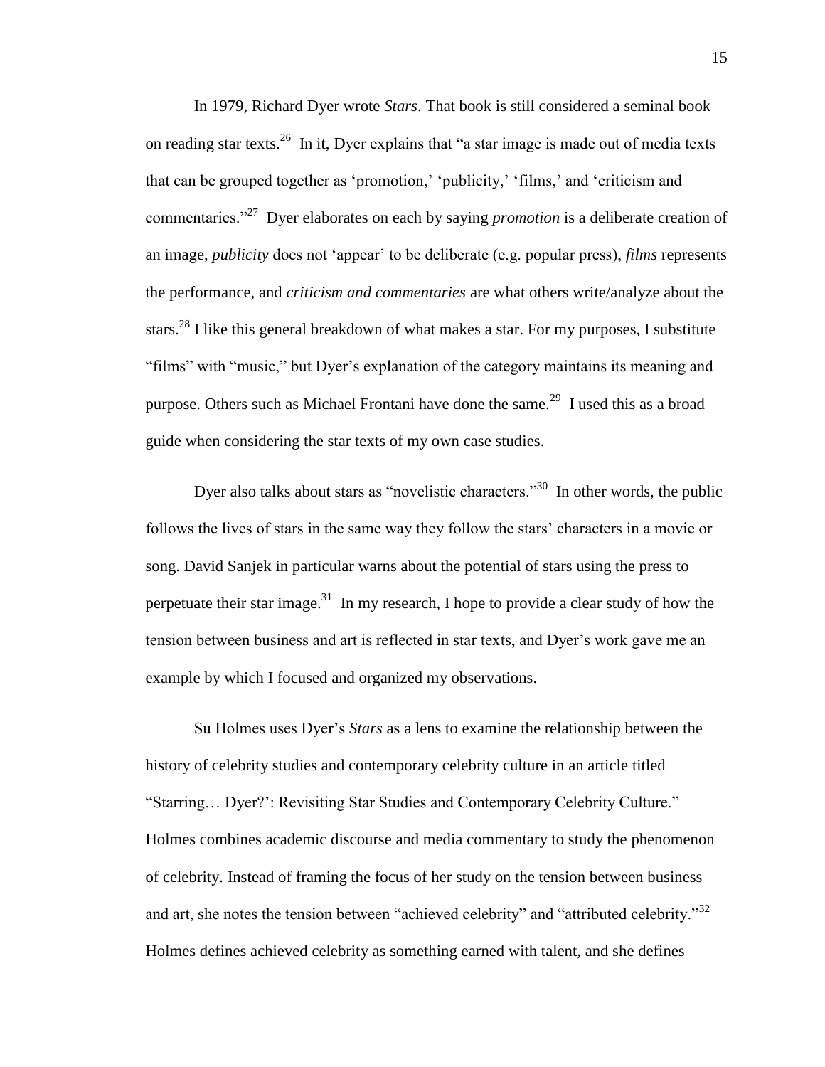In 1979, Richard Dyer wrote *Stars*. That book is still considered a seminal book on reading star texts.[26] In it, Dyer explains that "a star image is made out of media texts that can be grouped together as 'promotion,' 'publicity,' 'films,' and 'criticism and commentaries."[27] Dyer elaborates on each by saying *promotion* is a deliberate creation of an image, *publicity* does not 'appear' to be deliberate (e.g. popular press), *films* represents the performance, and *criticism and commentaries* are what others write/analyze about the stars.[28] I like this general breakdown of what makes a star. For my purposes, I substitute "films" with "music," but Dyer's explanation of the category maintains its meaning and purpose. Others such as Michael Frontani have done the same.[29] I used this as a broad guide when considering the star texts of my own case studies.

Dyer also talks about stars as "novelistic characters."[30] In other words, the public follows the lives of stars in the same way they follow the stars' characters in a movie or song. David Sanjek in particular warns about the potential of stars using the press to perpetuate their star image.[31] In my research, I hope to provide a clear study of how the tension between business and art is reflected in star texts, and Dyer's work gave me an example by which I focused and organized my observations.

Su Holmes uses Dyer's *Stars* as a lens to examine the relationship between the history of celebrity studies and contemporary celebrity culture in an article titled "Starring… Dyer?': Revisiting Star Studies and Contemporary Celebrity Culture." Holmes combines academic discourse and media commentary to study the phenomenon of celebrity. Instead of framing the focus of her study on the tension between business and art, she notes the tension between "achieved celebrity" and "attributed celebrity."[32] Holmes defines achieved celebrity as something earned with talent, and she defines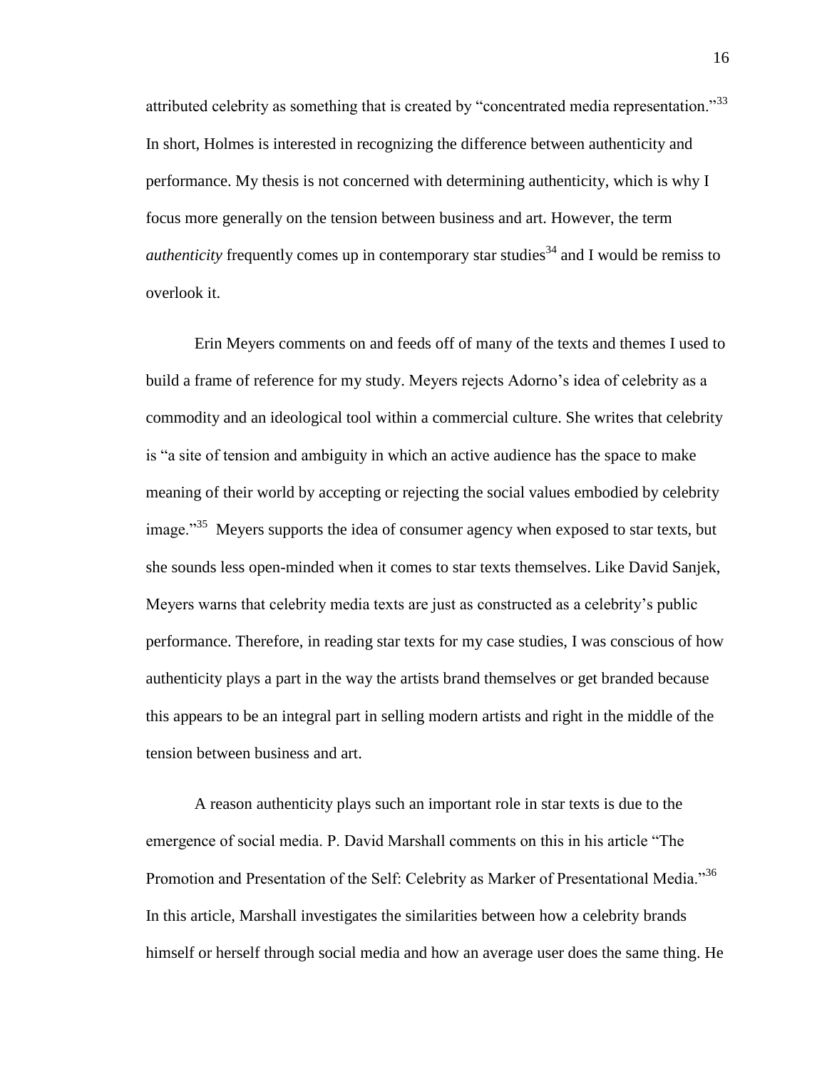attributed celebrity as something that is created by "concentrated media representation."[33] In short, Holmes is interested in recognizing the difference between authenticity and performance. My thesis is not concerned with determining authenticity, which is why I focus more generally on the tension between business and art. However, the term *authenticity* frequently comes up in contemporary star studies[34] and I would be remiss to overlook it.

Erin Meyers comments on and feeds off of many of the texts and themes I used to build a frame of reference for my study. Meyers rejects Adorno's idea of celebrity as a commodity and an ideological tool within a commercial culture. She writes that celebrity is "a site of tension and ambiguity in which an active audience has the space to make meaning of their world by accepting or rejecting the social values embodied by celebrity image."[35] Meyers supports the idea of consumer agency when exposed to star texts, but she sounds less open-minded when it comes to star texts themselves. Like David Sanjek, Meyers warns that celebrity media texts are just as constructed as a celebrity's public performance. Therefore, in reading star texts for my case studies, I was conscious of how authenticity plays a part in the way the artists brand themselves or get branded because this appears to be an integral part in selling modern artists and right in the middle of the tension between business and art.

A reason authenticity plays such an important role in star texts is due to the emergence of social media. P. David Marshall comments on this in his article "The Promotion and Presentation of the Self: Celebrity as Marker of Presentational Media."[36] In this article, Marshall investigates the similarities between how a celebrity brands himself or herself through social media and how an average user does the same thing. He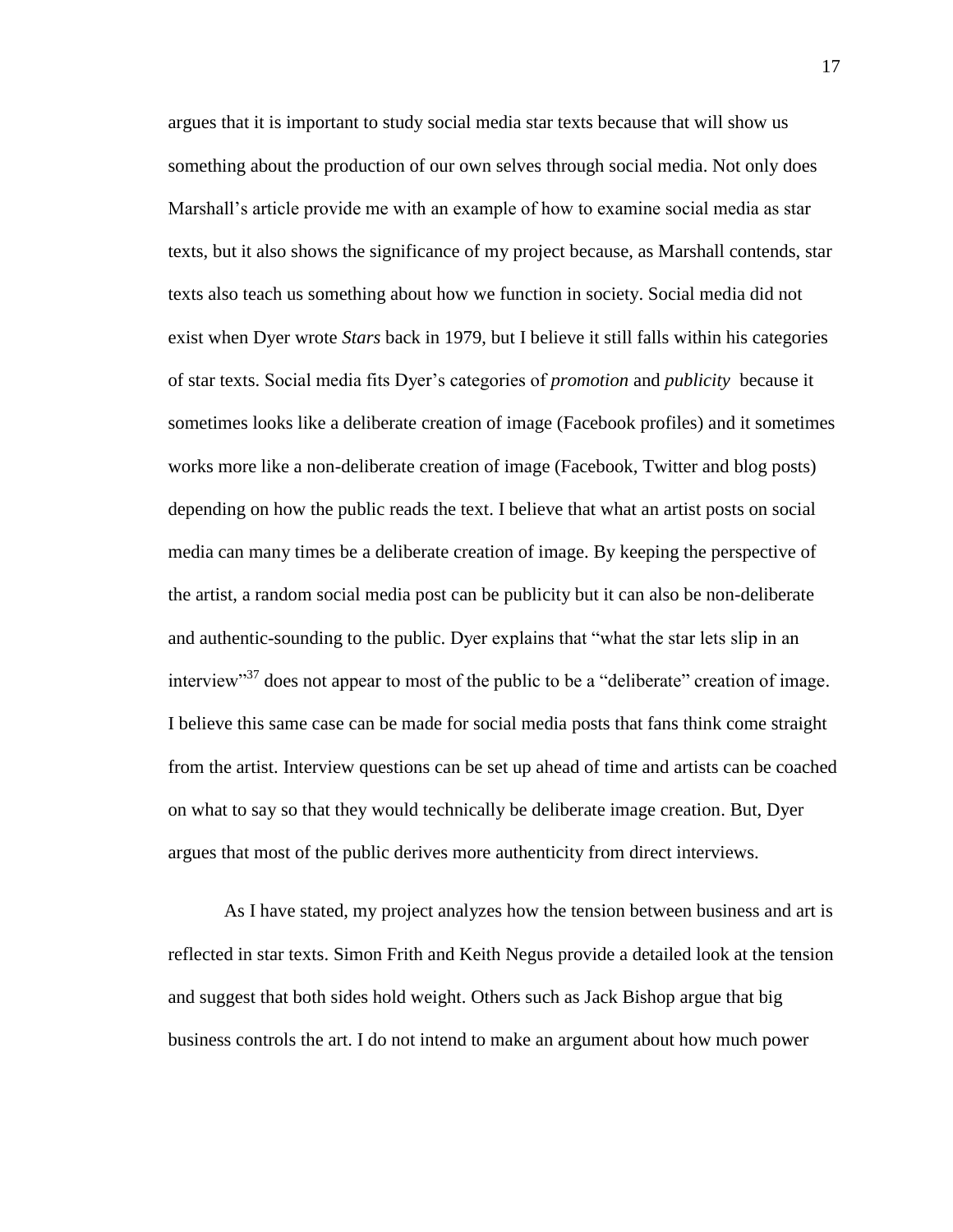argues that it is important to study social media star texts because that will show us something about the production of our own selves through social media. Not only does Marshall's article provide me with an example of how to examine social media as star texts, but it also shows the significance of my project because, as Marshall contends, star texts also teach us something about how we function in society. Social media did not exist when Dyer wrote *Stars* back in 1979, but I believe it still falls within his categories of star texts. Social media fits Dyer's categories of *promotion* and *publicity* because it sometimes looks like a deliberate creation of image (Facebook profiles) and it sometimes works more like a non-deliberate creation of image (Facebook, Twitter and blog posts) depending on how the public reads the text. I believe that what an artist posts on social media can many times be a deliberate creation of image. By keeping the perspective of the artist, a random social media post can be publicity but it can also be non-deliberate and authentic-sounding to the public. Dyer explains that "what the star lets slip in an interview"[37] does not appear to most of the public to be a "deliberate" creation of image. I believe this same case can be made for social media posts that fans think come straight from the artist. Interview questions can be set up ahead of time and artists can be coached on what to say so that they would technically be deliberate image creation. But, Dyer argues that most of the public derives more authenticity from direct interviews.

As I have stated, my project analyzes how the tension between business and art is reflected in star texts. Simon Frith and Keith Negus provide a detailed look at the tension and suggest that both sides hold weight. Others such as Jack Bishop argue that big business controls the art. I do not intend to make an argument about how much power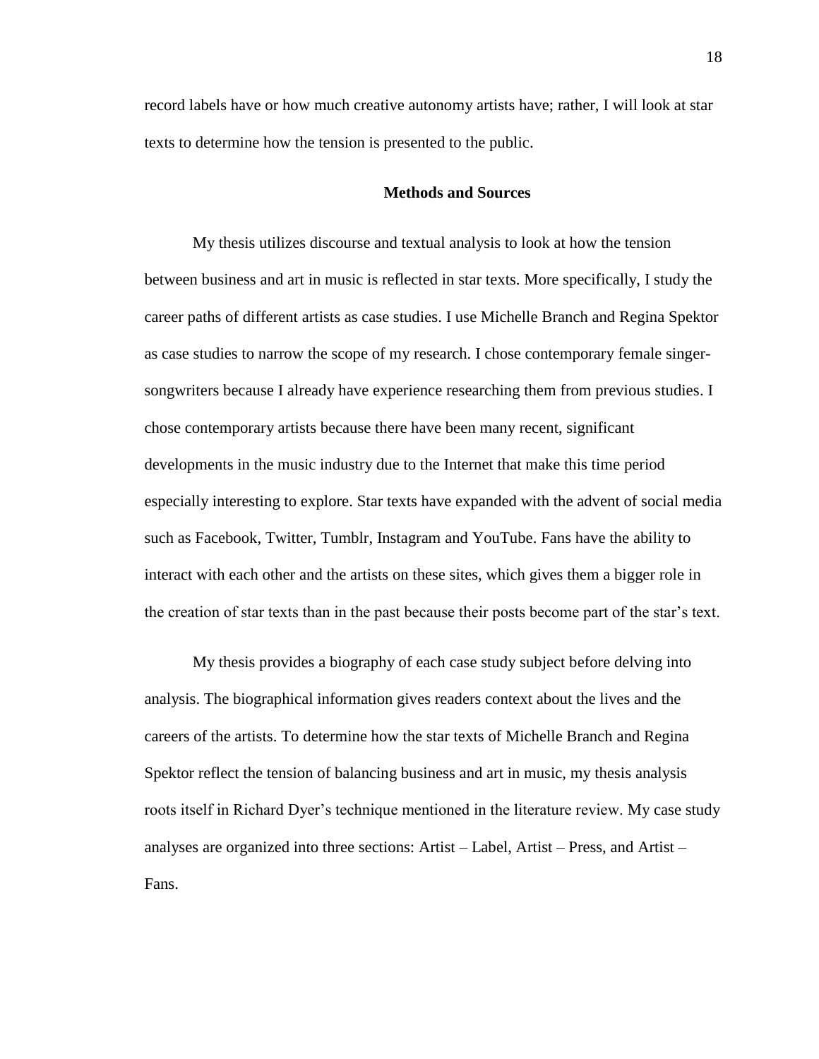record labels have or how much creative autonomy artists have; rather, I will look at star texts to determine how the tension is presented to the public.

## Methods and Sources

My thesis utilizes discourse and textual analysis to look at how the tension between business and art in music is reflected in star texts. More specifically, I study the career paths of different artists as case studies. I use Michelle Branch and Regina Spektor as case studies to narrow the scope of my research. I chose contemporary female singer-songwriters because I already have experience researching them from previous studies. I chose contemporary artists because there have been many recent, significant developments in the music industry due to the Internet that make this time period especially interesting to explore. Star texts have expanded with the advent of social media such as Facebook, Twitter, Tumblr, Instagram and YouTube. Fans have the ability to interact with each other and the artists on these sites, which gives them a bigger role in the creation of star texts than in the past because their posts become part of the star's text.

My thesis provides a biography of each case study subject before delving into analysis. The biographical information gives readers context about the lives and the careers of the artists. To determine how the star texts of Michelle Branch and Regina Spektor reflect the tension of balancing business and art in music, my thesis analysis roots itself in Richard Dyer's technique mentioned in the literature review. My case study analyses are organized into three sections: Artist – Label, Artist – Press, and Artist – Fans.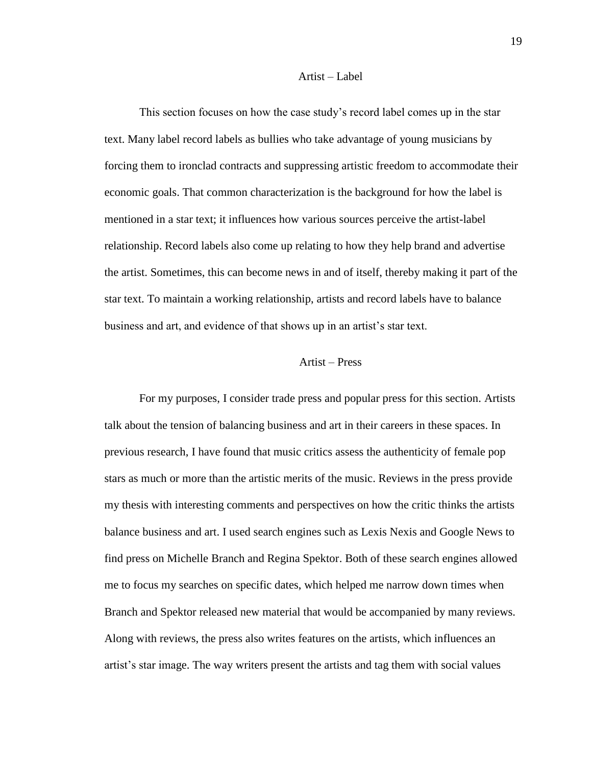## Artist – Label

This section focuses on how the case study's record label comes up in the star text. Many label record labels as bullies who take advantage of young musicians by forcing them to ironclad contracts and suppressing artistic freedom to accommodate their economic goals. That common characterization is the background for how the label is mentioned in a star text; it influences how various sources perceive the artist-label relationship. Record labels also come up relating to how they help brand and advertise the artist. Sometimes, this can become news in and of itself, thereby making it part of the star text. To maintain a working relationship, artists and record labels have to balance business and art, and evidence of that shows up in an artist's star text.

## Artist – Press

For my purposes, I consider trade press and popular press for this section. Artists talk about the tension of balancing business and art in their careers in these spaces. In previous research, I have found that music critics assess the authenticity of female pop stars as much or more than the artistic merits of the music. Reviews in the press provide my thesis with interesting comments and perspectives on how the critic thinks the artists balance business and art. I used search engines such as Lexis Nexis and Google News to find press on Michelle Branch and Regina Spektor. Both of these search engines allowed me to focus my searches on specific dates, which helped me narrow down times when Branch and Spektor released new material that would be accompanied by many reviews. Along with reviews, the press also writes features on the artists, which influences an artist's star image. The way writers present the artists and tag them with social values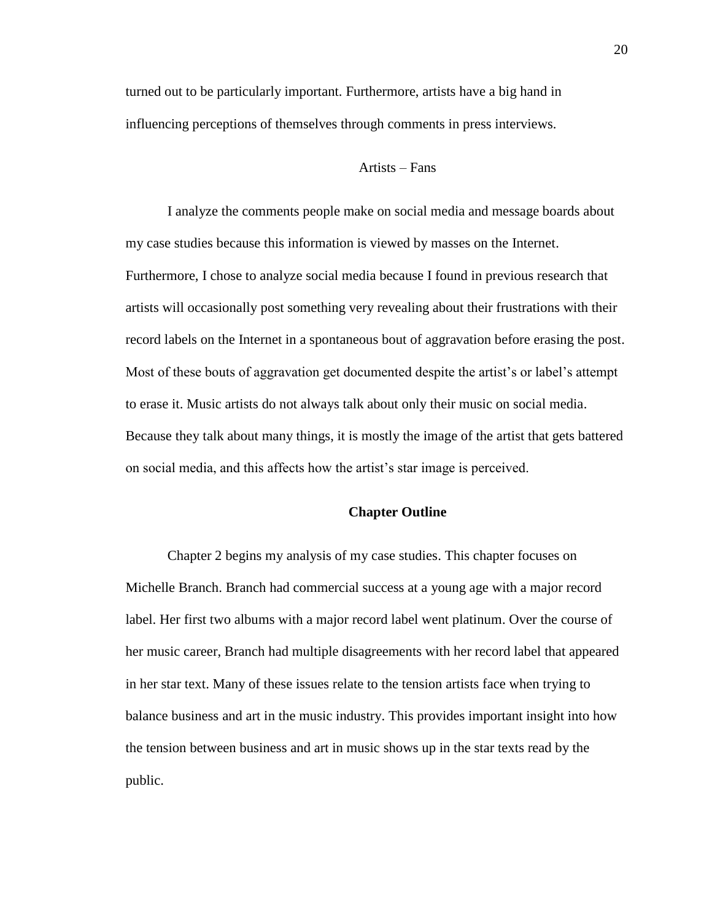turned out to be particularly important. Furthermore, artists have a big hand in influencing perceptions of themselves through comments in press interviews.

### Artists – Fans

I analyze the comments people make on social media and message boards about my case studies because this information is viewed by masses on the Internet. Furthermore, I chose to analyze social media because I found in previous research that artists will occasionally post something very revealing about their frustrations with their record labels on the Internet in a spontaneous bout of aggravation before erasing the post. Most of these bouts of aggravation get documented despite the artist's or label's attempt to erase it. Music artists do not always talk about only their music on social media. Because they talk about many things, it is mostly the image of the artist that gets battered on social media, and this affects how the artist's star image is perceived.

## Chapter Outline

Chapter 2 begins my analysis of my case studies. This chapter focuses on Michelle Branch. Branch had commercial success at a young age with a major record label. Her first two albums with a major record label went platinum. Over the course of her music career, Branch had multiple disagreements with her record label that appeared in her star text. Many of these issues relate to the tension artists face when trying to balance business and art in the music industry. This provides important insight into how the tension between business and art in music shows up in the star texts read by the public.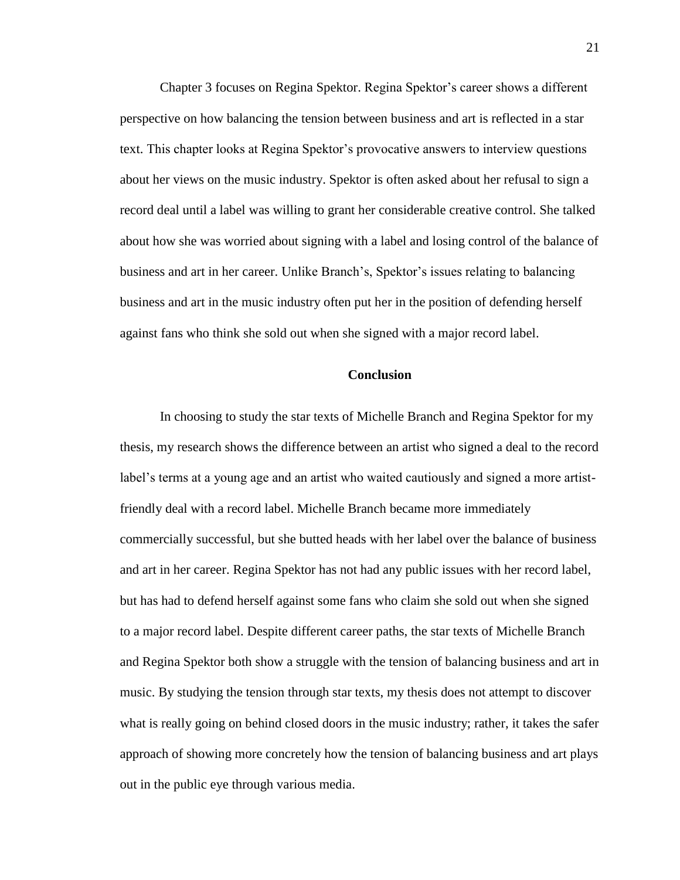Chapter 3 focuses on Regina Spektor. Regina Spektor's career shows a different perspective on how balancing the tension between business and art is reflected in a star text. This chapter looks at Regina Spektor's provocative answers to interview questions about her views on the music industry. Spektor is often asked about her refusal to sign a record deal until a label was willing to grant her considerable creative control. She talked about how she was worried about signing with a label and losing control of the balance of business and art in her career. Unlike Branch's, Spektor's issues relating to balancing business and art in the music industry often put her in the position of defending herself against fans who think she sold out when she signed with a major record label.

## Conclusion

In choosing to study the star texts of Michelle Branch and Regina Spektor for my thesis, my research shows the difference between an artist who signed a deal to the record label's terms at a young age and an artist who waited cautiously and signed a more artist-friendly deal with a record label. Michelle Branch became more immediately commercially successful, but she butted heads with her label over the balance of business and art in her career. Regina Spektor has not had any public issues with her record label, but has had to defend herself against some fans who claim she sold out when she signed to a major record label. Despite different career paths, the star texts of Michelle Branch and Regina Spektor both show a struggle with the tension of balancing business and art in music. By studying the tension through star texts, my thesis does not attempt to discover what is really going on behind closed doors in the music industry; rather, it takes the safer approach of showing more concretely how the tension of balancing business and art plays out in the public eye through various media.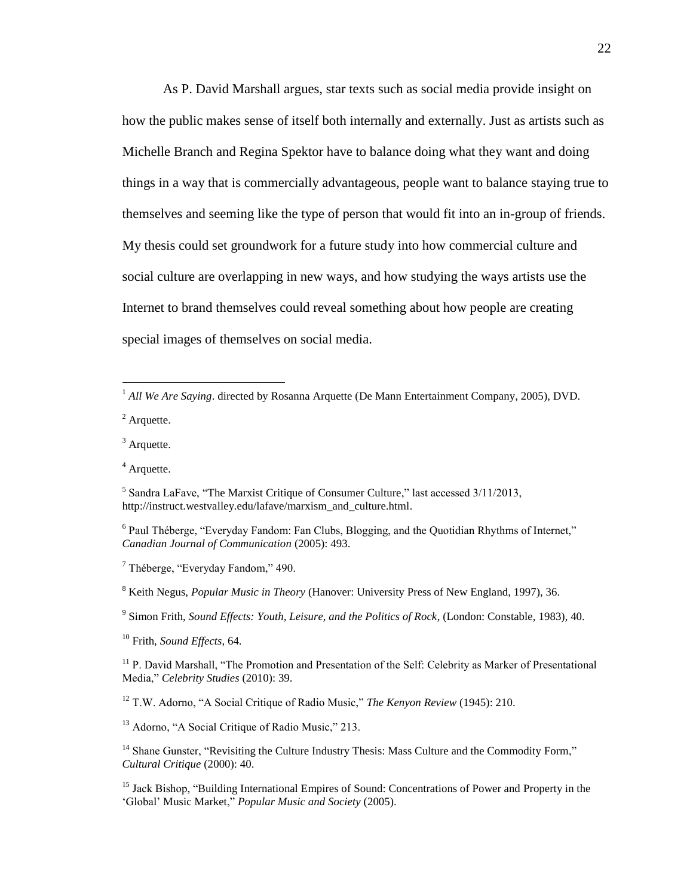As P. David Marshall argues, star texts such as social media provide insight on how the public makes sense of itself both internally and externally. Just as artists such as Michelle Branch and Regina Spektor have to balance doing what they want and doing things in a way that is commercially advantageous, people want to balance staying true to themselves and seeming like the type of person that would fit into an in-group of friends. My thesis could set groundwork for a future study into how commercial culture and social culture are overlapping in new ways, and how studying the ways artists use the Internet to brand themselves could reveal something about how people are creating special images of themselves on social media.

---

[1] *All We Are Saying*. directed by Rosanna Arquette (De Mann Entertainment Company, 2005), DVD.

[2] Arquette.

[3] Arquette.

[4] Arquette.

[5] Sandra LaFave, "The Marxist Critique of Consumer Culture," last accessed 3/11/2013, http://instruct.westvalley.edu/lafave/marxism_and_culture.html.

[6] Paul Théberge, "Everyday Fandom: Fan Clubs, Blogging, and the Quotidian Rhythms of Internet," *Canadian Journal of Communication* (2005): 493.

[7] Théberge, "Everyday Fandom," 490.

[8] Keith Negus, *Popular Music in Theory* (Hanover: University Press of New England, 1997), 36.

[9] Simon Frith, *Sound Effects: Youth, Leisure, and the Politics of Rock*, (London: Constable, 1983), 40.

[10] Frith, *Sound Effects*, 64.

[11] P. David Marshall, "The Promotion and Presentation of the Self: Celebrity as Marker of Presentational Media," *Celebrity Studies* (2010): 39.

[12] T.W. Adorno, "A Social Critique of Radio Music," *The Kenyon Review* (1945): 210.

[13] Adorno, "A Social Critique of Radio Music," 213.

[14] Shane Gunster, "Revisiting the Culture Industry Thesis: Mass Culture and the Commodity Form," *Cultural Critique* (2000): 40.

[15] Jack Bishop, "Building International Empires of Sound: Concentrations of Power and Property in the 'Global' Music Market," *Popular Music and Society* (2005).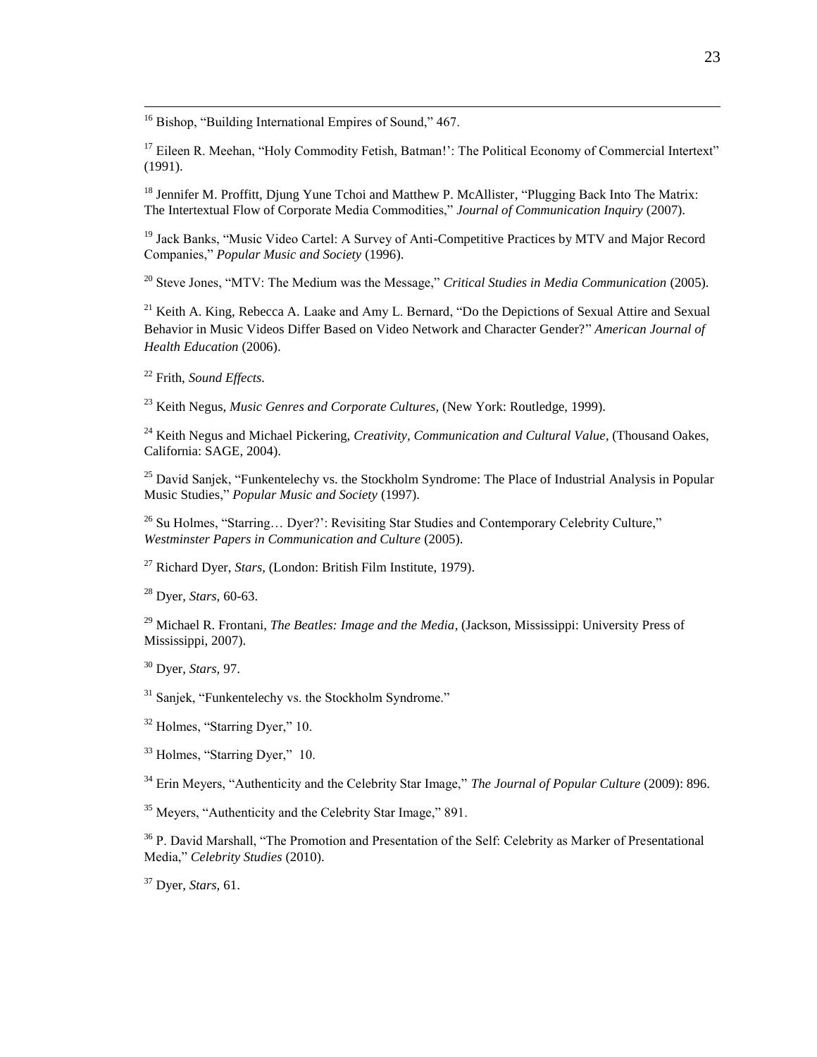[16] Bishop, "Building International Empires of Sound," 467.

[17] Eileen R. Meehan, "Holy Commodity Fetish, Batman!': The Political Economy of Commercial Intertext" (1991).

[18] Jennifer M. Proffitt, Djung Yune Tchoi and Matthew P. McAllister, "Plugging Back Into The Matrix: The Intertextual Flow of Corporate Media Commodities," *Journal of Communication Inquiry* (2007).

[19] Jack Banks, "Music Video Cartel: A Survey of Anti-Competitive Practices by MTV and Major Record Companies," *Popular Music and Society* (1996).

[20] Steve Jones, "MTV: The Medium was the Message," *Critical Studies in Media Communication* (2005).

[21] Keith A. King, Rebecca A. Laake and Amy L. Bernard, "Do the Depictions of Sexual Attire and Sexual Behavior in Music Videos Differ Based on Video Network and Character Gender?" *American Journal of Health Education* (2006).

[22] Frith, *Sound Effects.*

[23] Keith Negus, *Music Genres and Corporate Cultures*, (New York: Routledge, 1999).

[24] Keith Negus and Michael Pickering, *Creativity, Communication and Cultural Value*, (Thousand Oakes, California: SAGE, 2004).

[25] David Sanjek, "Funkentelechy vs. the Stockholm Syndrome: The Place of Industrial Analysis in Popular Music Studies," *Popular Music and Society* (1997).

[26] Su Holmes, "Starring… Dyer?': Revisiting Star Studies and Contemporary Celebrity Culture," *Westminster Papers in Communication and Culture* (2005).

[27] Richard Dyer, *Stars*, (London: British Film Institute, 1979).

[28] Dyer, *Stars,* 60-63.

[29] Michael R. Frontani, *The Beatles: Image and the Media*, (Jackson, Mississippi: University Press of Mississippi, 2007).

[30] Dyer, *Stars,* 97.

[31] Sanjek, "Funkentelechy vs. the Stockholm Syndrome."

[32] Holmes, "Starring Dyer," 10.

[33] Holmes, "Starring Dyer," 10.

[34] Erin Meyers, "Authenticity and the Celebrity Star Image," *The Journal of Popular Culture* (2009): 896.

[35] Meyers, "Authenticity and the Celebrity Star Image," 891.

[36] P. David Marshall, "The Promotion and Presentation of the Self: Celebrity as Marker of Presentational Media," *Celebrity Studies* (2010).

[37] Dyer, *Stars,* 61.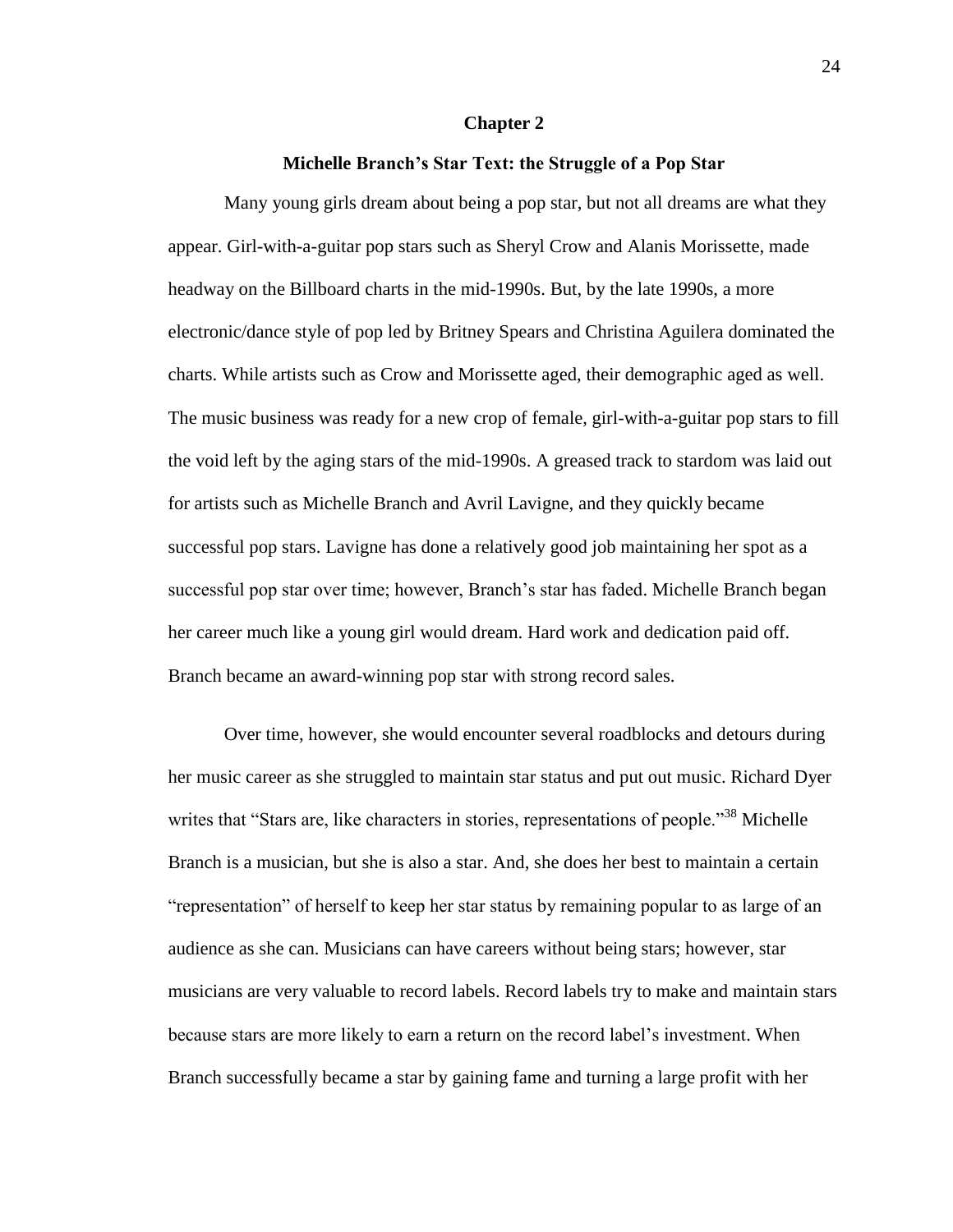# Chapter 2

## Michelle Branch's Star Text: the Struggle of a Pop Star

Many young girls dream about being a pop star, but not all dreams are what they appear. Girl-with-a-guitar pop stars such as Sheryl Crow and Alanis Morissette, made headway on the Billboard charts in the mid-1990s. But, by the late 1990s, a more electronic/dance style of pop led by Britney Spears and Christina Aguilera dominated the charts. While artists such as Crow and Morissette aged, their demographic aged as well. The music business was ready for a new crop of female, girl-with-a-guitar pop stars to fill the void left by the aging stars of the mid-1990s. A greased track to stardom was laid out for artists such as Michelle Branch and Avril Lavigne, and they quickly became successful pop stars. Lavigne has done a relatively good job maintaining her spot as a successful pop star over time; however, Branch's star has faded. Michelle Branch began her career much like a young girl would dream. Hard work and dedication paid off. Branch became an award-winning pop star with strong record sales.

Over time, however, she would encounter several roadblocks and detours during her music career as she struggled to maintain star status and put out music. Richard Dyer writes that "Stars are, like characters in stories, representations of people."[38] Michelle Branch is a musician, but she is also a star. And, she does her best to maintain a certain "representation" of herself to keep her star status by remaining popular to as large of an audience as she can. Musicians can have careers without being stars; however, star musicians are very valuable to record labels. Record labels try to make and maintain stars because stars are more likely to earn a return on the record label's investment. When Branch successfully became a star by gaining fame and turning a large profit with her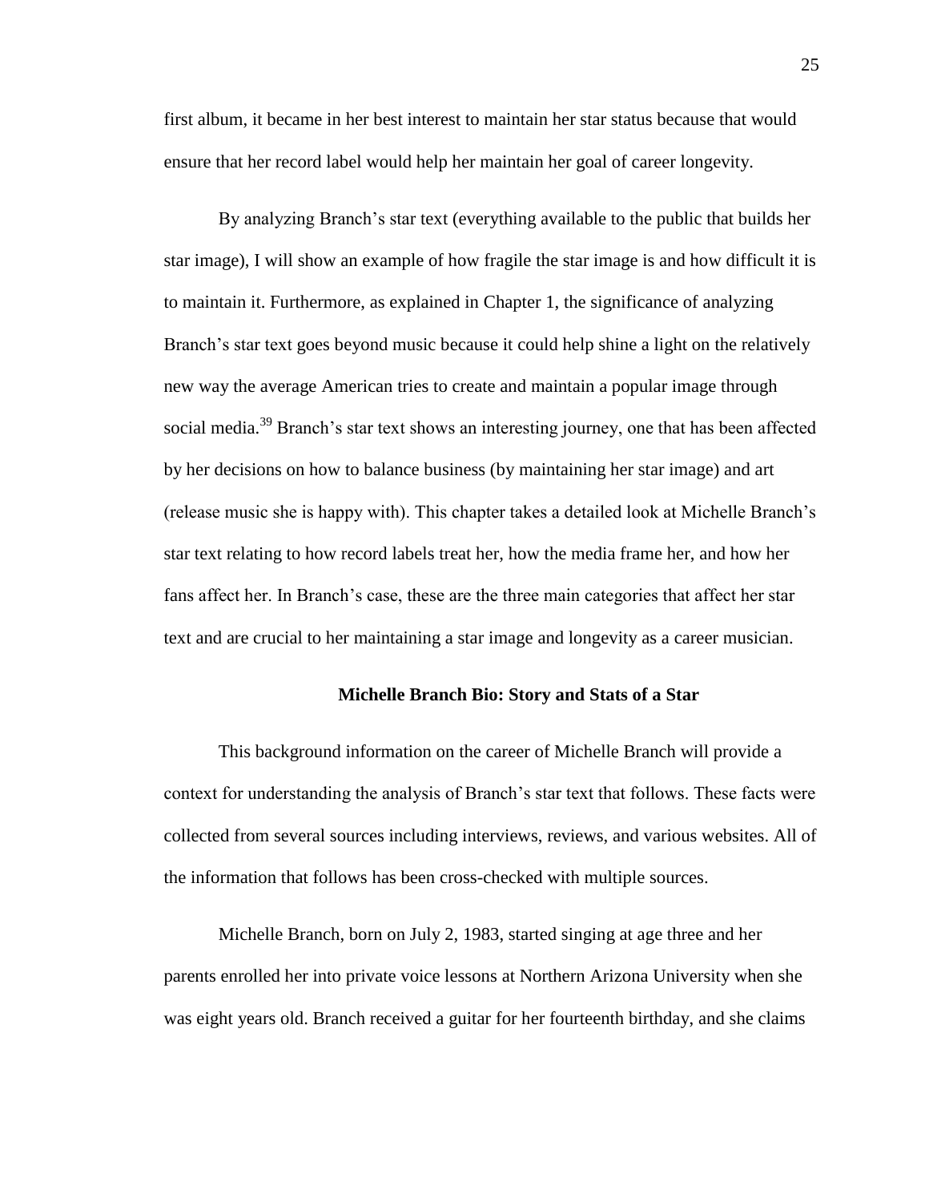first album, it became in her best interest to maintain her star status because that would ensure that her record label would help her maintain her goal of career longevity.

By analyzing Branch's star text (everything available to the public that builds her star image), I will show an example of how fragile the star image is and how difficult it is to maintain it. Furthermore, as explained in Chapter 1, the significance of analyzing Branch's star text goes beyond music because it could help shine a light on the relatively new way the average American tries to create and maintain a popular image through social media.[39] Branch's star text shows an interesting journey, one that has been affected by her decisions on how to balance business (by maintaining her star image) and art (release music she is happy with). This chapter takes a detailed look at Michelle Branch's star text relating to how record labels treat her, how the media frame her, and how her fans affect her. In Branch's case, these are the three main categories that affect her star text and are crucial to her maintaining a star image and longevity as a career musician.

## Michelle Branch Bio: Story and Stats of a Star

This background information on the career of Michelle Branch will provide a context for understanding the analysis of Branch's star text that follows. These facts were collected from several sources including interviews, reviews, and various websites. All of the information that follows has been cross-checked with multiple sources.

Michelle Branch, born on July 2, 1983, started singing at age three and her parents enrolled her into private voice lessons at Northern Arizona University when she was eight years old. Branch received a guitar for her fourteenth birthday, and she claims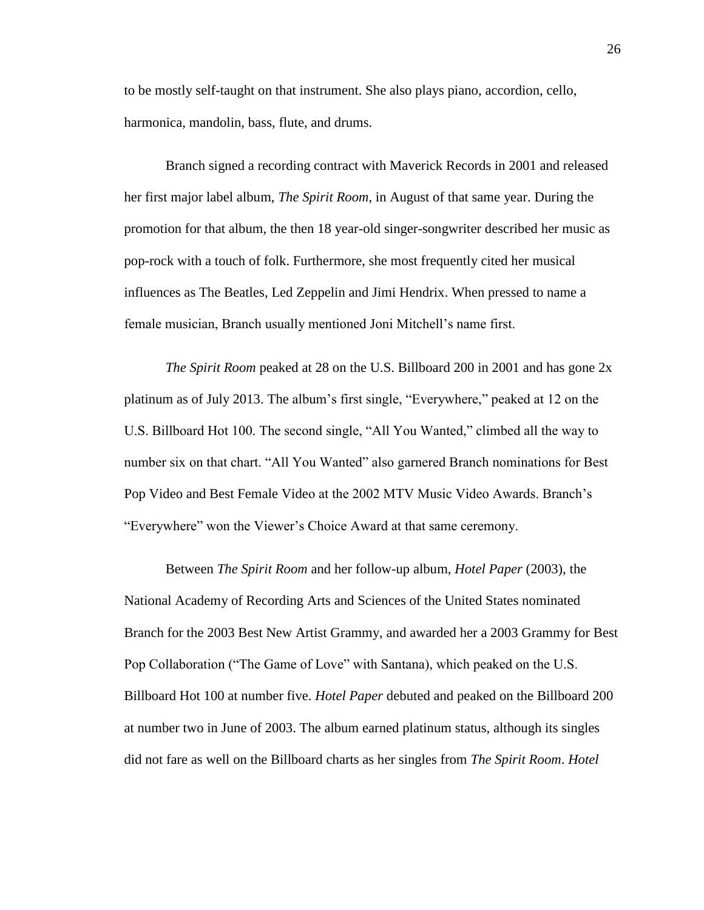to be mostly self-taught on that instrument. She also plays piano, accordion, cello, harmonica, mandolin, bass, flute, and drums.

Branch signed a recording contract with Maverick Records in 2001 and released her first major label album, *The Spirit Room*, in August of that same year. During the promotion for that album, the then 18 year-old singer-songwriter described her music as pop-rock with a touch of folk. Furthermore, she most frequently cited her musical influences as The Beatles, Led Zeppelin and Jimi Hendrix. When pressed to name a female musician, Branch usually mentioned Joni Mitchell's name first.

*The Spirit Room* peaked at 28 on the U.S. Billboard 200 in 2001 and has gone 2x platinum as of July 2013. The album's first single, "Everywhere," peaked at 12 on the U.S. Billboard Hot 100. The second single, "All You Wanted," climbed all the way to number six on that chart. "All You Wanted" also garnered Branch nominations for Best Pop Video and Best Female Video at the 2002 MTV Music Video Awards. Branch's "Everywhere" won the Viewer's Choice Award at that same ceremony.

Between *The Spirit Room* and her follow-up album, *Hotel Paper* (2003), the National Academy of Recording Arts and Sciences of the United States nominated Branch for the 2003 Best New Artist Grammy, and awarded her a 2003 Grammy for Best Pop Collaboration ("The Game of Love" with Santana), which peaked on the U.S. Billboard Hot 100 at number five. *Hotel Paper* debuted and peaked on the Billboard 200 at number two in June of 2003. The album earned platinum status, although its singles did not fare as well on the Billboard charts as her singles from *The Spirit Room*. *Hotel*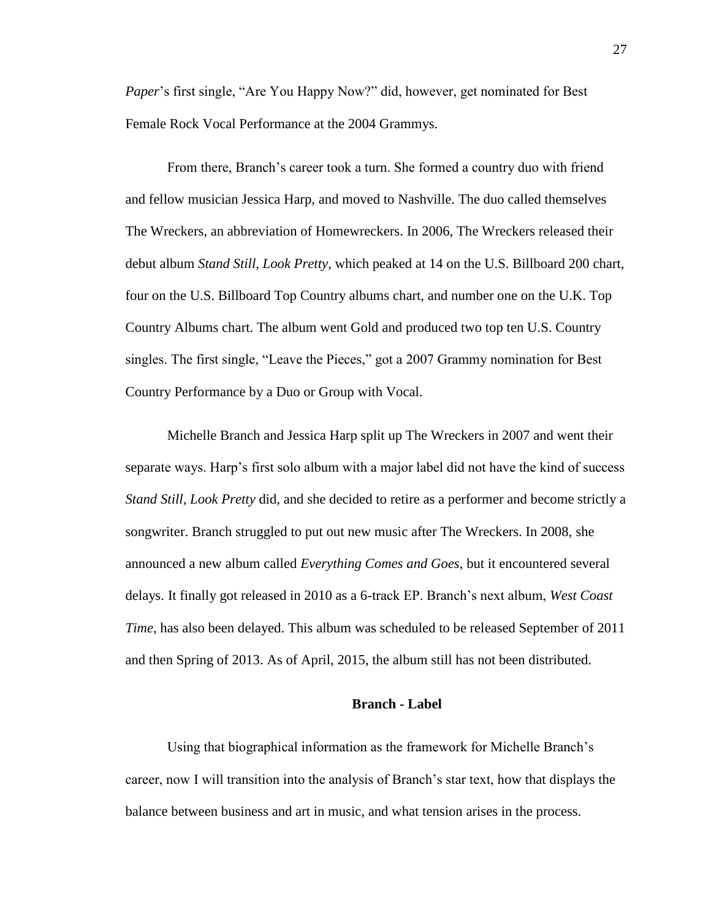*Paper*'s first single, "Are You Happy Now?" did, however, get nominated for Best Female Rock Vocal Performance at the 2004 Grammys.

From there, Branch's career took a turn. She formed a country duo with friend and fellow musician Jessica Harp, and moved to Nashville. The duo called themselves The Wreckers, an abbreviation of Homewreckers. In 2006, The Wreckers released their debut album *Stand Still, Look Pretty*, which peaked at 14 on the U.S. Billboard 200 chart, four on the U.S. Billboard Top Country albums chart, and number one on the U.K. Top Country Albums chart. The album went Gold and produced two top ten U.S. Country singles. The first single, "Leave the Pieces," got a 2007 Grammy nomination for Best Country Performance by a Duo or Group with Vocal.

Michelle Branch and Jessica Harp split up The Wreckers in 2007 and went their separate ways. Harp's first solo album with a major label did not have the kind of success *Stand Still, Look Pretty* did, and she decided to retire as a performer and become strictly a songwriter. Branch struggled to put out new music after The Wreckers. In 2008, she announced a new album called *Everything Comes and Goes*, but it encountered several delays. It finally got released in 2010 as a 6-track EP. Branch's next album, *West Coast Time*, has also been delayed. This album was scheduled to be released September of 2011 and then Spring of 2013. As of April, 2015, the album still has not been distributed.

## Branch - Label

Using that biographical information as the framework for Michelle Branch's career, now I will transition into the analysis of Branch's star text, how that displays the balance between business and art in music, and what tension arises in the process.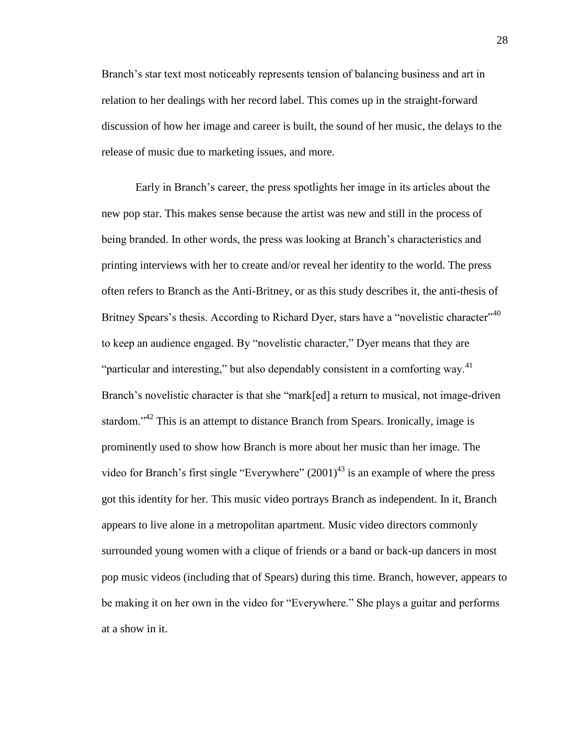Branch's star text most noticeably represents tension of balancing business and art in relation to her dealings with her record label. This comes up in the straight-forward discussion of how her image and career is built, the sound of her music, the delays to the release of music due to marketing issues, and more.

Early in Branch's career, the press spotlights her image in its articles about the new pop star. This makes sense because the artist was new and still in the process of being branded. In other words, the press was looking at Branch's characteristics and printing interviews with her to create and/or reveal her identity to the world. The press often refers to Branch as the Anti-Britney, or as this study describes it, the anti-thesis of Britney Spears's thesis. According to Richard Dyer, stars have a "novelistic character"[40] to keep an audience engaged. By "novelistic character," Dyer means that they are "particular and interesting," but also dependably consistent in a comforting way.[41] Branch's novelistic character is that she "mark[ed] a return to musical, not image-driven stardom."[42] This is an attempt to distance Branch from Spears. Ironically, image is prominently used to show how Branch is more about her music than her image. The video for Branch's first single "Everywhere" (2001)[43] is an example of where the press got this identity for her. This music video portrays Branch as independent. In it, Branch appears to live alone in a metropolitan apartment. Music video directors commonly surrounded young women with a clique of friends or a band or back-up dancers in most pop music videos (including that of Spears) during this time. Branch, however, appears to be making it on her own in the video for "Everywhere." She plays a guitar and performs at a show in it.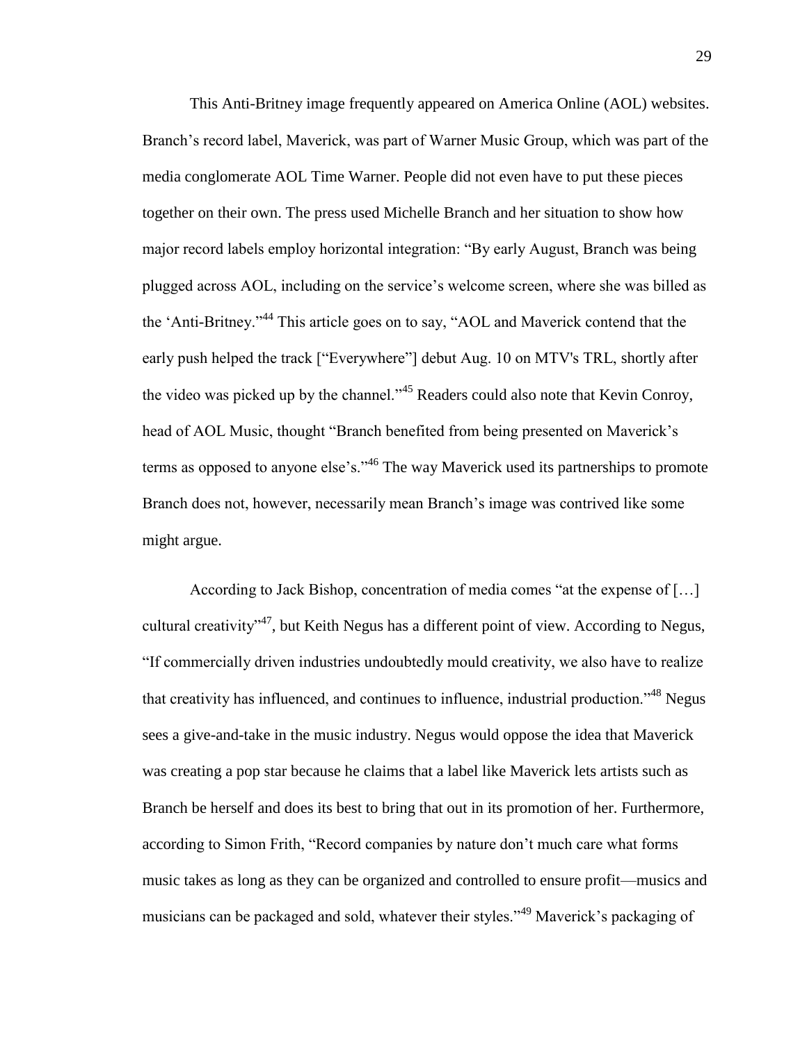This Anti-Britney image frequently appeared on America Online (AOL) websites. Branch's record label, Maverick, was part of Warner Music Group, which was part of the media conglomerate AOL Time Warner. People did not even have to put these pieces together on their own. The press used Michelle Branch and her situation to show how major record labels employ horizontal integration: "By early August, Branch was being plugged across AOL, including on the service's welcome screen, where she was billed as the 'Anti-Britney."[44] This article goes on to say, "AOL and Maverick contend that the early push helped the track ["Everywhere"] debut Aug. 10 on MTV's TRL, shortly after the video was picked up by the channel."[45] Readers could also note that Kevin Conroy, head of AOL Music, thought "Branch benefited from being presented on Maverick's terms as opposed to anyone else's."[46] The way Maverick used its partnerships to promote Branch does not, however, necessarily mean Branch's image was contrived like some might argue.

According to Jack Bishop, concentration of media comes "at the expense of […] cultural creativity"[47], but Keith Negus has a different point of view. According to Negus, "If commercially driven industries undoubtedly mould creativity, we also have to realize that creativity has influenced, and continues to influence, industrial production."[48] Negus sees a give-and-take in the music industry. Negus would oppose the idea that Maverick was creating a pop star because he claims that a label like Maverick lets artists such as Branch be herself and does its best to bring that out in its promotion of her. Furthermore, according to Simon Frith, "Record companies by nature don't much care what forms music takes as long as they can be organized and controlled to ensure profit—musics and musicians can be packaged and sold, whatever their styles."[49] Maverick's packaging of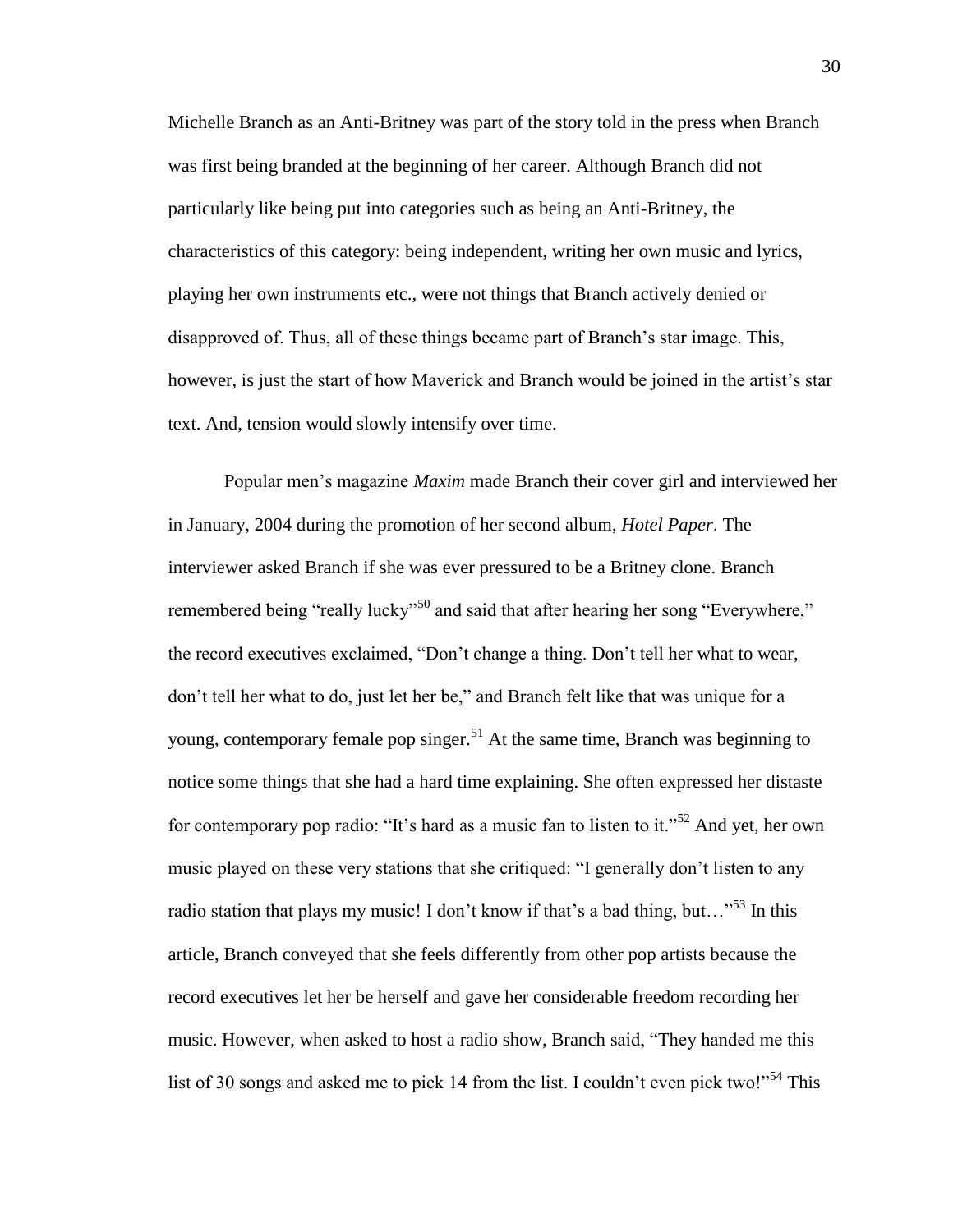Michelle Branch as an Anti-Britney was part of the story told in the press when Branch was first being branded at the beginning of her career. Although Branch did not particularly like being put into categories such as being an Anti-Britney, the characteristics of this category: being independent, writing her own music and lyrics, playing her own instruments etc., were not things that Branch actively denied or disapproved of. Thus, all of these things became part of Branch's star image. This, however, is just the start of how Maverick and Branch would be joined in the artist's star text. And, tension would slowly intensify over time.

Popular men's magazine *Maxim* made Branch their cover girl and interviewed her in January, 2004 during the promotion of her second album, *Hotel Paper*. The interviewer asked Branch if she was ever pressured to be a Britney clone. Branch remembered being "really lucky"[50] and said that after hearing her song "Everywhere," the record executives exclaimed, "Don't change a thing. Don't tell her what to wear, don't tell her what to do, just let her be," and Branch felt like that was unique for a young, contemporary female pop singer.[51] At the same time, Branch was beginning to notice some things that she had a hard time explaining. She often expressed her distaste for contemporary pop radio: "It's hard as a music fan to listen to it."[52] And yet, her own music played on these very stations that she critiqued: "I generally don't listen to any radio station that plays my music! I don't know if that's a bad thing, but…"[53] In this article, Branch conveyed that she feels differently from other pop artists because the record executives let her be herself and gave her considerable freedom recording her music. However, when asked to host a radio show, Branch said, "They handed me this list of 30 songs and asked me to pick 14 from the list. I couldn't even pick two!"[54] This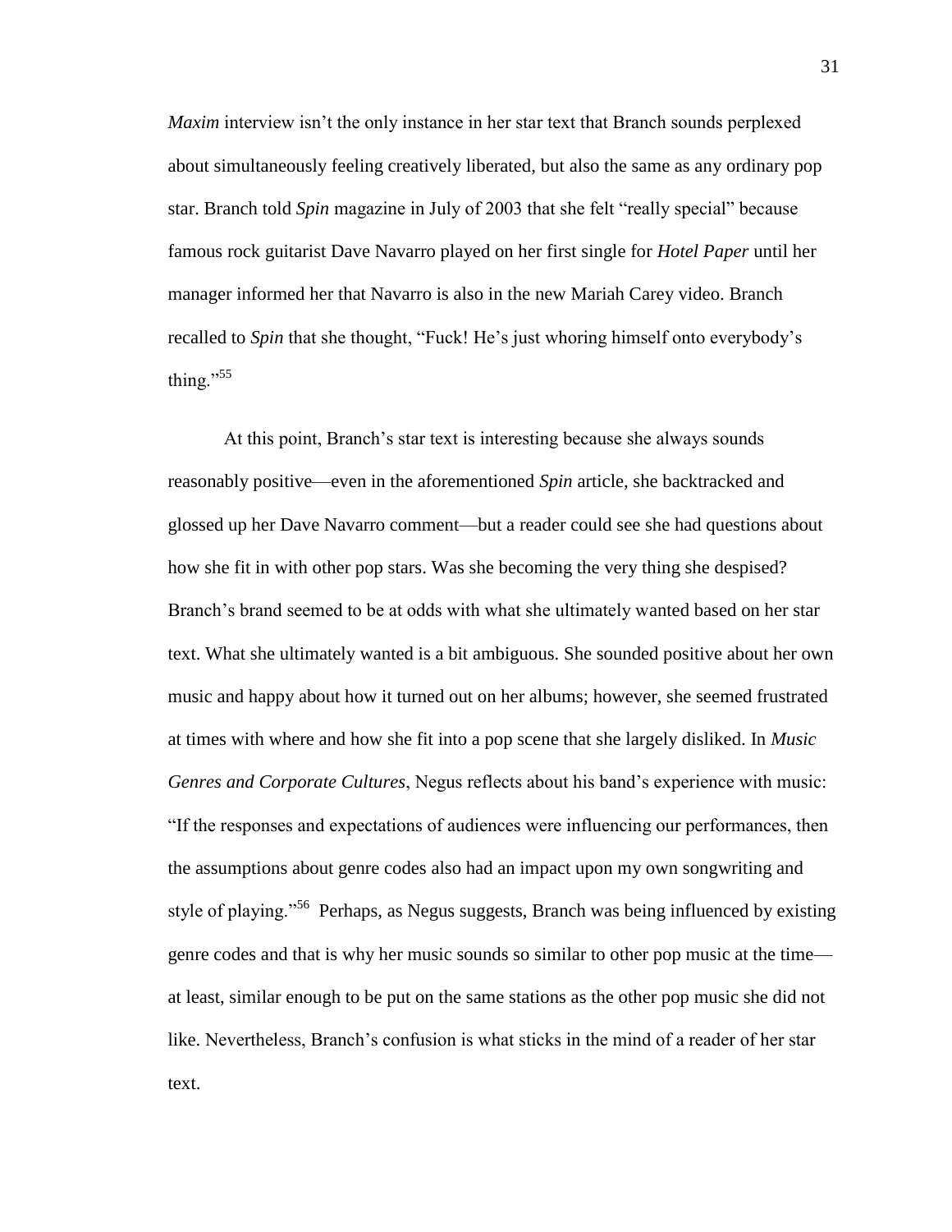*Maxim* interview isn't the only instance in her star text that Branch sounds perplexed about simultaneously feeling creatively liberated, but also the same as any ordinary pop star. Branch told *Spin* magazine in July of 2003 that she felt "really special" because famous rock guitarist Dave Navarro played on her first single for *Hotel Paper* until her manager informed her that Navarro is also in the new Mariah Carey video. Branch recalled to *Spin* that she thought, "Fuck! He's just whoring himself onto everybody's thing."[55]

At this point, Branch's star text is interesting because she always sounds reasonably positive—even in the aforementioned *Spin* article, she backtracked and glossed up her Dave Navarro comment—but a reader could see she had questions about how she fit in with other pop stars. Was she becoming the very thing she despised? Branch's brand seemed to be at odds with what she ultimately wanted based on her star text. What she ultimately wanted is a bit ambiguous. She sounded positive about her own music and happy about how it turned out on her albums; however, she seemed frustrated at times with where and how she fit into a pop scene that she largely disliked. In *Music Genres and Corporate Cultures*, Negus reflects about his band's experience with music: "If the responses and expectations of audiences were influencing our performances, then the assumptions about genre codes also had an impact upon my own songwriting and style of playing."[56] Perhaps, as Negus suggests, Branch was being influenced by existing genre codes and that is why her music sounds so similar to other pop music at the time—at least, similar enough to be put on the same stations as the other pop music she did not like. Nevertheless, Branch's confusion is what sticks in the mind of a reader of her star text.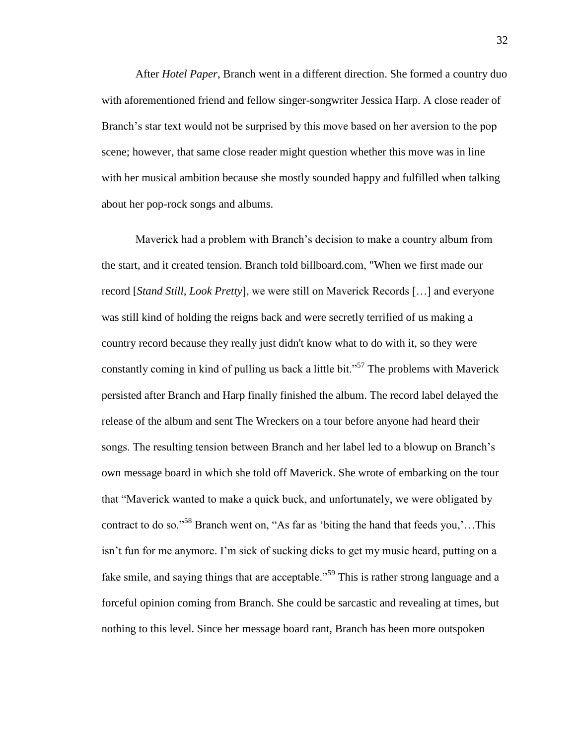After *Hotel Paper*, Branch went in a different direction. She formed a country duo with aforementioned friend and fellow singer-songwriter Jessica Harp. A close reader of Branch's star text would not be surprised by this move based on her aversion to the pop scene; however, that same close reader might question whether this move was in line with her musical ambition because she mostly sounded happy and fulfilled when talking about her pop-rock songs and albums.

Maverick had a problem with Branch's decision to make a country album from the start, and it created tension. Branch told billboard.com, "When we first made our record [*Stand Still, Look Pretty*], we were still on Maverick Records […] and everyone was still kind of holding the reigns back and were secretly terrified of us making a country record because they really just didn't know what to do with it, so they were constantly coming in kind of pulling us back a little bit."[57] The problems with Maverick persisted after Branch and Harp finally finished the album. The record label delayed the release of the album and sent The Wreckers on a tour before anyone had heard their songs. The resulting tension between Branch and her label led to a blowup on Branch's own message board in which she told off Maverick. She wrote of embarking on the tour that "Maverick wanted to make a quick buck, and unfortunately, we were obligated by contract to do so."[58] Branch went on, "As far as 'biting the hand that feeds you,'…This isn't fun for me anymore. I'm sick of sucking dicks to get my music heard, putting on a fake smile, and saying things that are acceptable."[59] This is rather strong language and a forceful opinion coming from Branch. She could be sarcastic and revealing at times, but nothing to this level. Since her message board rant, Branch has been more outspoken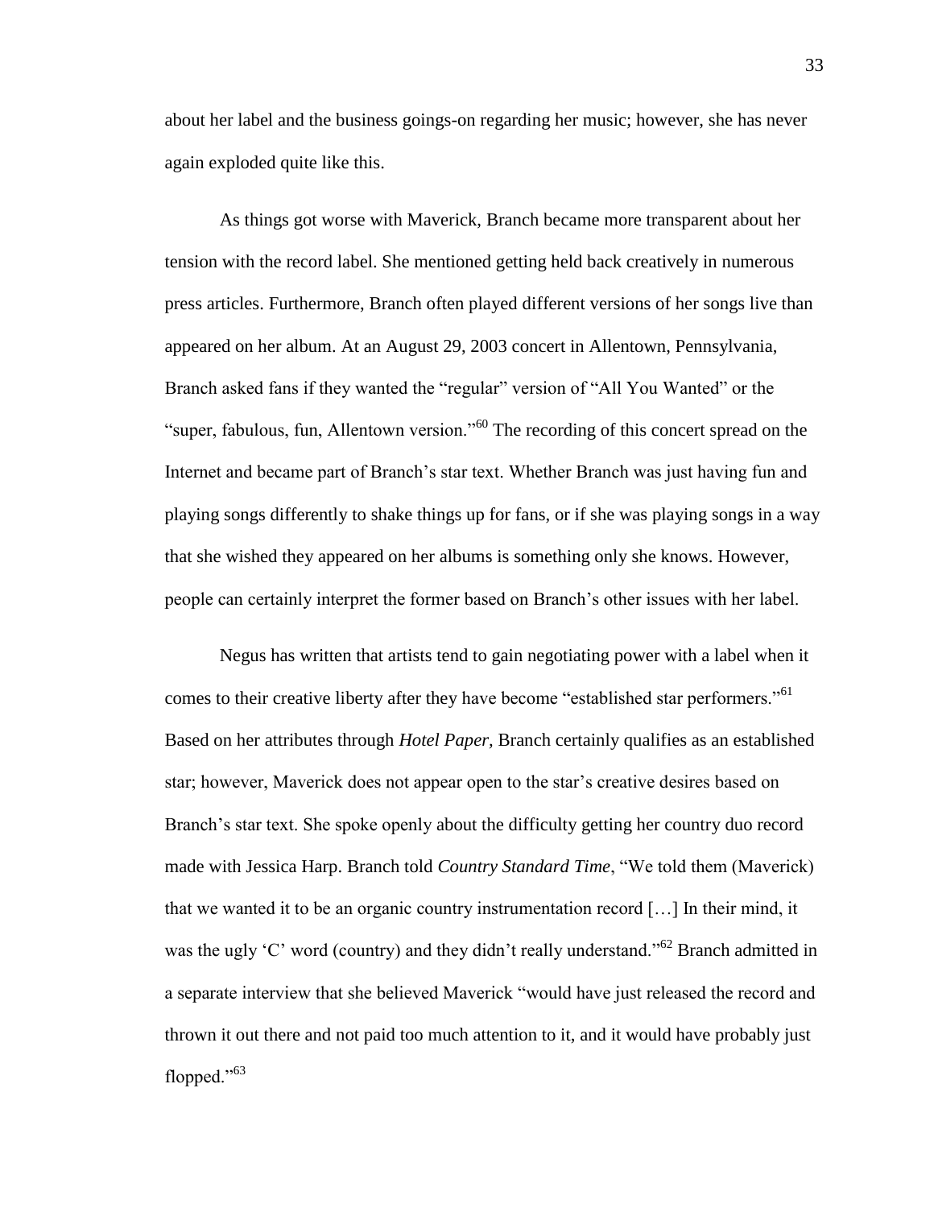about her label and the business goings-on regarding her music; however, she has never again exploded quite like this.

As things got worse with Maverick, Branch became more transparent about her tension with the record label. She mentioned getting held back creatively in numerous press articles. Furthermore, Branch often played different versions of her songs live than appeared on her album. At an August 29, 2003 concert in Allentown, Pennsylvania, Branch asked fans if they wanted the "regular" version of "All You Wanted" or the "super, fabulous, fun, Allentown version."[60] The recording of this concert spread on the Internet and became part of Branch's star text. Whether Branch was just having fun and playing songs differently to shake things up for fans, or if she was playing songs in a way that she wished they appeared on her albums is something only she knows. However, people can certainly interpret the former based on Branch's other issues with her label.

Negus has written that artists tend to gain negotiating power with a label when it comes to their creative liberty after they have become "established star performers."[61] Based on her attributes through *Hotel Paper,* Branch certainly qualifies as an established star; however, Maverick does not appear open to the star's creative desires based on Branch's star text. She spoke openly about the difficulty getting her country duo record made with Jessica Harp. Branch told *Country Standard Time*, "We told them (Maverick) that we wanted it to be an organic country instrumentation record […] In their mind, it was the ugly 'C' word (country) and they didn't really understand."[62] Branch admitted in a separate interview that she believed Maverick "would have just released the record and thrown it out there and not paid too much attention to it, and it would have probably just flopped."[63]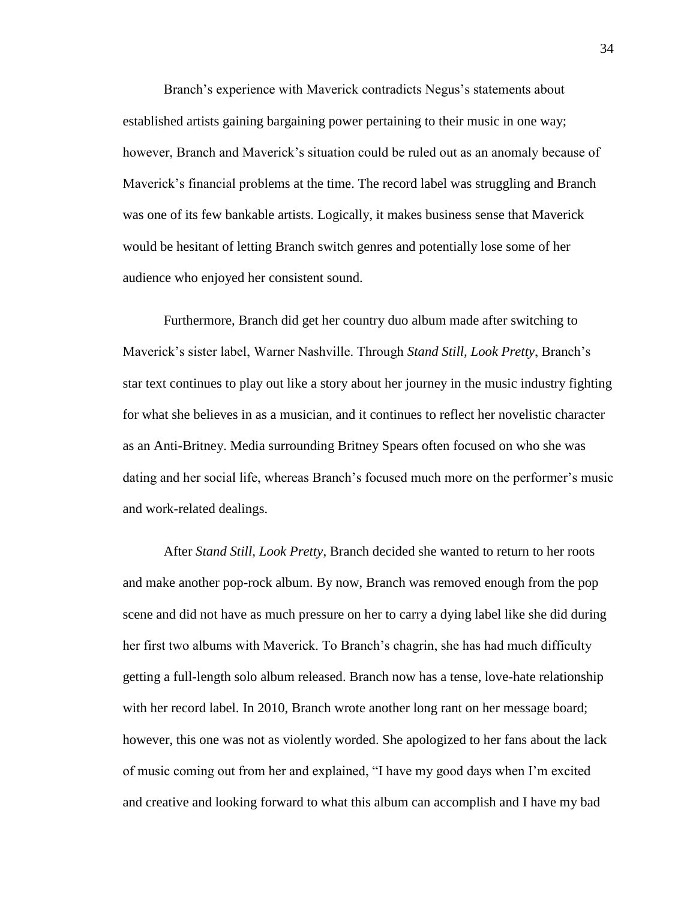Branch's experience with Maverick contradicts Negus's statements about established artists gaining bargaining power pertaining to their music in one way; however, Branch and Maverick's situation could be ruled out as an anomaly because of Maverick's financial problems at the time. The record label was struggling and Branch was one of its few bankable artists. Logically, it makes business sense that Maverick would be hesitant of letting Branch switch genres and potentially lose some of her audience who enjoyed her consistent sound.

Furthermore, Branch did get her country duo album made after switching to Maverick's sister label, Warner Nashville. Through *Stand Still, Look Pretty*, Branch's star text continues to play out like a story about her journey in the music industry fighting for what she believes in as a musician, and it continues to reflect her novelistic character as an Anti-Britney. Media surrounding Britney Spears often focused on who she was dating and her social life, whereas Branch's focused much more on the performer's music and work-related dealings.

After *Stand Still, Look Pretty*, Branch decided she wanted to return to her roots and make another pop-rock album. By now, Branch was removed enough from the pop scene and did not have as much pressure on her to carry a dying label like she did during her first two albums with Maverick. To Branch's chagrin, she has had much difficulty getting a full-length solo album released. Branch now has a tense, love-hate relationship with her record label. In 2010, Branch wrote another long rant on her message board; however, this one was not as violently worded. She apologized to her fans about the lack of music coming out from her and explained, "I have my good days when I'm excited and creative and looking forward to what this album can accomplish and I have my bad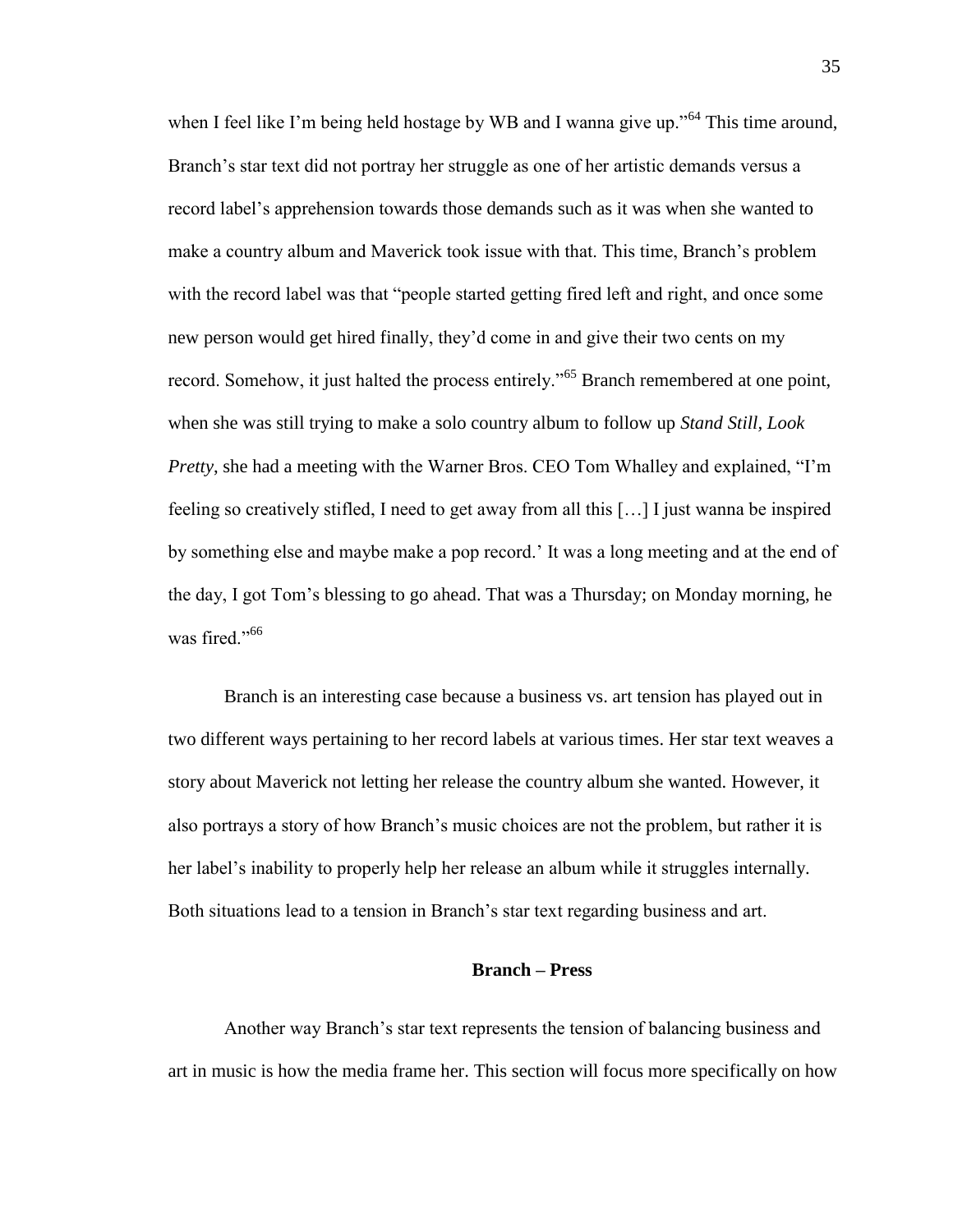when I feel like I'm being held hostage by WB and I wanna give up."[64] This time around, Branch's star text did not portray her struggle as one of her artistic demands versus a record label's apprehension towards those demands such as it was when she wanted to make a country album and Maverick took issue with that. This time, Branch's problem with the record label was that "people started getting fired left and right, and once some new person would get hired finally, they'd come in and give their two cents on my record. Somehow, it just halted the process entirely."[65] Branch remembered at one point, when she was still trying to make a solo country album to follow up *Stand Still, Look Pretty*, she had a meeting with the Warner Bros. CEO Tom Whalley and explained, "I'm feeling so creatively stifled, I need to get away from all this […] I just wanna be inspired by something else and maybe make a pop record.' It was a long meeting and at the end of the day, I got Tom's blessing to go ahead. That was a Thursday; on Monday morning, he was fired."[66]

Branch is an interesting case because a business vs. art tension has played out in two different ways pertaining to her record labels at various times. Her star text weaves a story about Maverick not letting her release the country album she wanted. However, it also portrays a story of how Branch's music choices are not the problem, but rather it is her label's inability to properly help her release an album while it struggles internally. Both situations lead to a tension in Branch's star text regarding business and art.

### Branch – Press

Another way Branch's star text represents the tension of balancing business and art in music is how the media frame her. This section will focus more specifically on how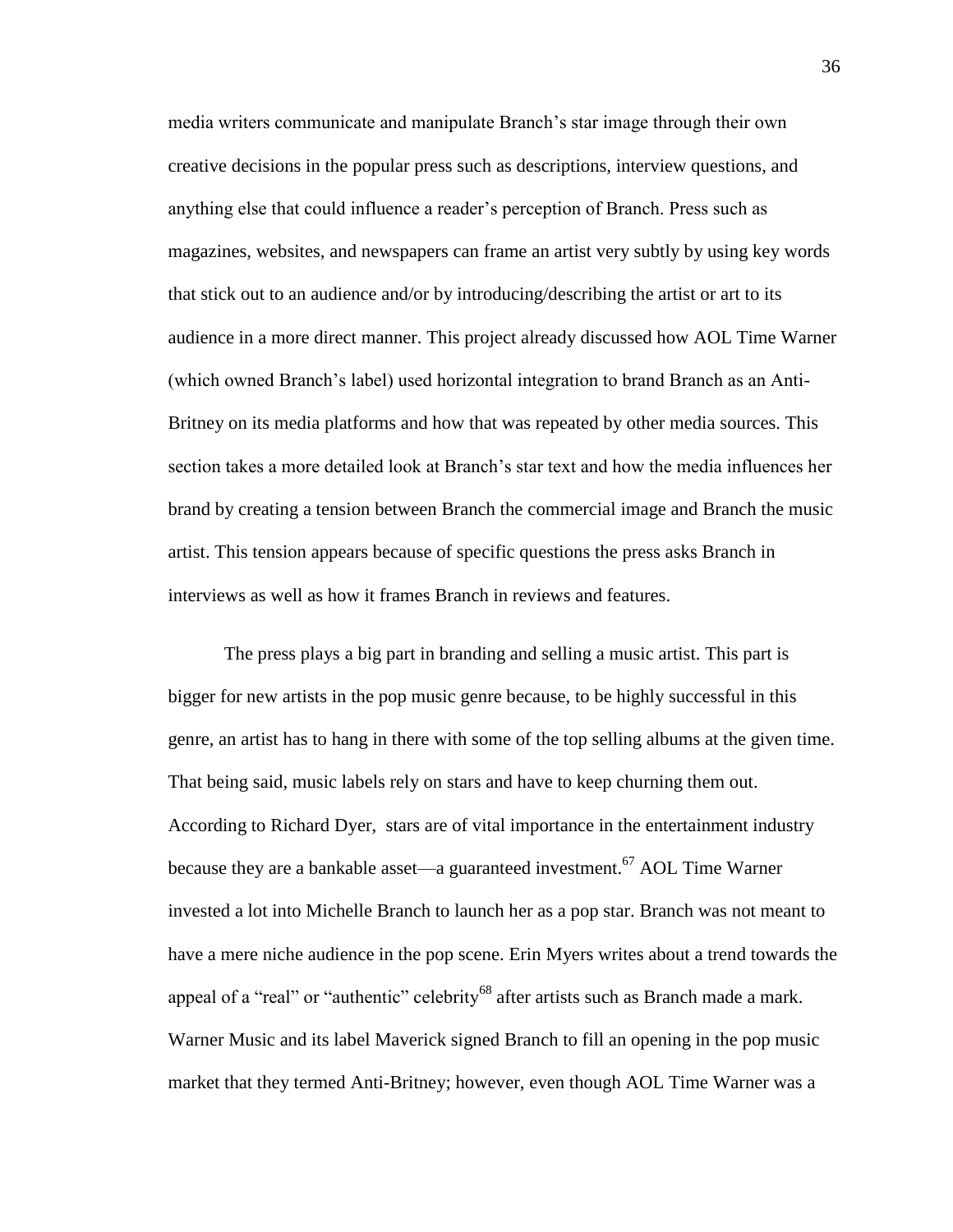media writers communicate and manipulate Branch's star image through their own creative decisions in the popular press such as descriptions, interview questions, and anything else that could influence a reader's perception of Branch. Press such as magazines, websites, and newspapers can frame an artist very subtly by using key words that stick out to an audience and/or by introducing/describing the artist or art to its audience in a more direct manner. This project already discussed how AOL Time Warner (which owned Branch's label) used horizontal integration to brand Branch as an Anti-Britney on its media platforms and how that was repeated by other media sources. This section takes a more detailed look at Branch's star text and how the media influences her brand by creating a tension between Branch the commercial image and Branch the music artist. This tension appears because of specific questions the press asks Branch in interviews as well as how it frames Branch in reviews and features.

The press plays a big part in branding and selling a music artist. This part is bigger for new artists in the pop music genre because, to be highly successful in this genre, an artist has to hang in there with some of the top selling albums at the given time. That being said, music labels rely on stars and have to keep churning them out. According to Richard Dyer, stars are of vital importance in the entertainment industry because they are a bankable asset—a guaranteed investment.[67] AOL Time Warner invested a lot into Michelle Branch to launch her as a pop star. Branch was not meant to have a mere niche audience in the pop scene. Erin Myers writes about a trend towards the appeal of a "real" or "authentic" celebrity[68] after artists such as Branch made a mark. Warner Music and its label Maverick signed Branch to fill an opening in the pop music market that they termed Anti-Britney; however, even though AOL Time Warner was a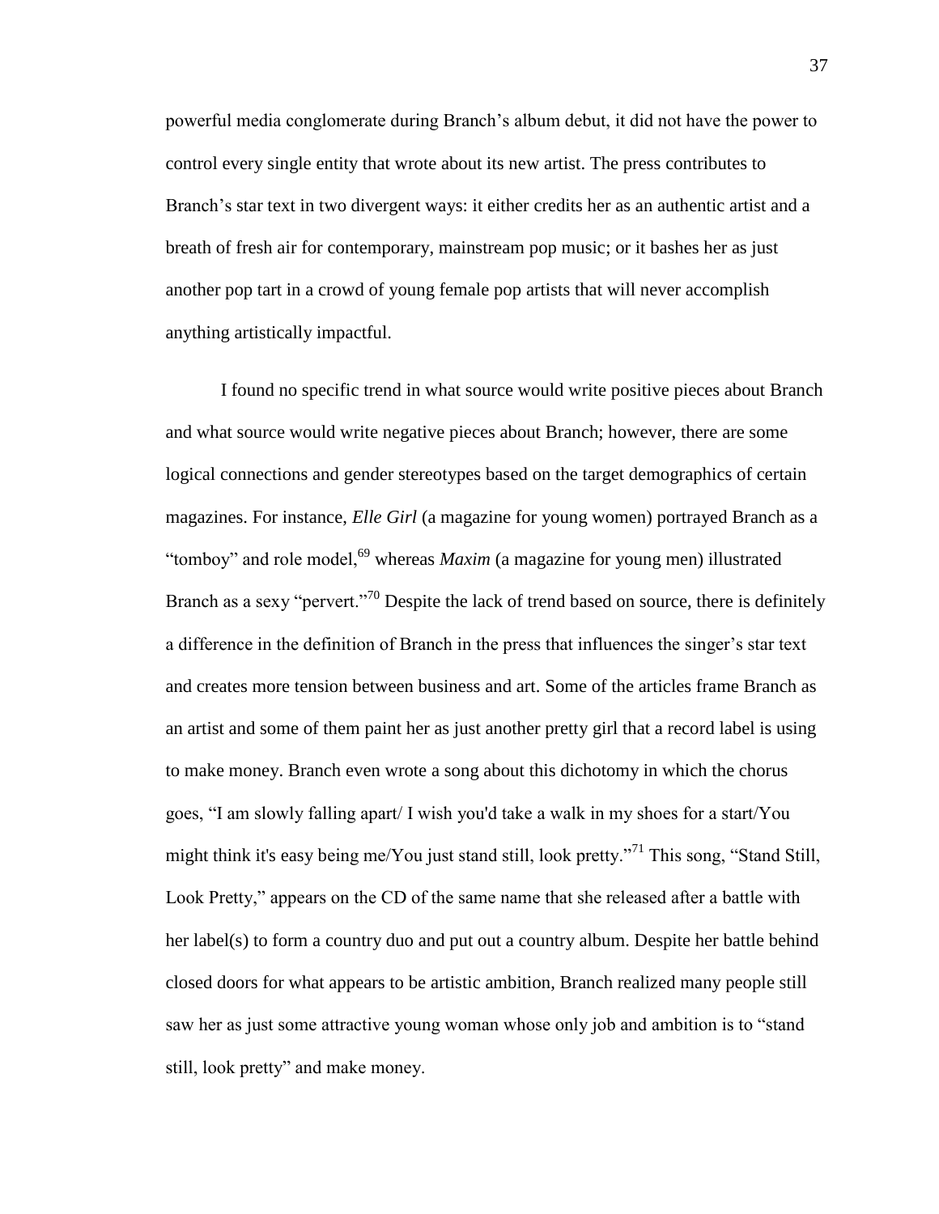powerful media conglomerate during Branch's album debut, it did not have the power to control every single entity that wrote about its new artist. The press contributes to Branch's star text in two divergent ways: it either credits her as an authentic artist and a breath of fresh air for contemporary, mainstream pop music; or it bashes her as just another pop tart in a crowd of young female pop artists that will never accomplish anything artistically impactful.

I found no specific trend in what source would write positive pieces about Branch and what source would write negative pieces about Branch; however, there are some logical connections and gender stereotypes based on the target demographics of certain magazines. For instance, *Elle Girl* (a magazine for young women) portrayed Branch as a "tomboy" and role model,[69] whereas *Maxim* (a magazine for young men) illustrated Branch as a sexy "pervert."[70] Despite the lack of trend based on source, there is definitely a difference in the definition of Branch in the press that influences the singer's star text and creates more tension between business and art. Some of the articles frame Branch as an artist and some of them paint her as just another pretty girl that a record label is using to make money. Branch even wrote a song about this dichotomy in which the chorus goes, "I am slowly falling apart/ I wish you'd take a walk in my shoes for a start/You might think it's easy being me/You just stand still, look pretty."[71] This song, "Stand Still, Look Pretty," appears on the CD of the same name that she released after a battle with her label(s) to form a country duo and put out a country album. Despite her battle behind closed doors for what appears to be artistic ambition, Branch realized many people still saw her as just some attractive young woman whose only job and ambition is to "stand still, look pretty" and make money.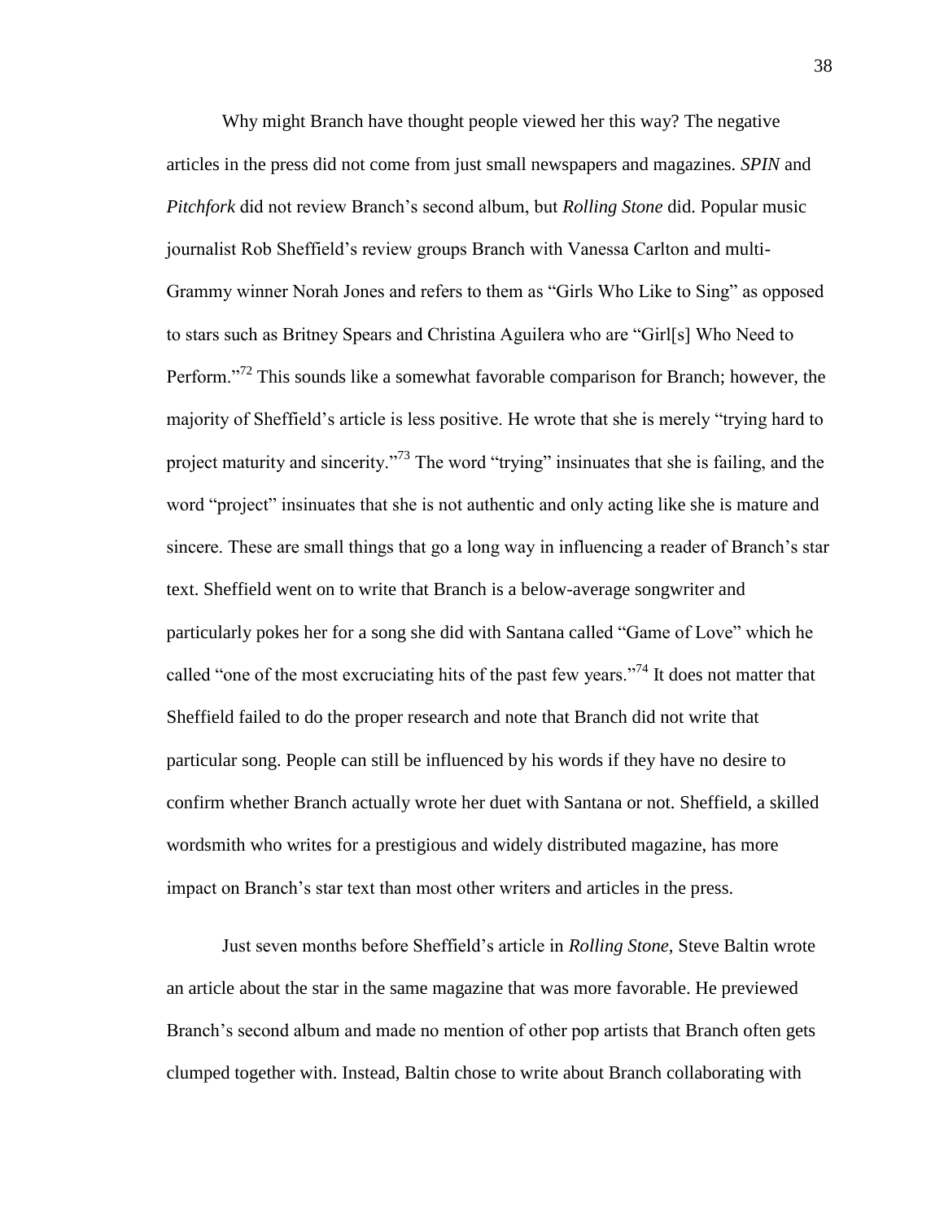Why might Branch have thought people viewed her this way? The negative articles in the press did not come from just small newspapers and magazines. *SPIN* and *Pitchfork* did not review Branch's second album, but *Rolling Stone* did. Popular music journalist Rob Sheffield's review groups Branch with Vanessa Carlton and multi-Grammy winner Norah Jones and refers to them as "Girls Who Like to Sing" as opposed to stars such as Britney Spears and Christina Aguilera who are "Girl[s] Who Need to Perform."[72] This sounds like a somewhat favorable comparison for Branch; however, the majority of Sheffield's article is less positive. He wrote that she is merely "trying hard to project maturity and sincerity."[73] The word "trying" insinuates that she is failing, and the word "project" insinuates that she is not authentic and only acting like she is mature and sincere. These are small things that go a long way in influencing a reader of Branch's star text. Sheffield went on to write that Branch is a below-average songwriter and particularly pokes her for a song she did with Santana called "Game of Love" which he called "one of the most excruciating hits of the past few years."[74] It does not matter that Sheffield failed to do the proper research and note that Branch did not write that particular song. People can still be influenced by his words if they have no desire to confirm whether Branch actually wrote her duet with Santana or not. Sheffield, a skilled wordsmith who writes for a prestigious and widely distributed magazine, has more impact on Branch's star text than most other writers and articles in the press.

Just seven months before Sheffield's article in *Rolling Stone*, Steve Baltin wrote an article about the star in the same magazine that was more favorable. He previewed Branch's second album and made no mention of other pop artists that Branch often gets clumped together with. Instead, Baltin chose to write about Branch collaborating with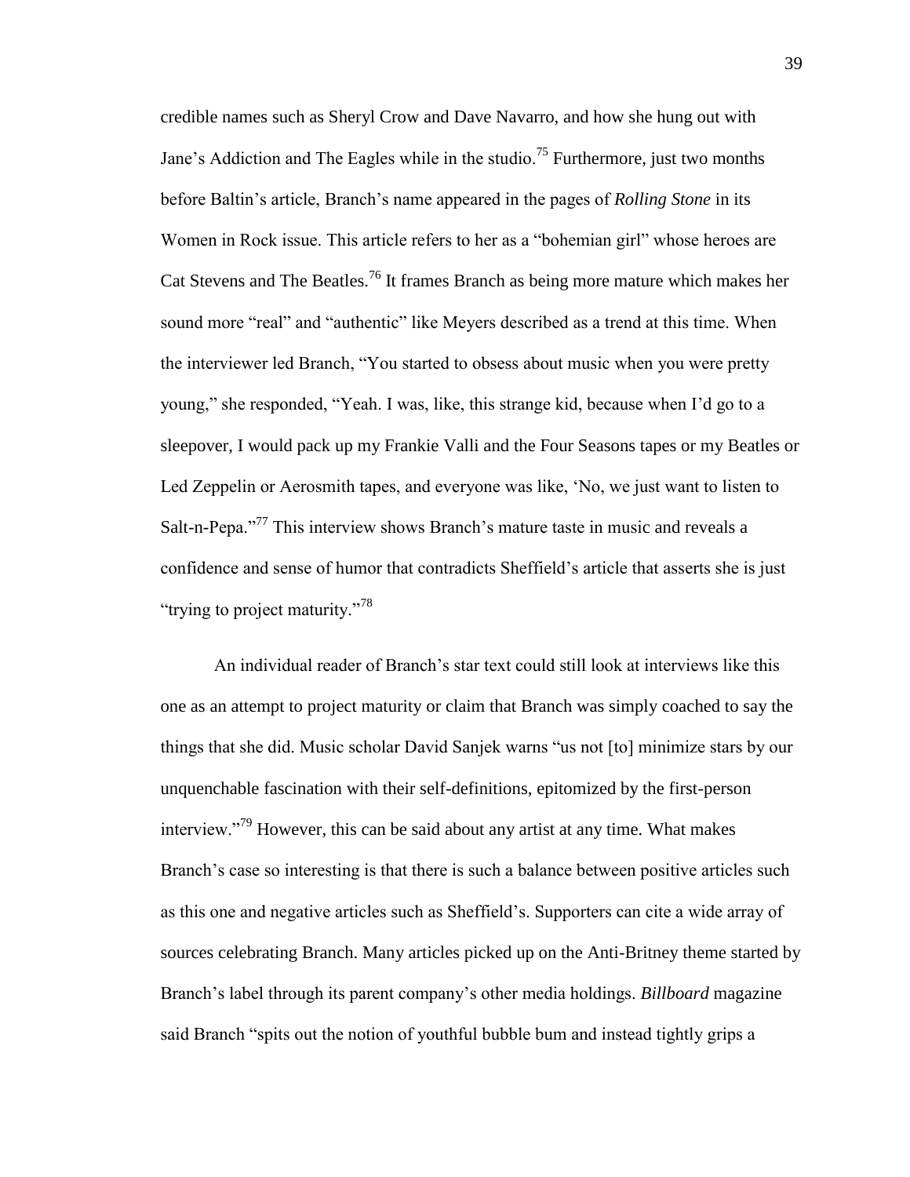credible names such as Sheryl Crow and Dave Navarro, and how she hung out with Jane's Addiction and The Eagles while in the studio.[75] Furthermore, just two months before Baltin's article, Branch's name appeared in the pages of *Rolling Stone* in its Women in Rock issue. This article refers to her as a "bohemian girl" whose heroes are Cat Stevens and The Beatles.[76] It frames Branch as being more mature which makes her sound more "real" and "authentic" like Meyers described as a trend at this time. When the interviewer led Branch, "You started to obsess about music when you were pretty young," she responded, "Yeah. I was, like, this strange kid, because when I'd go to a sleepover, I would pack up my Frankie Valli and the Four Seasons tapes or my Beatles or Led Zeppelin or Aerosmith tapes, and everyone was like, 'No, we just want to listen to Salt-n-Pepa.'"[77] This interview shows Branch's mature taste in music and reveals a confidence and sense of humor that contradicts Sheffield's article that asserts she is just "trying to project maturity."[78]

An individual reader of Branch's star text could still look at interviews like this one as an attempt to project maturity or claim that Branch was simply coached to say the things that she did. Music scholar David Sanjek warns "us not [to] minimize stars by our unquenchable fascination with their self-definitions, epitomized by the first-person interview."[79] However, this can be said about any artist at any time. What makes Branch's case so interesting is that there is such a balance between positive articles such as this one and negative articles such as Sheffield's. Supporters can cite a wide array of sources celebrating Branch. Many articles picked up on the Anti-Britney theme started by Branch's label through its parent company's other media holdings. *Billboard* magazine said Branch "spits out the notion of youthful bubble bum and instead tightly grips a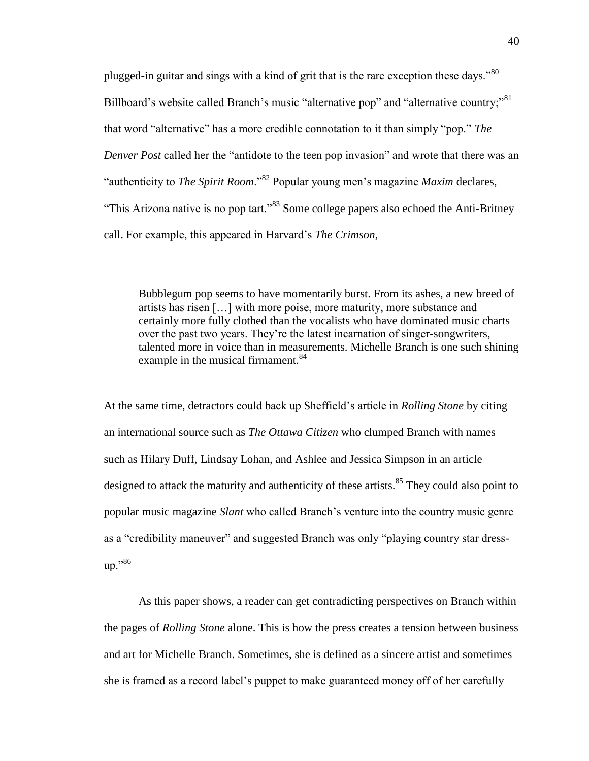plugged-in guitar and sings with a kind of grit that is the rare exception these days."[80] Billboard's website called Branch's music "alternative pop" and "alternative country;"[81] that word "alternative" has a more credible connotation to it than simply "pop." *The Denver Post* called her the "antidote to the teen pop invasion" and wrote that there was an "authenticity to *The Spirit Room*."[82] Popular young men's magazine *Maxim* declares, "This Arizona native is no pop tart."[83] Some college papers also echoed the Anti-Britney call. For example, this appeared in Harvard's *The Crimson*,

> Bubblegum pop seems to have momentarily burst. From its ashes, a new breed of artists has risen […] with more poise, more maturity, more substance and certainly more fully clothed than the vocalists who have dominated music charts over the past two years. They're the latest incarnation of singer-songwriters, talented more in voice than in measurements. Michelle Branch is one such shining example in the musical firmament.[84]

At the same time, detractors could back up Sheffield's article in *Rolling Stone* by citing an international source such as *The Ottawa Citizen* who clumped Branch with names such as Hilary Duff, Lindsay Lohan, and Ashlee and Jessica Simpson in an article designed to attack the maturity and authenticity of these artists.[85] They could also point to popular music magazine *Slant* who called Branch's venture into the country music genre as a "credibility maneuver" and suggested Branch was only "playing country star dress-up."[86]

As this paper shows, a reader can get contradicting perspectives on Branch within the pages of *Rolling Stone* alone. This is how the press creates a tension between business and art for Michelle Branch. Sometimes, she is defined as a sincere artist and sometimes she is framed as a record label's puppet to make guaranteed money off of her carefully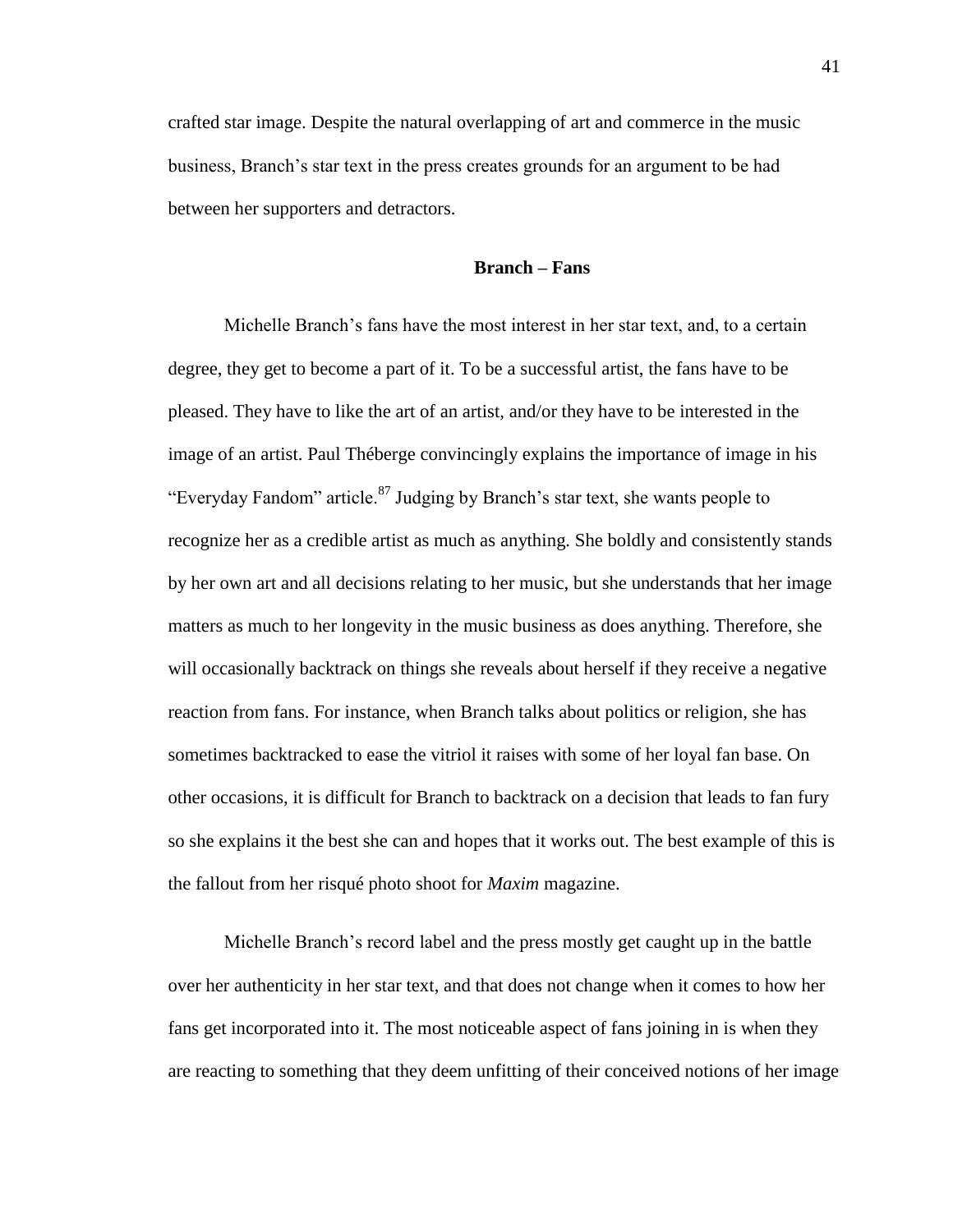crafted star image. Despite the natural overlapping of art and commerce in the music business, Branch's star text in the press creates grounds for an argument to be had between her supporters and detractors.

### Branch – Fans

Michelle Branch's fans have the most interest in her star text, and, to a certain degree, they get to become a part of it. To be a successful artist, the fans have to be pleased. They have to like the art of an artist, and/or they have to be interested in the image of an artist. Paul Théberge convincingly explains the importance of image in his "Everyday Fandom" article.[87] Judging by Branch's star text, she wants people to recognize her as a credible artist as much as anything. She boldly and consistently stands by her own art and all decisions relating to her music, but she understands that her image matters as much to her longevity in the music business as does anything. Therefore, she will occasionally backtrack on things she reveals about herself if they receive a negative reaction from fans. For instance, when Branch talks about politics or religion, she has sometimes backtracked to ease the vitriol it raises with some of her loyal fan base. On other occasions, it is difficult for Branch to backtrack on a decision that leads to fan fury so she explains it the best she can and hopes that it works out. The best example of this is the fallout from her risqué photo shoot for *Maxim* magazine.

Michelle Branch's record label and the press mostly get caught up in the battle over her authenticity in her star text, and that does not change when it comes to how her fans get incorporated into it. The most noticeable aspect of fans joining in is when they are reacting to something that they deem unfitting of their conceived notions of her image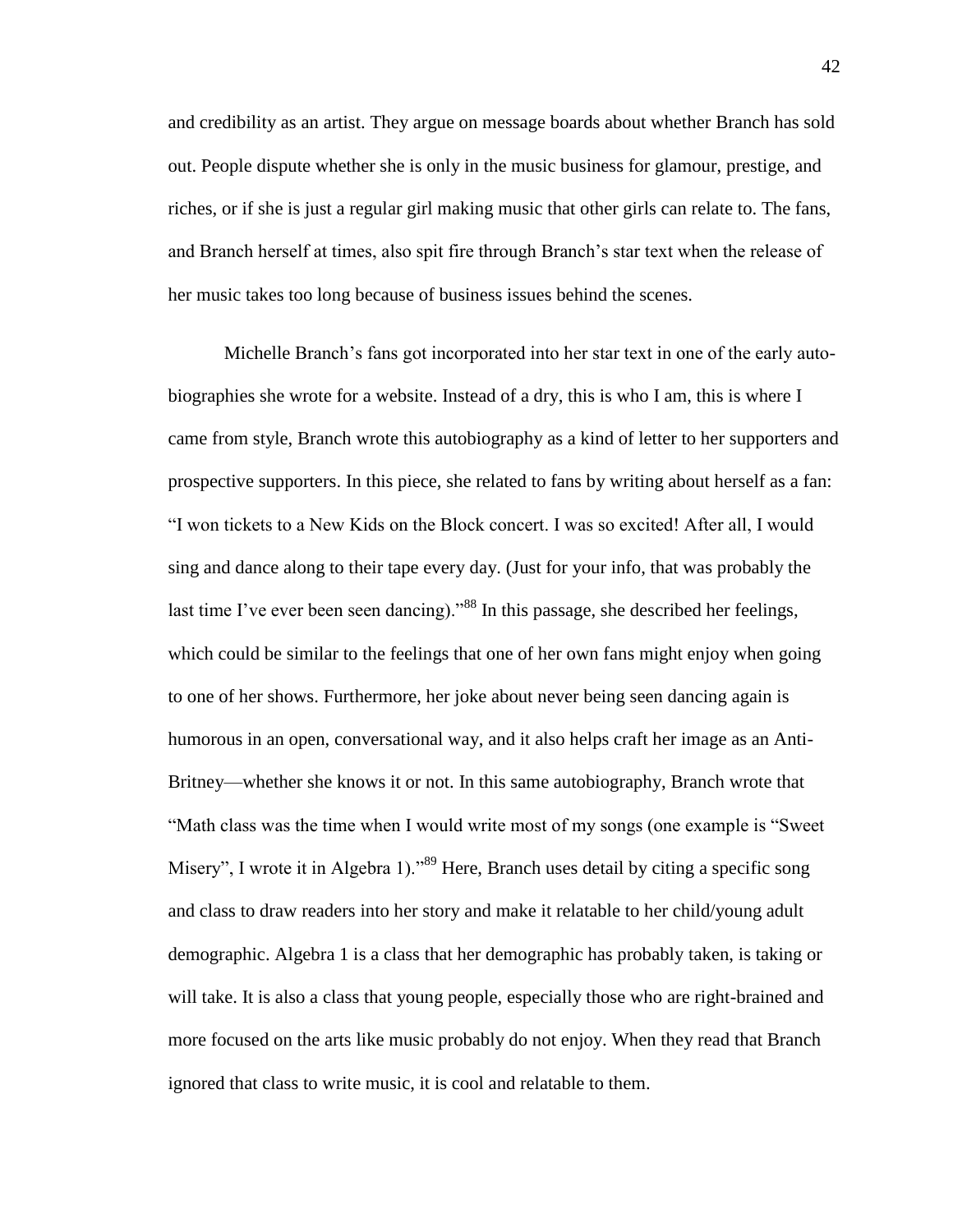and credibility as an artist. They argue on message boards about whether Branch has sold out. People dispute whether she is only in the music business for glamour, prestige, and riches, or if she is just a regular girl making music that other girls can relate to. The fans, and Branch herself at times, also spit fire through Branch's star text when the release of her music takes too long because of business issues behind the scenes.

Michelle Branch's fans got incorporated into her star text in one of the early autobiographies she wrote for a website. Instead of a dry, this is who I am, this is where I came from style, Branch wrote this autobiography as a kind of letter to her supporters and prospective supporters. In this piece, she related to fans by writing about herself as a fan: "I won tickets to a New Kids on the Block concert. I was so excited! After all, I would sing and dance along to their tape every day. (Just for your info, that was probably the last time I've ever been seen dancing)."[88] In this passage, she described her feelings, which could be similar to the feelings that one of her own fans might enjoy when going to one of her shows. Furthermore, her joke about never being seen dancing again is humorous in an open, conversational way, and it also helps craft her image as an Anti-Britney—whether she knows it or not. In this same autobiography, Branch wrote that "Math class was the time when I would write most of my songs (one example is "Sweet Misery", I wrote it in Algebra 1)."[89] Here, Branch uses detail by citing a specific song and class to draw readers into her story and make it relatable to her child/young adult demographic. Algebra 1 is a class that her demographic has probably taken, is taking or will take. It is also a class that young people, especially those who are right-brained and more focused on the arts like music probably do not enjoy. When they read that Branch ignored that class to write music, it is cool and relatable to them.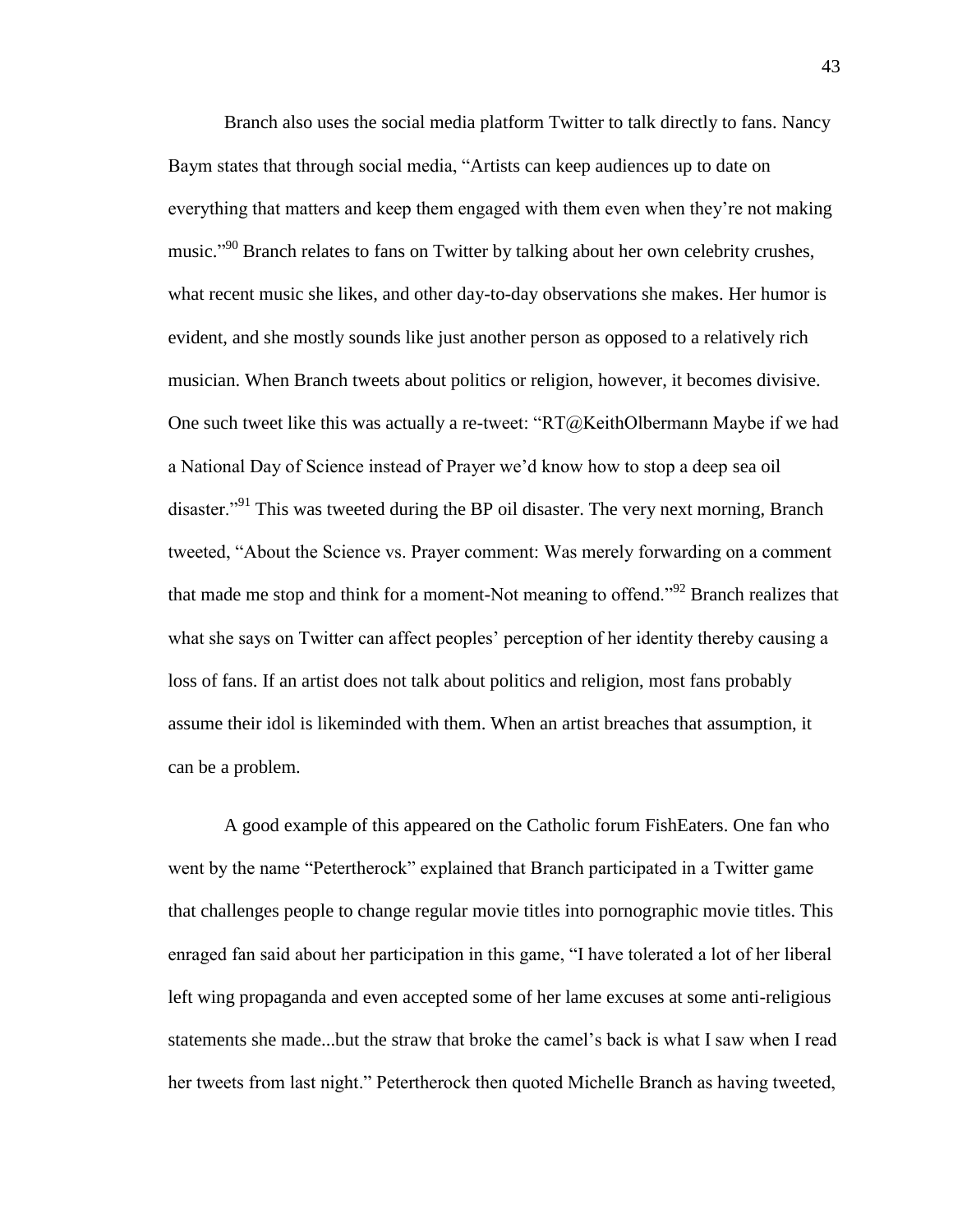Branch also uses the social media platform Twitter to talk directly to fans. Nancy Baym states that through social media, "Artists can keep audiences up to date on everything that matters and keep them engaged with them even when they're not making music."[90] Branch relates to fans on Twitter by talking about her own celebrity crushes, what recent music she likes, and other day-to-day observations she makes. Her humor is evident, and she mostly sounds like just another person as opposed to a relatively rich musician. When Branch tweets about politics or religion, however, it becomes divisive. One such tweet like this was actually a re-tweet: "RT@KeithOlbermann Maybe if we had a National Day of Science instead of Prayer we'd know how to stop a deep sea oil disaster."[91] This was tweeted during the BP oil disaster. The very next morning, Branch tweeted, "About the Science vs. Prayer comment: Was merely forwarding on a comment that made me stop and think for a moment-Not meaning to offend."[92] Branch realizes that what she says on Twitter can affect peoples' perception of her identity thereby causing a loss of fans. If an artist does not talk about politics and religion, most fans probably assume their idol is likeminded with them. When an artist breaches that assumption, it can be a problem.

A good example of this appeared on the Catholic forum FishEaters. One fan who went by the name "Petertherock" explained that Branch participated in a Twitter game that challenges people to change regular movie titles into pornographic movie titles. This enraged fan said about her participation in this game, "I have tolerated a lot of her liberal left wing propaganda and even accepted some of her lame excuses at some anti-religious statements she made...but the straw that broke the camel's back is what I saw when I read her tweets from last night." Petertherock then quoted Michelle Branch as having tweeted,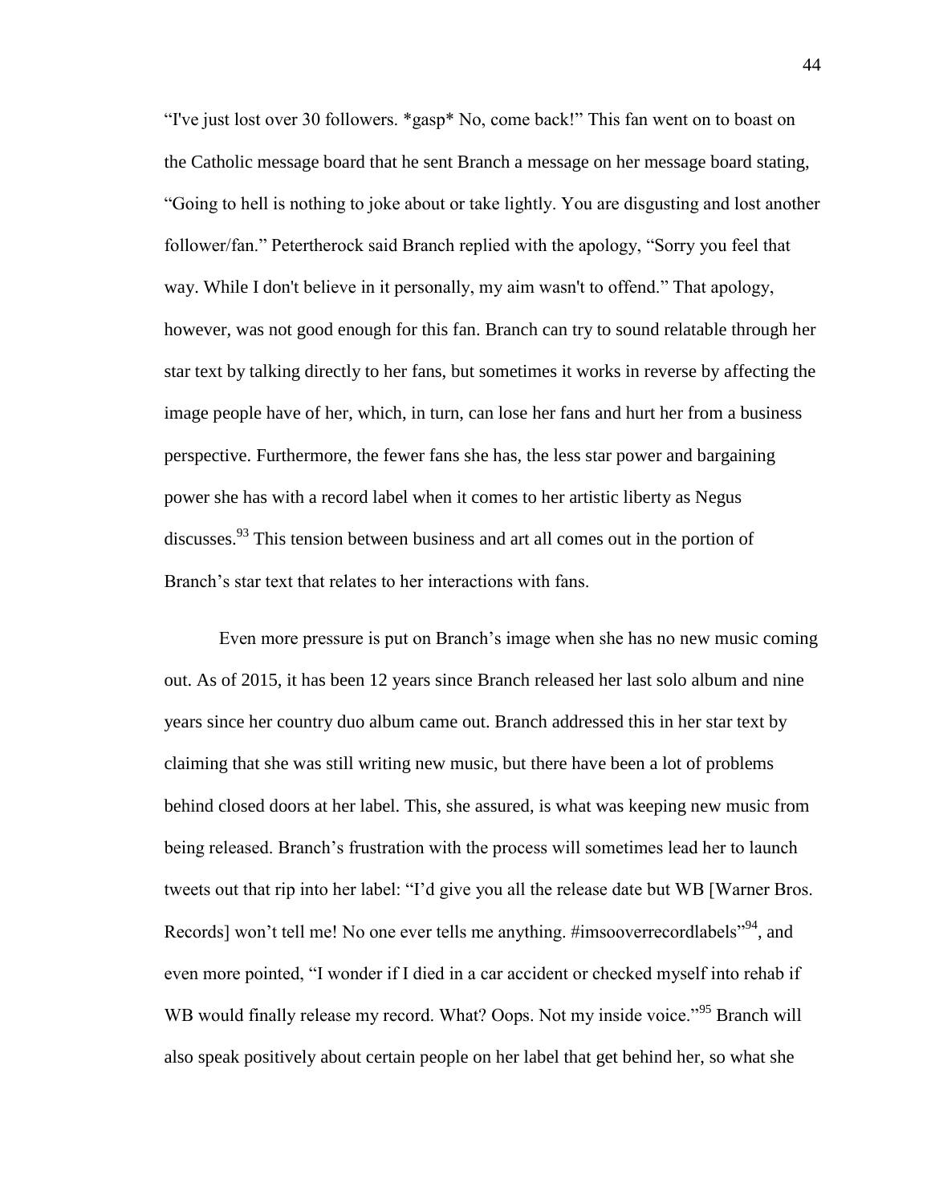"I've just lost over 30 followers. *gasp* No, come back!" This fan went on to boast on the Catholic message board that he sent Branch a message on her message board stating, "Going to hell is nothing to joke about or take lightly. You are disgusting and lost another follower/fan." Petertherock said Branch replied with the apology, "Sorry you feel that way. While I don't believe in it personally, my aim wasn't to offend." That apology, however, was not good enough for this fan. Branch can try to sound relatable through her star text by talking directly to her fans, but sometimes it works in reverse by affecting the image people have of her, which, in turn, can lose her fans and hurt her from a business perspective. Furthermore, the fewer fans she has, the less star power and bargaining power she has with a record label when it comes to her artistic liberty as Negus discusses.[93] This tension between business and art all comes out in the portion of Branch's star text that relates to her interactions with fans.

Even more pressure is put on Branch's image when she has no new music coming out. As of 2015, it has been 12 years since Branch released her last solo album and nine years since her country duo album came out. Branch addressed this in her star text by claiming that she was still writing new music, but there have been a lot of problems behind closed doors at her label. This, she assured, is what was keeping new music from being released. Branch's frustration with the process will sometimes lead her to launch tweets out that rip into her label: "I'd give you all the release date but WB [Warner Bros. Records] won't tell me! No one ever tells me anything. #imsooverrecordlabels"[94], and even more pointed, "I wonder if I died in a car accident or checked myself into rehab if WB would finally release my record. What? Oops. Not my inside voice."[95] Branch will also speak positively about certain people on her label that get behind her, so what she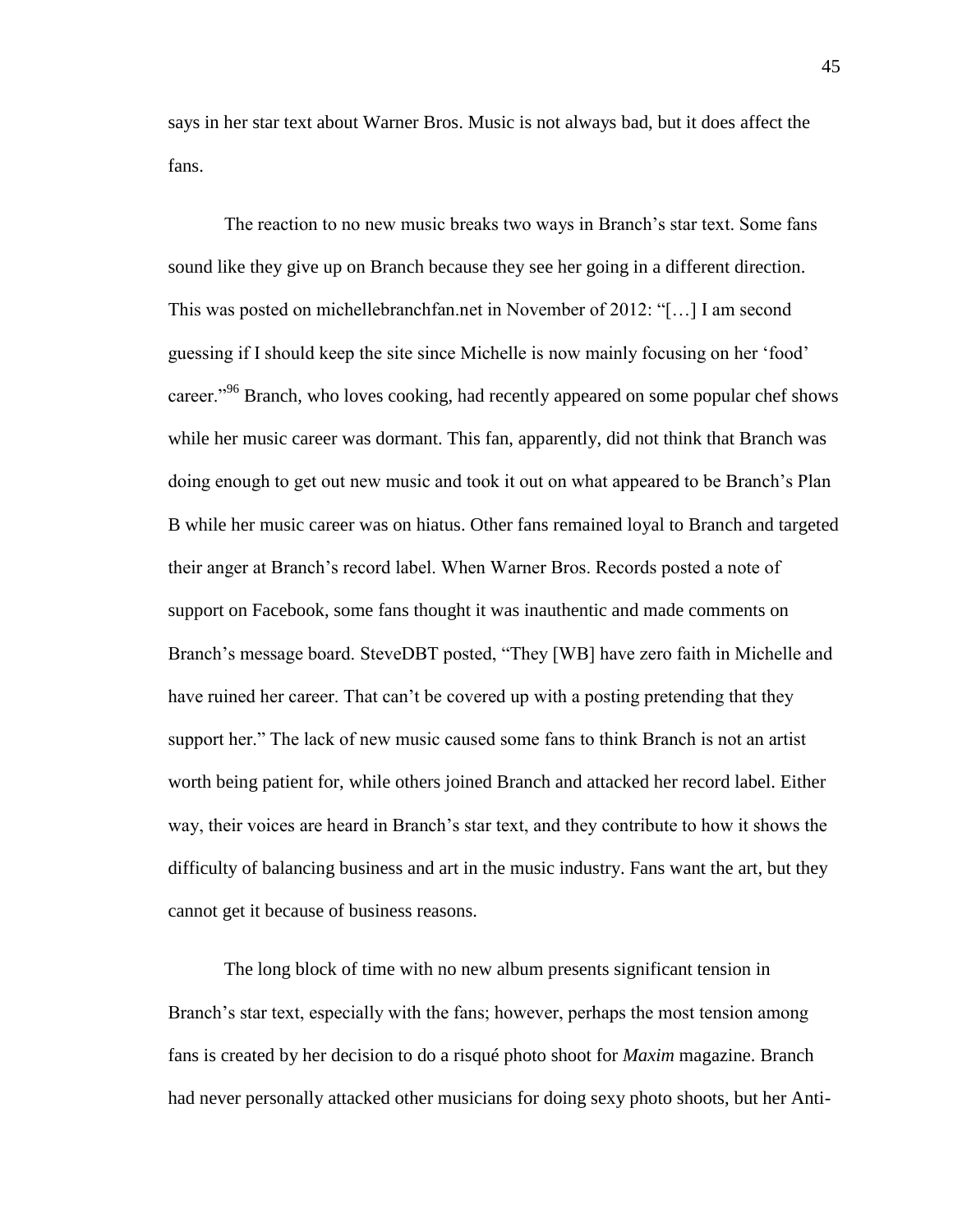says in her star text about Warner Bros. Music is not always bad, but it does affect the fans.

The reaction to no new music breaks two ways in Branch's star text. Some fans sound like they give up on Branch because they see her going in a different direction. This was posted on michellebranchfan.net in November of 2012: "[…] I am second guessing if I should keep the site since Michelle is now mainly focusing on her 'food' career."[96] Branch, who loves cooking, had recently appeared on some popular chef shows while her music career was dormant. This fan, apparently, did not think that Branch was doing enough to get out new music and took it out on what appeared to be Branch's Plan B while her music career was on hiatus. Other fans remained loyal to Branch and targeted their anger at Branch's record label. When Warner Bros. Records posted a note of support on Facebook, some fans thought it was inauthentic and made comments on Branch's message board. SteveDBT posted, "They [WB] have zero faith in Michelle and have ruined her career. That can't be covered up with a posting pretending that they support her." The lack of new music caused some fans to think Branch is not an artist worth being patient for, while others joined Branch and attacked her record label. Either way, their voices are heard in Branch's star text, and they contribute to how it shows the difficulty of balancing business and art in the music industry. Fans want the art, but they cannot get it because of business reasons.

The long block of time with no new album presents significant tension in Branch's star text, especially with the fans; however, perhaps the most tension among fans is created by her decision to do a risqué photo shoot for *Maxim* magazine. Branch had never personally attacked other musicians for doing sexy photo shoots, but her Anti-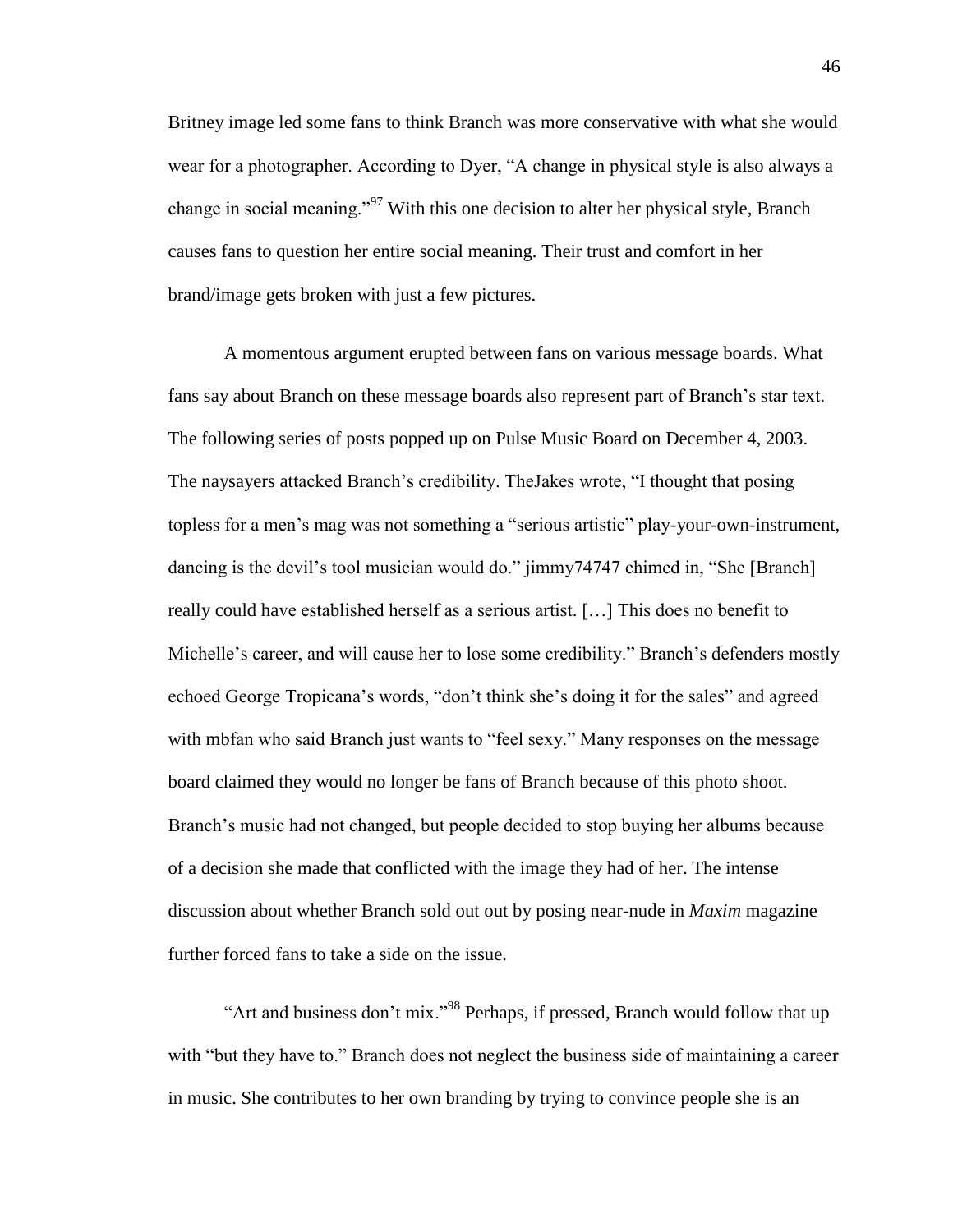Britney image led some fans to think Branch was more conservative with what she would wear for a photographer. According to Dyer, "A change in physical style is also always a change in social meaning."[97] With this one decision to alter her physical style, Branch causes fans to question her entire social meaning. Their trust and comfort in her brand/image gets broken with just a few pictures.

A momentous argument erupted between fans on various message boards. What fans say about Branch on these message boards also represent part of Branch's star text. The following series of posts popped up on Pulse Music Board on December 4, 2003. The naysayers attacked Branch's credibility. TheJakes wrote, "I thought that posing topless for a men's mag was not something a "serious artistic" play-your-own-instrument, dancing is the devil's tool musician would do." jimmy74747 chimed in, "She [Branch] really could have established herself as a serious artist. […] This does no benefit to Michelle's career, and will cause her to lose some credibility." Branch's defenders mostly echoed George Tropicana's words, "don't think she's doing it for the sales" and agreed with mbfan who said Branch just wants to "feel sexy." Many responses on the message board claimed they would no longer be fans of Branch because of this photo shoot. Branch's music had not changed, but people decided to stop buying her albums because of a decision she made that conflicted with the image they had of her. The intense discussion about whether Branch sold out out by posing near-nude in *Maxim* magazine further forced fans to take a side on the issue.

"Art and business don't mix."[98] Perhaps, if pressed, Branch would follow that up with "but they have to." Branch does not neglect the business side of maintaining a career in music. She contributes to her own branding by trying to convince people she is an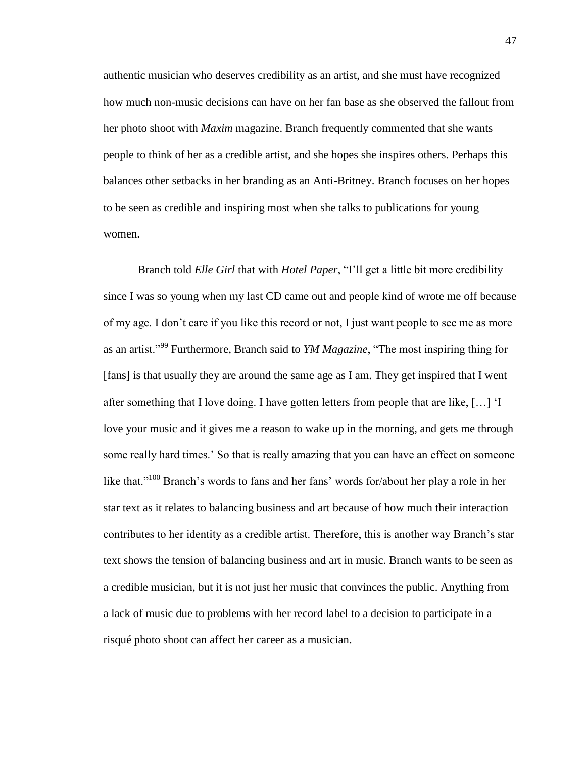authentic musician who deserves credibility as an artist, and she must have recognized how much non-music decisions can have on her fan base as she observed the fallout from her photo shoot with *Maxim* magazine. Branch frequently commented that she wants people to think of her as a credible artist, and she hopes she inspires others. Perhaps this balances other setbacks in her branding as an Anti-Britney. Branch focuses on her hopes to be seen as credible and inspiring most when she talks to publications for young women.

Branch told *Elle Girl* that with *Hotel Paper*, "I'll get a little bit more credibility since I was so young when my last CD came out and people kind of wrote me off because of my age. I don't care if you like this record or not, I just want people to see me as more as an artist."[99] Furthermore, Branch said to *YM Magazine*, "The most inspiring thing for [fans] is that usually they are around the same age as I am. They get inspired that I went after something that I love doing. I have gotten letters from people that are like, […] 'I love your music and it gives me a reason to wake up in the morning, and gets me through some really hard times.' So that is really amazing that you can have an effect on someone like that."[100] Branch's words to fans and her fans' words for/about her play a role in her star text as it relates to balancing business and art because of how much their interaction contributes to her identity as a credible artist. Therefore, this is another way Branch's star text shows the tension of balancing business and art in music. Branch wants to be seen as a credible musician, but it is not just her music that convinces the public. Anything from a lack of music due to problems with her record label to a decision to participate in a risqué photo shoot can affect her career as a musician.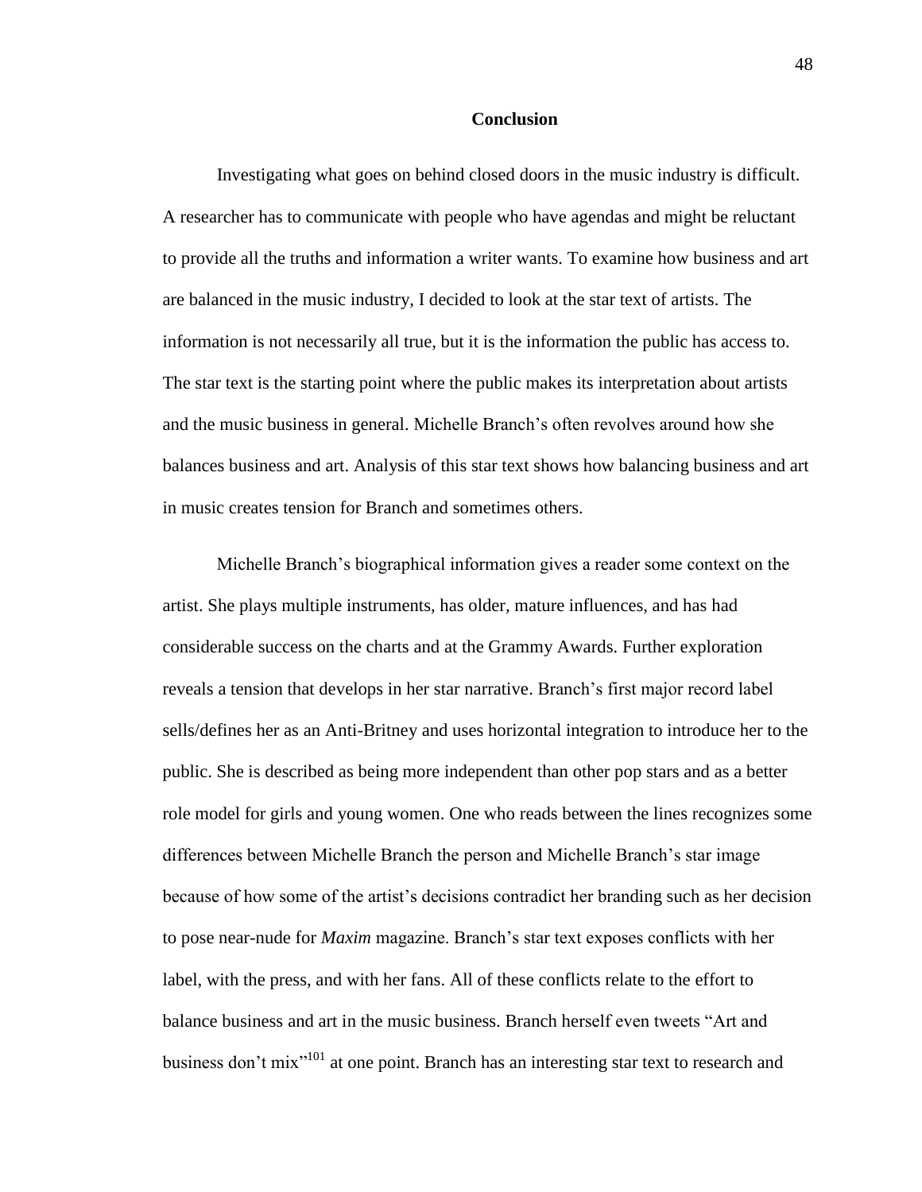# Conclusion

Investigating what goes on behind closed doors in the music industry is difficult. A researcher has to communicate with people who have agendas and might be reluctant to provide all the truths and information a writer wants. To examine how business and art are balanced in the music industry, I decided to look at the star text of artists. The information is not necessarily all true, but it is the information the public has access to. The star text is the starting point where the public makes its interpretation about artists and the music business in general. Michelle Branch's often revolves around how she balances business and art. Analysis of this star text shows how balancing business and art in music creates tension for Branch and sometimes others.

Michelle Branch's biographical information gives a reader some context on the artist. She plays multiple instruments, has older, mature influences, and has had considerable success on the charts and at the Grammy Awards. Further exploration reveals a tension that develops in her star narrative. Branch's first major record label sells/defines her as an Anti-Britney and uses horizontal integration to introduce her to the public. She is described as being more independent than other pop stars and as a better role model for girls and young women. One who reads between the lines recognizes some differences between Michelle Branch the person and Michelle Branch's star image because of how some of the artist's decisions contradict her branding such as her decision to pose near-nude for *Maxim* magazine. Branch's star text exposes conflicts with her label, with the press, and with her fans. All of these conflicts relate to the effort to balance business and art in the music business. Branch herself even tweets "Art and business don't mix"[101] at one point. Branch has an interesting star text to research and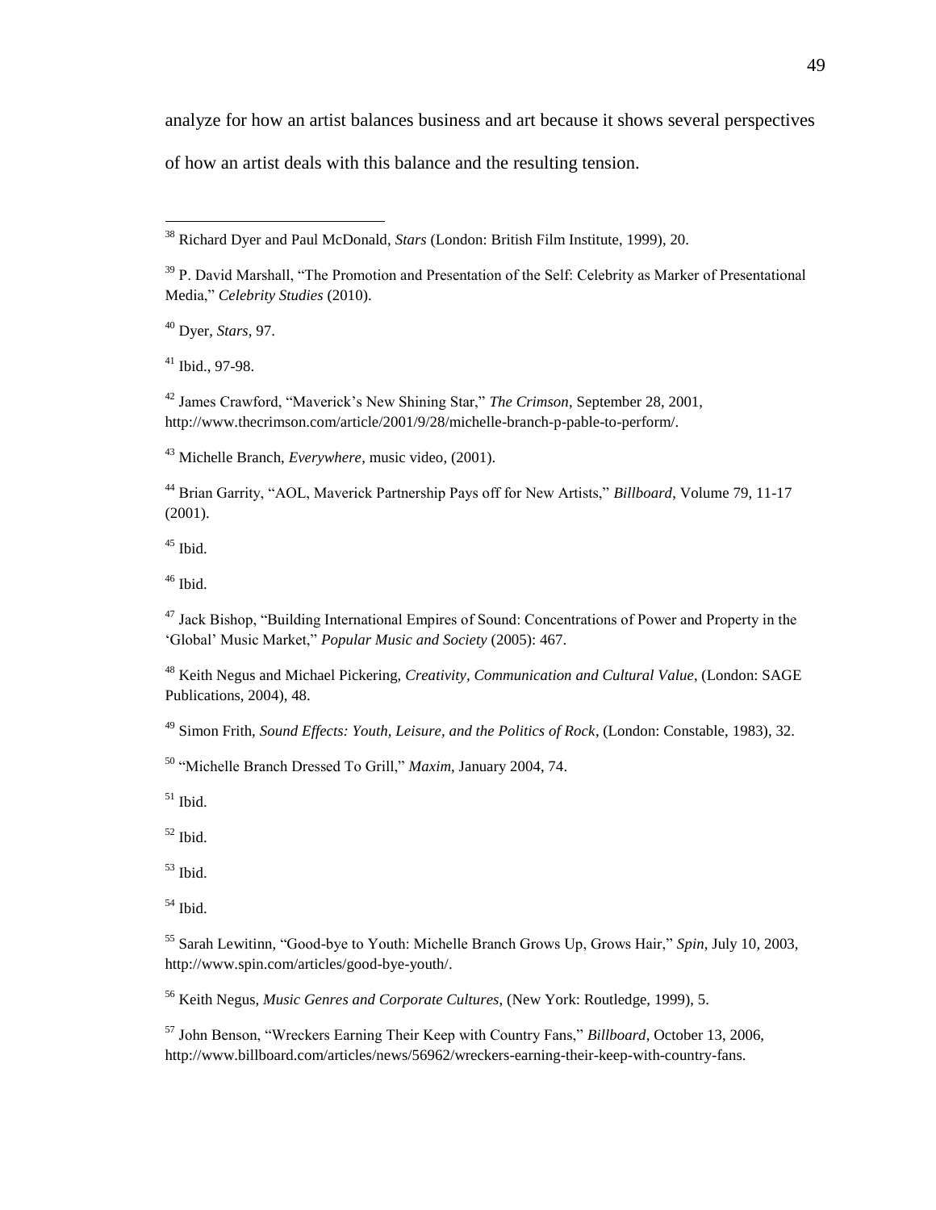analyze for how an artist balances business and art because it shows several perspectives of how an artist deals with this balance and the resulting tension.

---

[38] Richard Dyer and Paul McDonald, *Stars* (London: British Film Institute, 1999), 20.

[39] P. David Marshall, "The Promotion and Presentation of the Self: Celebrity as Marker of Presentational Media," *Celebrity Studies* (2010).

[40] Dyer, *Stars*, 97.

[41] Ibid., 97-98.

[42] James Crawford, "Maverick's New Shining Star," *The Crimson*, September 28, 2001, http://www.thecrimson.com/article/2001/9/28/michelle-branch-p-pable-to-perform/.

[43] Michelle Branch, *Everywhere*, music video, (2001).

[44] Brian Garrity, "AOL, Maverick Partnership Pays off for New Artists," *Billboard*, Volume 79, 11-17 (2001).

[45] Ibid.

[46] Ibid.

[47] Jack Bishop, "Building International Empires of Sound: Concentrations of Power and Property in the 'Global' Music Market," *Popular Music and Society* (2005): 467.

[48] Keith Negus and Michael Pickering, *Creativity, Communication and Cultural Value*, (London: SAGE Publications, 2004), 48.

[49] Simon Frith, *Sound Effects: Youth, Leisure, and the Politics of Rock*, (London: Constable, 1983), 32.

[50] "Michelle Branch Dressed To Grill," *Maxim*, January 2004, 74.

[51] Ibid.

[52] Ibid.

[53] Ibid.

[54] Ibid.

[55] Sarah Lewitinn, "Good-bye to Youth: Michelle Branch Grows Up, Grows Hair," *Spin*, July 10, 2003, http://www.spin.com/articles/good-bye-youth/.

[56] Keith Negus, *Music Genres and Corporate Cultures*, (New York: Routledge, 1999), 5.

[57] John Benson, "Wreckers Earning Their Keep with Country Fans," *Billboard*, October 13, 2006, http://www.billboard.com/articles/news/56962/wreckers-earning-their-keep-with-country-fans.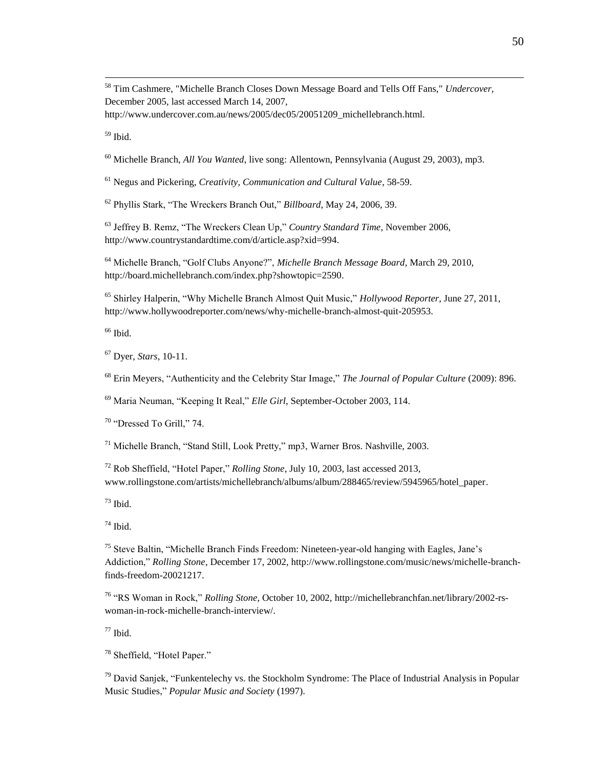[58] Tim Cashmere, "Michelle Branch Closes Down Message Board and Tells Off Fans," *Undercover*, December 2005, last accessed March 14, 2007, http://www.undercover.com.au/news/2005/dec05/20051209_michellebranch.html.

[59] Ibid.

[60] Michelle Branch, *All You Wanted*, live song: Allentown, Pennsylvania (August 29, 2003), mp3.

[61] Negus and Pickering, *Creativity, Communication and Cultural Value*, 58-59.

[62] Phyllis Stark, "The Wreckers Branch Out," *Billboard*, May 24, 2006, 39.

[63] Jeffrey B. Remz, "The Wreckers Clean Up," *Country Standard Time*, November 2006, http://www.countrystandardtime.com/d/article.asp?xid=994.

[64] Michelle Branch, "Golf Clubs Anyone?", *Michelle Branch Message Board*, March 29, 2010, http://board.michellebranch.com/index.php?showtopic=2590.

[65] Shirley Halperin, "Why Michelle Branch Almost Quit Music," *Hollywood Reporter*, June 27, 2011, http://www.hollywoodreporter.com/news/why-michelle-branch-almost-quit-205953.

[66] Ibid.

[67] Dyer, *Stars*, 10-11.

[68] Erin Meyers, "Authenticity and the Celebrity Star Image," *The Journal of Popular Culture* (2009): 896.

[69] Maria Neuman, "Keeping It Real," *Elle Girl*, September-October 2003, 114.

[70] "Dressed To Grill," 74.

[71] Michelle Branch, "Stand Still, Look Pretty," mp3, Warner Bros. Nashville, 2003.

[72] Rob Sheffield, "Hotel Paper," *Rolling Stone*, July 10, 2003, last accessed 2013, www.rollingstone.com/artists/michellebranch/albums/album/288465/review/5945965/hotel_paper.

[73] Ibid.

[74] Ibid.

[75] Steve Baltin, "Michelle Branch Finds Freedom: Nineteen-year-old hanging with Eagles, Jane's Addiction," *Rolling Stone*, December 17, 2002, http://www.rollingstone.com/music/news/michelle-branch-finds-freedom-20021217.

[76] "RS Woman in Rock," *Rolling Stone*, October 10, 2002, http://michellebranchfan.net/library/2002-rs-woman-in-rock-michelle-branch-interview/.

[77] Ibid.

[78] Sheffield, "Hotel Paper."

[79] David Sanjek, "Funkentelechy vs. the Stockholm Syndrome: The Place of Industrial Analysis in Popular Music Studies," *Popular Music and Society* (1997).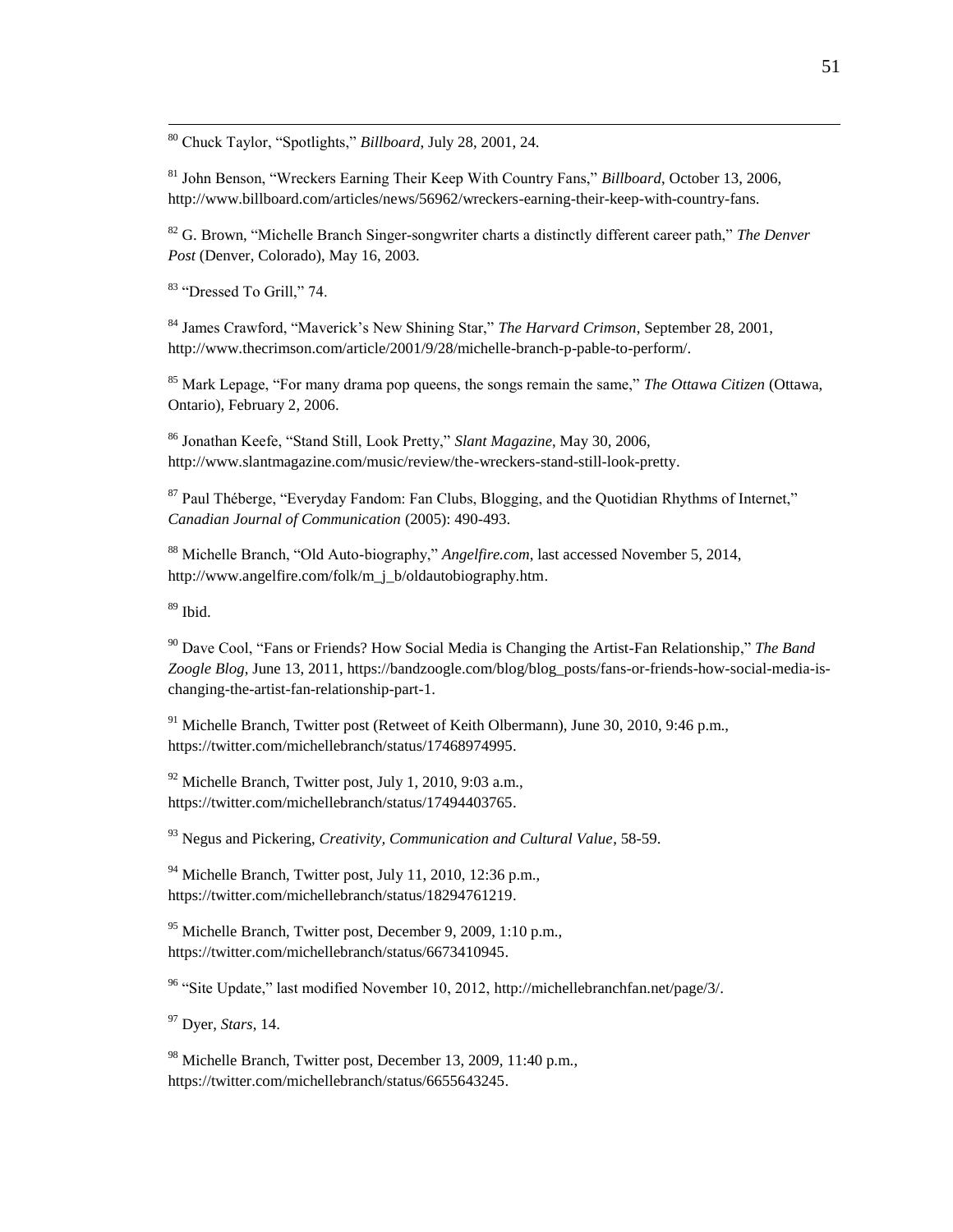[80] Chuck Taylor, "Spotlights," *Billboard*, July 28, 2001, 24.

[81] John Benson, "Wreckers Earning Their Keep With Country Fans," *Billboard*, October 13, 2006, http://www.billboard.com/articles/news/56962/wreckers-earning-their-keep-with-country-fans.

[82] G. Brown, "Michelle Branch Singer-songwriter charts a distinctly different career path," *The Denver Post* (Denver, Colorado), May 16, 2003.

[83] "Dressed To Grill," 74.

[84] James Crawford, "Maverick's New Shining Star," *The Harvard Crimson*, September 28, 2001, http://www.thecrimson.com/article/2001/9/28/michelle-branch-p-pable-to-perform/.

[85] Mark Lepage, "For many drama pop queens, the songs remain the same," *The Ottawa Citizen* (Ottawa, Ontario), February 2, 2006.

[86] Jonathan Keefe, "Stand Still, Look Pretty," *Slant Magazine*, May 30, 2006, http://www.slantmagazine.com/music/review/the-wreckers-stand-still-look-pretty.

[87] Paul Théberge, "Everyday Fandom: Fan Clubs, Blogging, and the Quotidian Rhythms of Internet," *Canadian Journal of Communication* (2005): 490-493.

[88] Michelle Branch, "Old Auto-biography," *Angelfire.com*, last accessed November 5, 2014, http://www.angelfire.com/folk/m_j_b/oldautobiography.htm.

[89] Ibid.

[90] Dave Cool, "Fans or Friends? How Social Media is Changing the Artist-Fan Relationship," *The Band Zoogle Blog*, June 13, 2011, https://bandzoogle.com/blog/blog_posts/fans-or-friends-how-social-media-is-changing-the-artist-fan-relationship-part-1.

[91] Michelle Branch, Twitter post (Retweet of Keith Olbermann), June 30, 2010, 9:46 p.m., https://twitter.com/michellebranch/status/17468974995.

[92] Michelle Branch, Twitter post, July 1, 2010, 9:03 a.m., https://twitter.com/michellebranch/status/17494403765.

[93] Negus and Pickering, *Creativity, Communication and Cultural Value*, 58-59.

[94] Michelle Branch, Twitter post, July 11, 2010, 12:36 p.m., https://twitter.com/michellebranch/status/18294761219.

[95] Michelle Branch, Twitter post, December 9, 2009, 1:10 p.m., https://twitter.com/michellebranch/status/6673410945.

[96] "Site Update," last modified November 10, 2012, http://michellebranchfan.net/page/3/.

[97] Dyer, *Stars*, 14.

[98] Michelle Branch, Twitter post, December 13, 2009, 11:40 p.m., https://twitter.com/michellebranch/status/6655643245.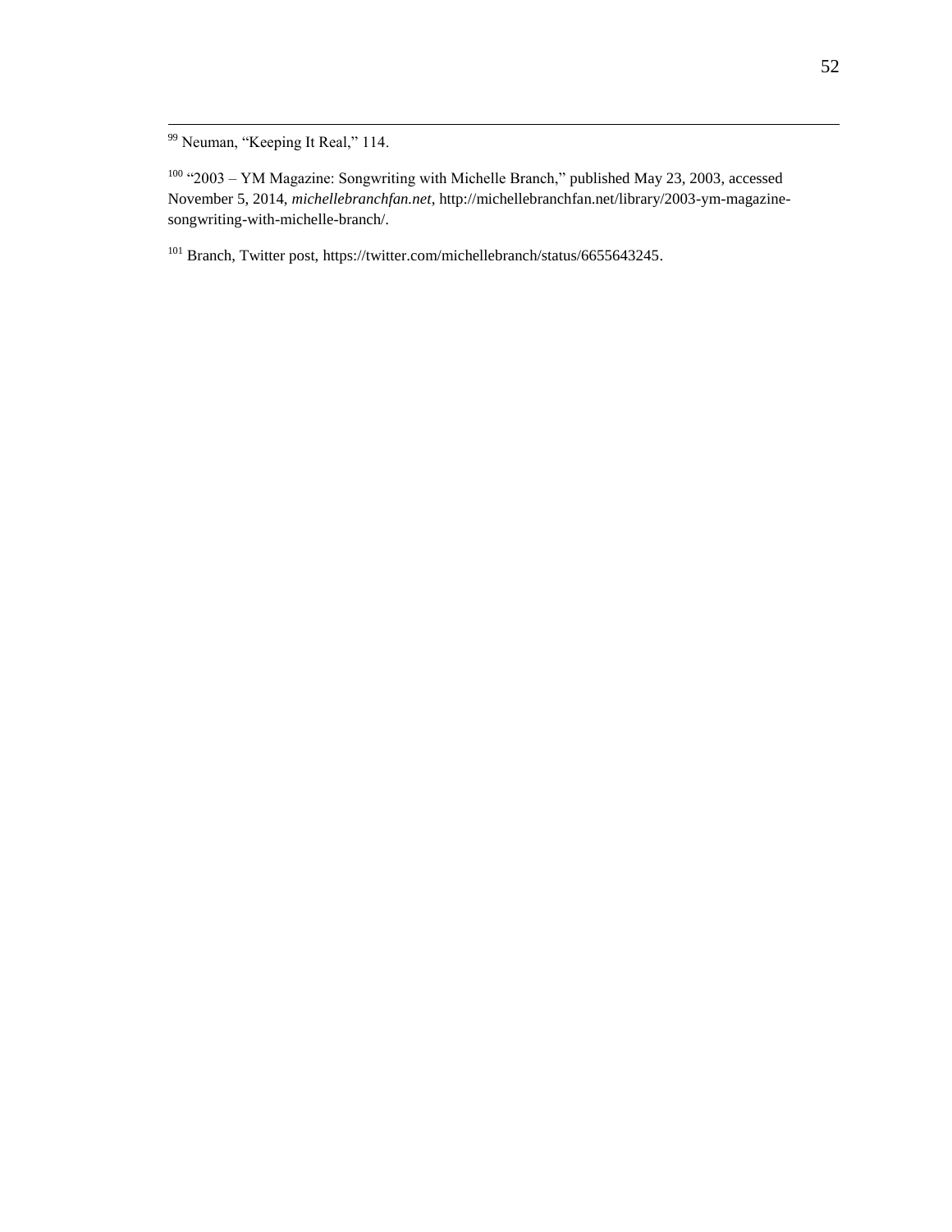[99] Neuman, "Keeping It Real," 114.

[100] "2003 – YM Magazine: Songwriting with Michelle Branch," published May 23, 2003, accessed November 5, 2014, *michellebranchfan.net*, http://michellebranchfan.net/library/2003-ym-magazine-songwriting-with-michelle-branch/.

[101] Branch, Twitter post, https://twitter.com/michellebranch/status/6655643245.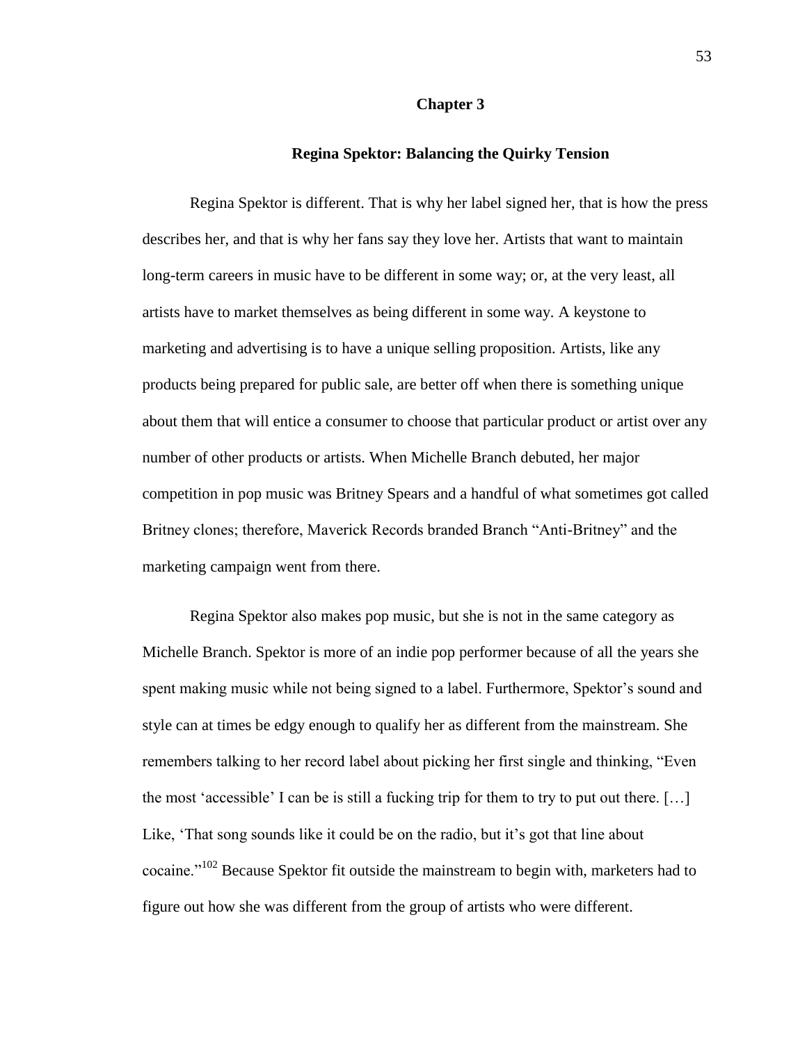# Chapter 3

## Regina Spektor: Balancing the Quirky Tension

Regina Spektor is different. That is why her label signed her, that is how the press describes her, and that is why her fans say they love her. Artists that want to maintain long-term careers in music have to be different in some way; or, at the very least, all artists have to market themselves as being different in some way. A keystone to marketing and advertising is to have a unique selling proposition. Artists, like any products being prepared for public sale, are better off when there is something unique about them that will entice a consumer to choose that particular product or artist over any number of other products or artists. When Michelle Branch debuted, her major competition in pop music was Britney Spears and a handful of what sometimes got called Britney clones; therefore, Maverick Records branded Branch "Anti-Britney" and the marketing campaign went from there.

Regina Spektor also makes pop music, but she is not in the same category as Michelle Branch. Spektor is more of an indie pop performer because of all the years she spent making music while not being signed to a label. Furthermore, Spektor's sound and style can at times be edgy enough to qualify her as different from the mainstream. She remembers talking to her record label about picking her first single and thinking, "Even the most 'accessible' I can be is still a fucking trip for them to try to put out there. […] Like, 'That song sounds like it could be on the radio, but it's got that line about cocaine.'"[102] Because Spektor fit outside the mainstream to begin with, marketers had to figure out how she was different from the group of artists who were different.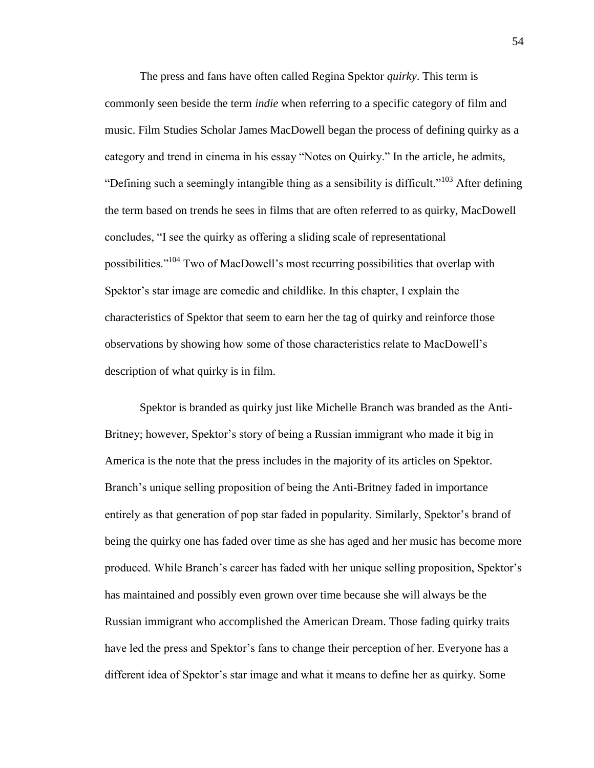The press and fans have often called Regina Spektor *quirky*. This term is commonly seen beside the term *indie* when referring to a specific category of film and music. Film Studies Scholar James MacDowell began the process of defining quirky as a category and trend in cinema in his essay "Notes on Quirky." In the article, he admits, "Defining such a seemingly intangible thing as a sensibility is difficult."[103] After defining the term based on trends he sees in films that are often referred to as quirky, MacDowell concludes, "I see the quirky as offering a sliding scale of representational possibilities."[104] Two of MacDowell's most recurring possibilities that overlap with Spektor's star image are comedic and childlike. In this chapter, I explain the characteristics of Spektor that seem to earn her the tag of quirky and reinforce those observations by showing how some of those characteristics relate to MacDowell's description of what quirky is in film.

Spektor is branded as quirky just like Michelle Branch was branded as the Anti-Britney; however, Spektor's story of being a Russian immigrant who made it big in America is the note that the press includes in the majority of its articles on Spektor. Branch's unique selling proposition of being the Anti-Britney faded in importance entirely as that generation of pop star faded in popularity. Similarly, Spektor's brand of being the quirky one has faded over time as she has aged and her music has become more produced. While Branch's career has faded with her unique selling proposition, Spektor's has maintained and possibly even grown over time because she will always be the Russian immigrant who accomplished the American Dream. Those fading quirky traits have led the press and Spektor's fans to change their perception of her. Everyone has a different idea of Spektor's star image and what it means to define her as quirky. Some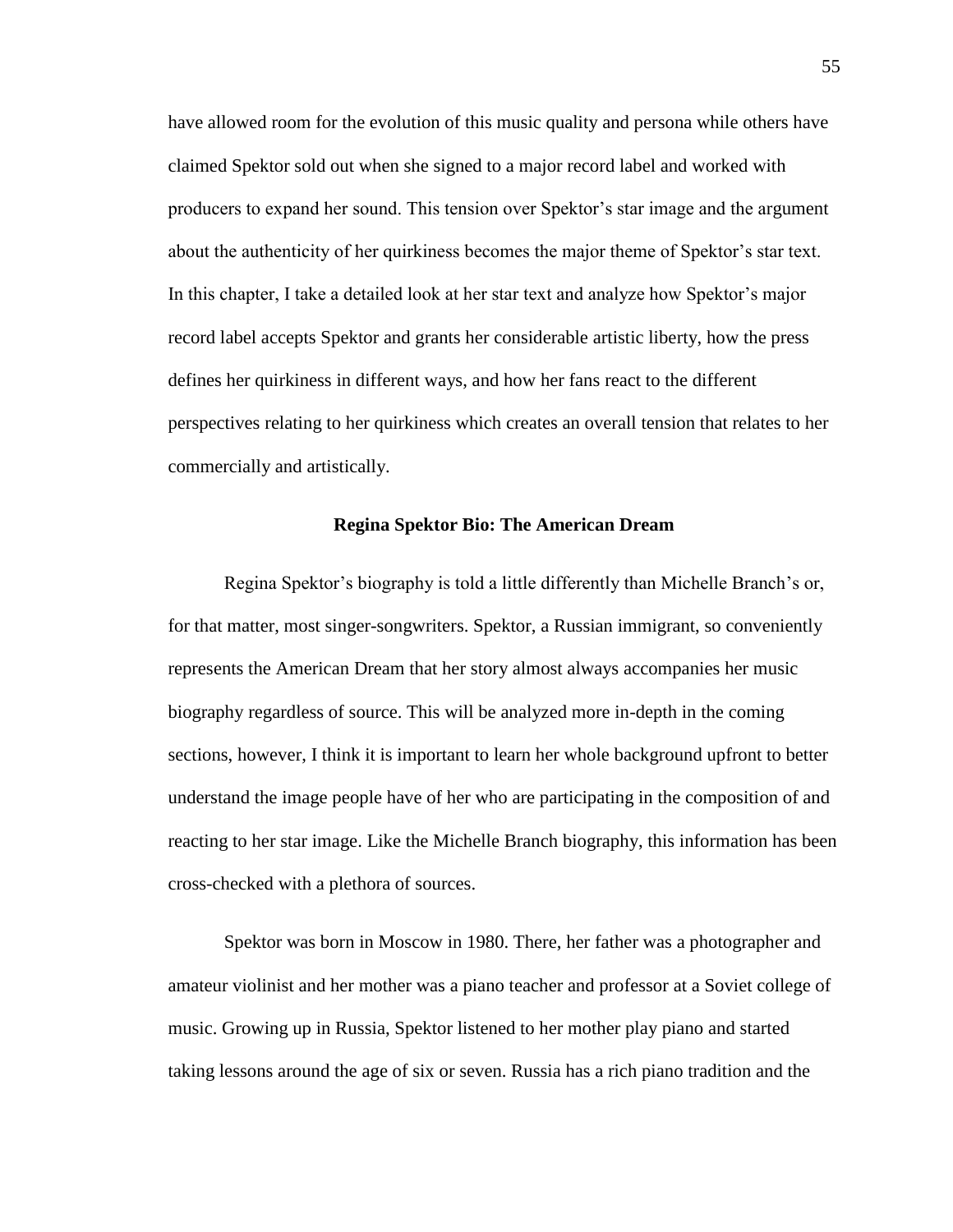have allowed room for the evolution of this music quality and persona while others have claimed Spektor sold out when she signed to a major record label and worked with producers to expand her sound. This tension over Spektor's star image and the argument about the authenticity of her quirkiness becomes the major theme of Spektor's star text. In this chapter, I take a detailed look at her star text and analyze how Spektor's major record label accepts Spektor and grants her considerable artistic liberty, how the press defines her quirkiness in different ways, and how her fans react to the different perspectives relating to her quirkiness which creates an overall tension that relates to her commercially and artistically.

## Regina Spektor Bio: The American Dream

Regina Spektor's biography is told a little differently than Michelle Branch's or, for that matter, most singer-songwriters. Spektor, a Russian immigrant, so conveniently represents the American Dream that her story almost always accompanies her music biography regardless of source. This will be analyzed more in-depth in the coming sections, however, I think it is important to learn her whole background upfront to better understand the image people have of her who are participating in the composition of and reacting to her star image. Like the Michelle Branch biography, this information has been cross-checked with a plethora of sources.

Spektor was born in Moscow in 1980. There, her father was a photographer and amateur violinist and her mother was a piano teacher and professor at a Soviet college of music. Growing up in Russia, Spektor listened to her mother play piano and started taking lessons around the age of six or seven. Russia has a rich piano tradition and the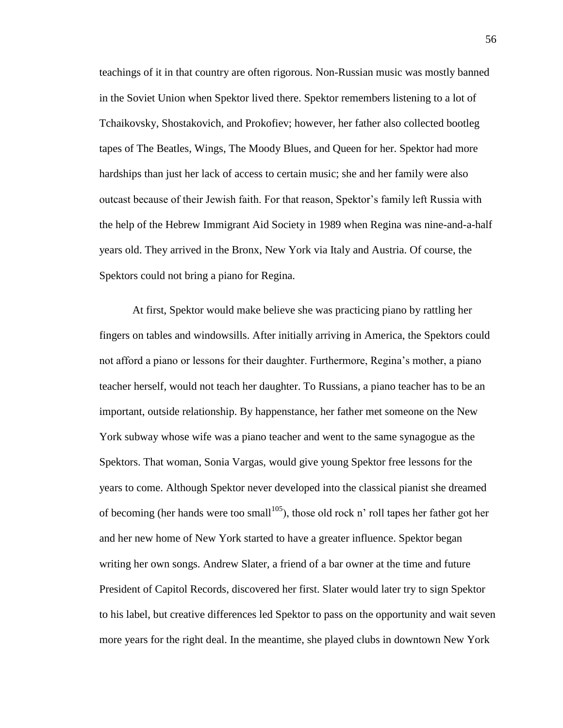teachings of it in that country are often rigorous. Non-Russian music was mostly banned in the Soviet Union when Spektor lived there. Spektor remembers listening to a lot of Tchaikovsky, Shostakovich, and Prokofiev; however, her father also collected bootleg tapes of The Beatles, Wings, The Moody Blues, and Queen for her. Spektor had more hardships than just her lack of access to certain music; she and her family were also outcast because of their Jewish faith. For that reason, Spektor's family left Russia with the help of the Hebrew Immigrant Aid Society in 1989 when Regina was nine-and-a-half years old. They arrived in the Bronx, New York via Italy and Austria. Of course, the Spektors could not bring a piano for Regina.

At first, Spektor would make believe she was practicing piano by rattling her fingers on tables and windowsills. After initially arriving in America, the Spektors could not afford a piano or lessons for their daughter. Furthermore, Regina's mother, a piano teacher herself, would not teach her daughter. To Russians, a piano teacher has to be an important, outside relationship. By happenstance, her father met someone on the New York subway whose wife was a piano teacher and went to the same synagogue as the Spektors. That woman, Sonia Vargas, would give young Spektor free lessons for the years to come. Although Spektor never developed into the classical pianist she dreamed of becoming (her hands were too small[105]), those old rock n' roll tapes her father got her and her new home of New York started to have a greater influence. Spektor began writing her own songs. Andrew Slater, a friend of a bar owner at the time and future President of Capitol Records, discovered her first. Slater would later try to sign Spektor to his label, but creative differences led Spektor to pass on the opportunity and wait seven more years for the right deal. In the meantime, she played clubs in downtown New York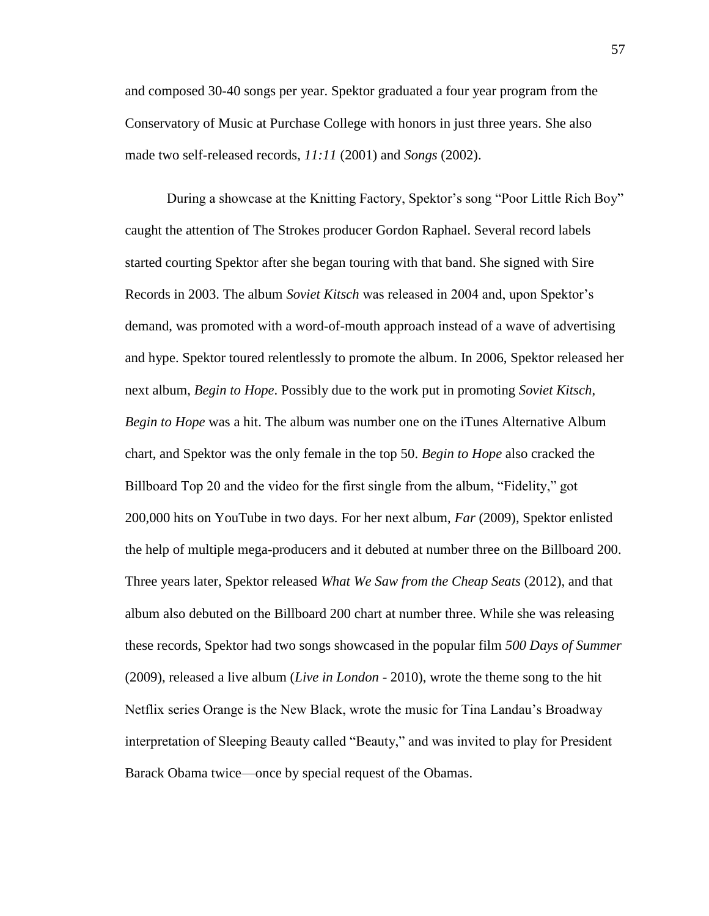and composed 30-40 songs per year. Spektor graduated a four year program from the Conservatory of Music at Purchase College with honors in just three years. She also made two self-released records, *11:11* (2001) and *Songs* (2002).

During a showcase at the Knitting Factory, Spektor's song "Poor Little Rich Boy" caught the attention of The Strokes producer Gordon Raphael. Several record labels started courting Spektor after she began touring with that band. She signed with Sire Records in 2003. The album *Soviet Kitsch* was released in 2004 and, upon Spektor's demand, was promoted with a word-of-mouth approach instead of a wave of advertising and hype. Spektor toured relentlessly to promote the album. In 2006, Spektor released her next album, *Begin to Hope*. Possibly due to the work put in promoting *Soviet Kitsch*, *Begin to Hope* was a hit. The album was number one on the iTunes Alternative Album chart, and Spektor was the only female in the top 50. *Begin to Hope* also cracked the Billboard Top 20 and the video for the first single from the album, "Fidelity," got 200,000 hits on YouTube in two days. For her next album, *Far* (2009), Spektor enlisted the help of multiple mega-producers and it debuted at number three on the Billboard 200. Three years later, Spektor released *What We Saw from the Cheap Seats* (2012), and that album also debuted on the Billboard 200 chart at number three. While she was releasing these records, Spektor had two songs showcased in the popular film *500 Days of Summer* (2009), released a live album (*Live in London* - 2010), wrote the theme song to the hit Netflix series Orange is the New Black, wrote the music for Tina Landau's Broadway interpretation of Sleeping Beauty called "Beauty," and was invited to play for President Barack Obama twice—once by special request of the Obamas.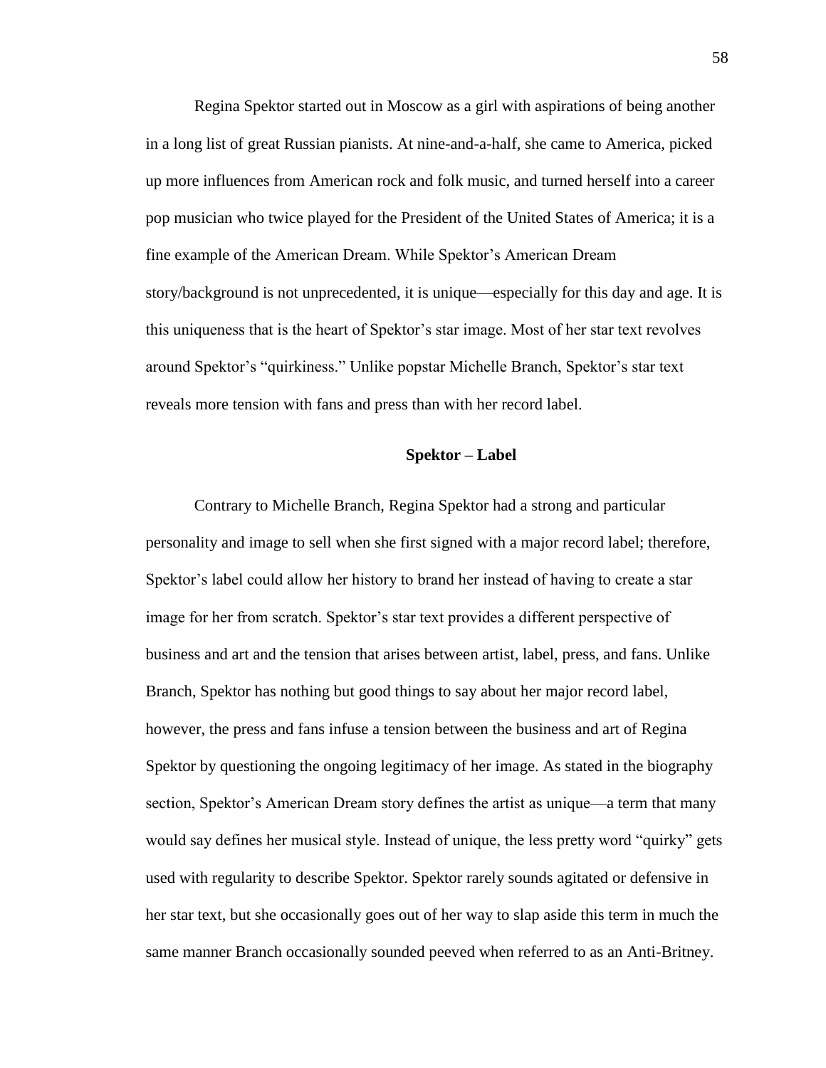Regina Spektor started out in Moscow as a girl with aspirations of being another in a long list of great Russian pianists. At nine-and-a-half, she came to America, picked up more influences from American rock and folk music, and turned herself into a career pop musician who twice played for the President of the United States of America; it is a fine example of the American Dream. While Spektor's American Dream story/background is not unprecedented, it is unique—especially for this day and age. It is this uniqueness that is the heart of Spektor's star image. Most of her star text revolves around Spektor's "quirkiness." Unlike popstar Michelle Branch, Spektor's star text reveals more tension with fans and press than with her record label.

### Spektor – Label

Contrary to Michelle Branch, Regina Spektor had a strong and particular personality and image to sell when she first signed with a major record label; therefore, Spektor's label could allow her history to brand her instead of having to create a star image for her from scratch. Spektor's star text provides a different perspective of business and art and the tension that arises between artist, label, press, and fans. Unlike Branch, Spektor has nothing but good things to say about her major record label, however, the press and fans infuse a tension between the business and art of Regina Spektor by questioning the ongoing legitimacy of her image. As stated in the biography section, Spektor's American Dream story defines the artist as unique—a term that many would say defines her musical style. Instead of unique, the less pretty word "quirky" gets used with regularity to describe Spektor. Spektor rarely sounds agitated or defensive in her star text, but she occasionally goes out of her way to slap aside this term in much the same manner Branch occasionally sounded peeved when referred to as an Anti-Britney.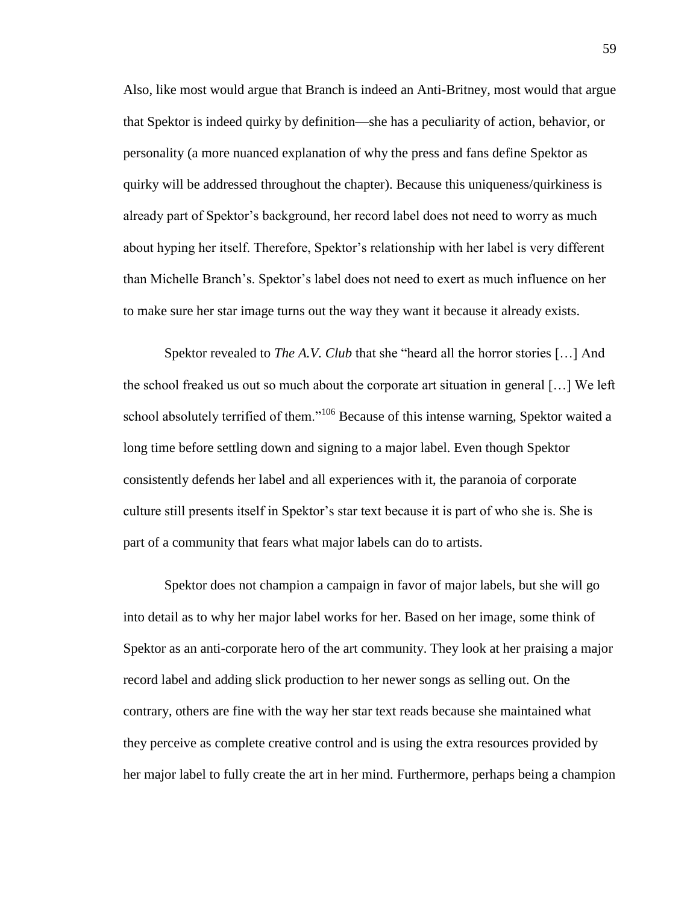Also, like most would argue that Branch is indeed an Anti-Britney, most would that argue that Spektor is indeed quirky by definition—she has a peculiarity of action, behavior, or personality (a more nuanced explanation of why the press and fans define Spektor as quirky will be addressed throughout the chapter). Because this uniqueness/quirkiness is already part of Spektor's background, her record label does not need to worry as much about hyping her itself. Therefore, Spektor's relationship with her label is very different than Michelle Branch's. Spektor's label does not need to exert as much influence on her to make sure her star image turns out the way they want it because it already exists.

Spektor revealed to *The A.V. Club* that she "heard all the horror stories […] And the school freaked us out so much about the corporate art situation in general […] We left school absolutely terrified of them."[106] Because of this intense warning, Spektor waited a long time before settling down and signing to a major label. Even though Spektor consistently defends her label and all experiences with it, the paranoia of corporate culture still presents itself in Spektor's star text because it is part of who she is. She is part of a community that fears what major labels can do to artists.

Spektor does not champion a campaign in favor of major labels, but she will go into detail as to why her major label works for her. Based on her image, some think of Spektor as an anti-corporate hero of the art community. They look at her praising a major record label and adding slick production to her newer songs as selling out. On the contrary, others are fine with the way her star text reads because she maintained what they perceive as complete creative control and is using the extra resources provided by her major label to fully create the art in her mind. Furthermore, perhaps being a champion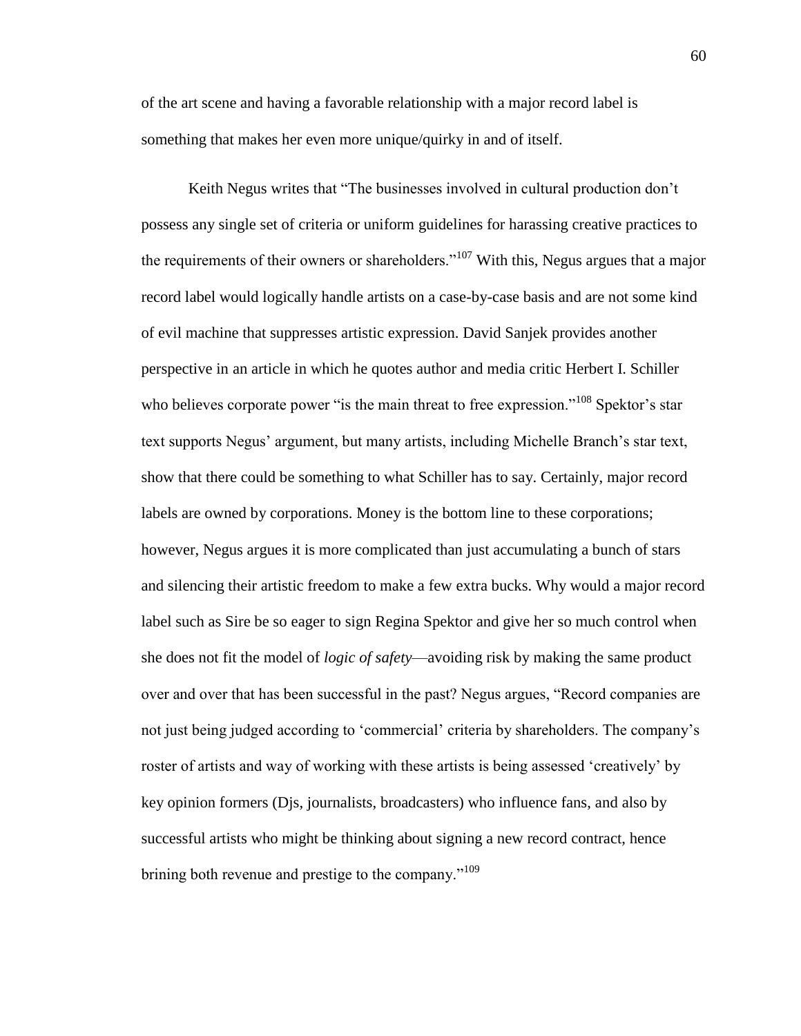of the art scene and having a favorable relationship with a major record label is something that makes her even more unique/quirky in and of itself.

Keith Negus writes that "The businesses involved in cultural production don't possess any single set of criteria or uniform guidelines for harassing creative practices to the requirements of their owners or shareholders."[107] With this, Negus argues that a major record label would logically handle artists on a case-by-case basis and are not some kind of evil machine that suppresses artistic expression. David Sanjek provides another perspective in an article in which he quotes author and media critic Herbert I. Schiller who believes corporate power "is the main threat to free expression."[108] Spektor's star text supports Negus' argument, but many artists, including Michelle Branch's star text, show that there could be something to what Schiller has to say. Certainly, major record labels are owned by corporations. Money is the bottom line to these corporations; however, Negus argues it is more complicated than just accumulating a bunch of stars and silencing their artistic freedom to make a few extra bucks. Why would a major record label such as Sire be so eager to sign Regina Spektor and give her so much control when she does not fit the model of *logic of safety*—avoiding risk by making the same product over and over that has been successful in the past? Negus argues, "Record companies are not just being judged according to 'commercial' criteria by shareholders. The company's roster of artists and way of working with these artists is being assessed 'creatively' by key opinion formers (Djs, journalists, broadcasters) who influence fans, and also by successful artists who might be thinking about signing a new record contract, hence brining both revenue and prestige to the company."[109]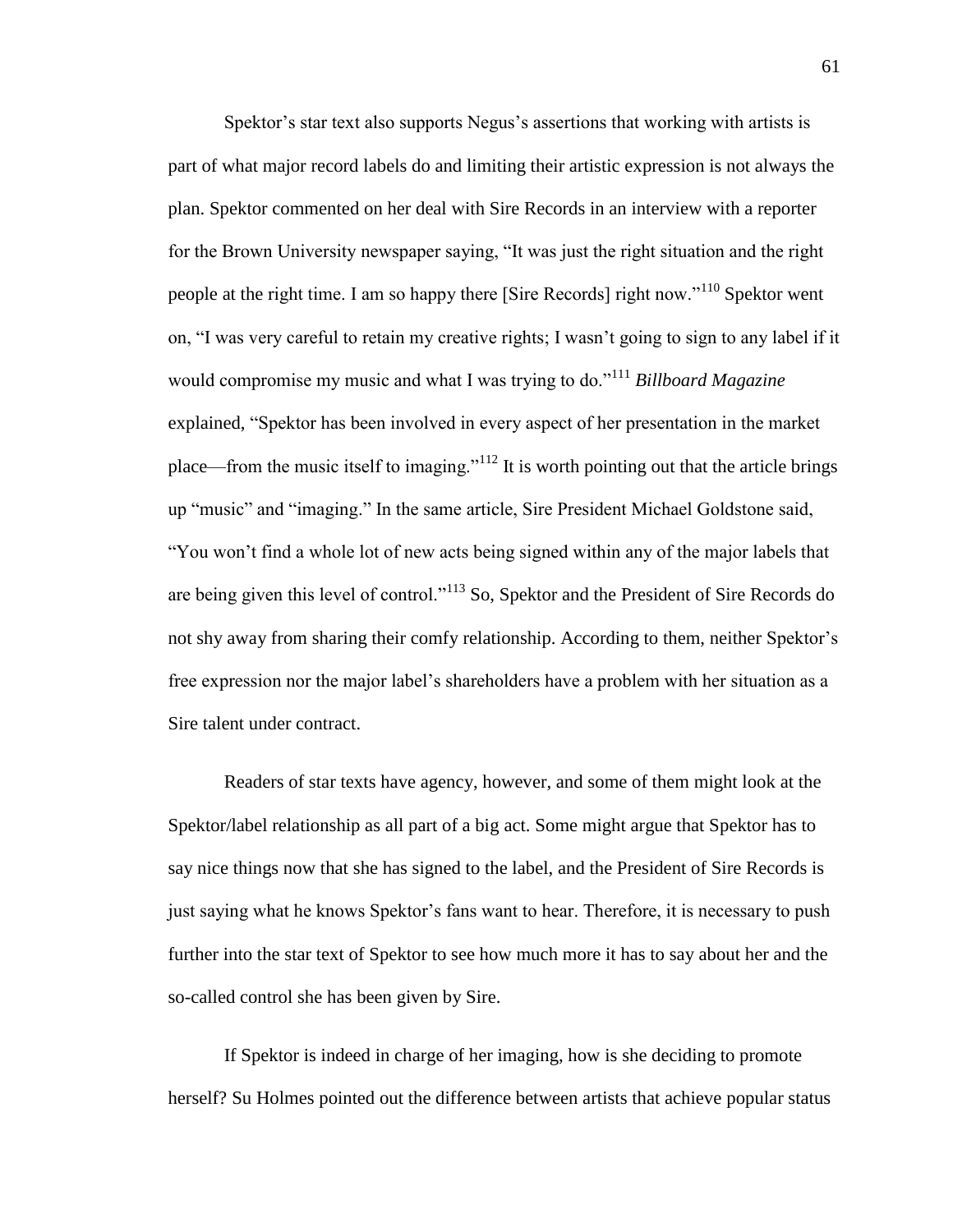Spektor's star text also supports Negus's assertions that working with artists is part of what major record labels do and limiting their artistic expression is not always the plan. Spektor commented on her deal with Sire Records in an interview with a reporter for the Brown University newspaper saying, "It was just the right situation and the right people at the right time. I am so happy there [Sire Records] right now."[110] Spektor went on, "I was very careful to retain my creative rights; I wasn't going to sign to any label if it would compromise my music and what I was trying to do."[111] *Billboard Magazine* explained, "Spektor has been involved in every aspect of her presentation in the market place—from the music itself to imaging."[112] It is worth pointing out that the article brings up "music" and "imaging." In the same article, Sire President Michael Goldstone said, "You won't find a whole lot of new acts being signed within any of the major labels that are being given this level of control."[113] So, Spektor and the President of Sire Records do not shy away from sharing their comfy relationship. According to them, neither Spektor's free expression nor the major label's shareholders have a problem with her situation as a Sire talent under contract.

Readers of star texts have agency, however, and some of them might look at the Spektor/label relationship as all part of a big act. Some might argue that Spektor has to say nice things now that she has signed to the label, and the President of Sire Records is just saying what he knows Spektor's fans want to hear. Therefore, it is necessary to push further into the star text of Spektor to see how much more it has to say about her and the so-called control she has been given by Sire.

If Spektor is indeed in charge of her imaging, how is she deciding to promote herself? Su Holmes pointed out the difference between artists that achieve popular status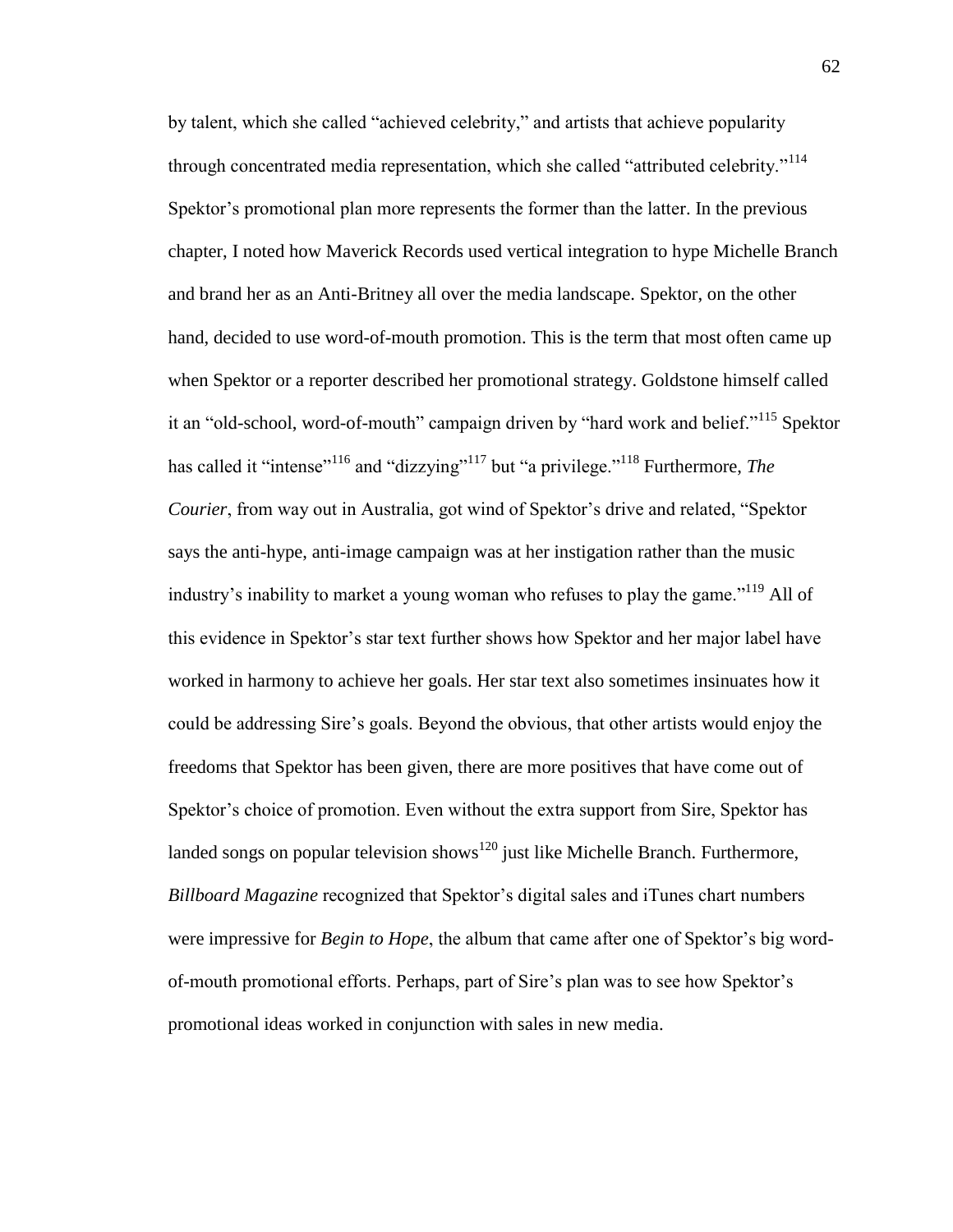by talent, which she called "achieved celebrity," and artists that achieve popularity through concentrated media representation, which she called "attributed celebrity."[114] Spektor's promotional plan more represents the former than the latter. In the previous chapter, I noted how Maverick Records used vertical integration to hype Michelle Branch and brand her as an Anti-Britney all over the media landscape. Spektor, on the other hand, decided to use word-of-mouth promotion. This is the term that most often came up when Spektor or a reporter described her promotional strategy. Goldstone himself called it an "old-school, word-of-mouth" campaign driven by "hard work and belief."[115] Spektor has called it "intense"[116] and "dizzying"[117] but "a privilege."[118] Furthermore, *The Courier*, from way out in Australia, got wind of Spektor's drive and related, "Spektor says the anti-hype, anti-image campaign was at her instigation rather than the music industry's inability to market a young woman who refuses to play the game."[119] All of this evidence in Spektor's star text further shows how Spektor and her major label have worked in harmony to achieve her goals. Her star text also sometimes insinuates how it could be addressing Sire's goals. Beyond the obvious, that other artists would enjoy the freedoms that Spektor has been given, there are more positives that have come out of Spektor's choice of promotion. Even without the extra support from Sire, Spektor has landed songs on popular television shows[120] just like Michelle Branch. Furthermore, *Billboard Magazine* recognized that Spektor's digital sales and iTunes chart numbers were impressive for *Begin to Hope*, the album that came after one of Spektor's big word-of-mouth promotional efforts. Perhaps, part of Sire's plan was to see how Spektor's promotional ideas worked in conjunction with sales in new media.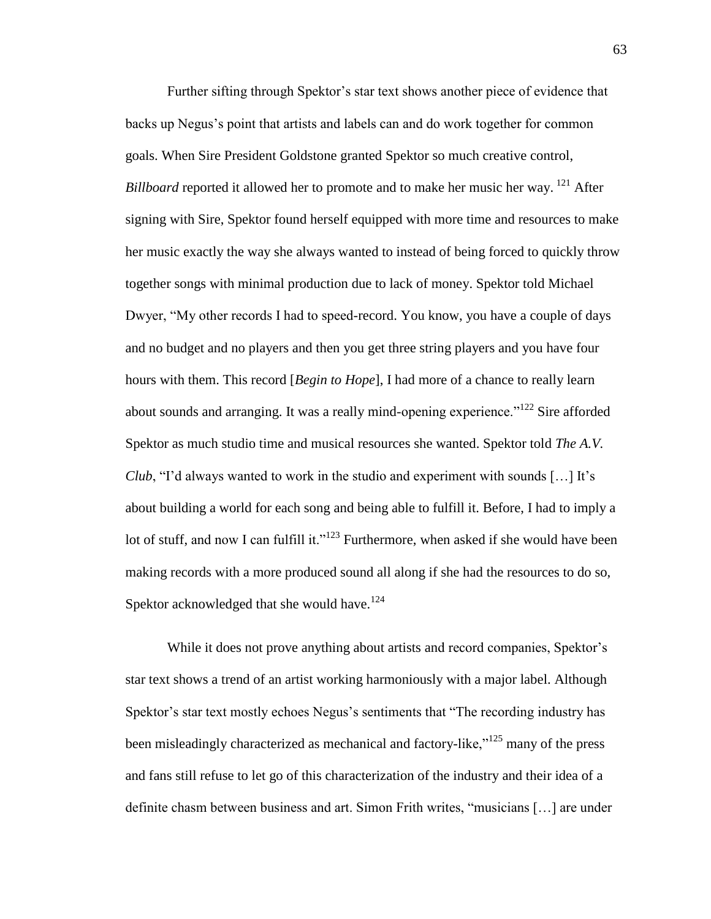Further sifting through Spektor's star text shows another piece of evidence that backs up Negus's point that artists and labels can and do work together for common goals. When Sire President Goldstone granted Spektor so much creative control, *Billboard* reported it allowed her to promote and to make her music her way. [121] After signing with Sire, Spektor found herself equipped with more time and resources to make her music exactly the way she always wanted to instead of being forced to quickly throw together songs with minimal production due to lack of money. Spektor told Michael Dwyer, "My other records I had to speed-record. You know, you have a couple of days and no budget and no players and then you get three string players and you have four hours with them. This record [*Begin to Hope*], I had more of a chance to really learn about sounds and arranging. It was a really mind-opening experience."[122] Sire afforded Spektor as much studio time and musical resources she wanted. Spektor told *The A.V. Club*, "I'd always wanted to work in the studio and experiment with sounds […] It's about building a world for each song and being able to fulfill it. Before, I had to imply a lot of stuff, and now I can fulfill it."[123] Furthermore, when asked if she would have been making records with a more produced sound all along if she had the resources to do so, Spektor acknowledged that she would have.[124]

While it does not prove anything about artists and record companies, Spektor's star text shows a trend of an artist working harmoniously with a major label. Although Spektor's star text mostly echoes Negus's sentiments that "The recording industry has been misleadingly characterized as mechanical and factory-like,"[125] many of the press and fans still refuse to let go of this characterization of the industry and their idea of a definite chasm between business and art. Simon Frith writes, "musicians […] are under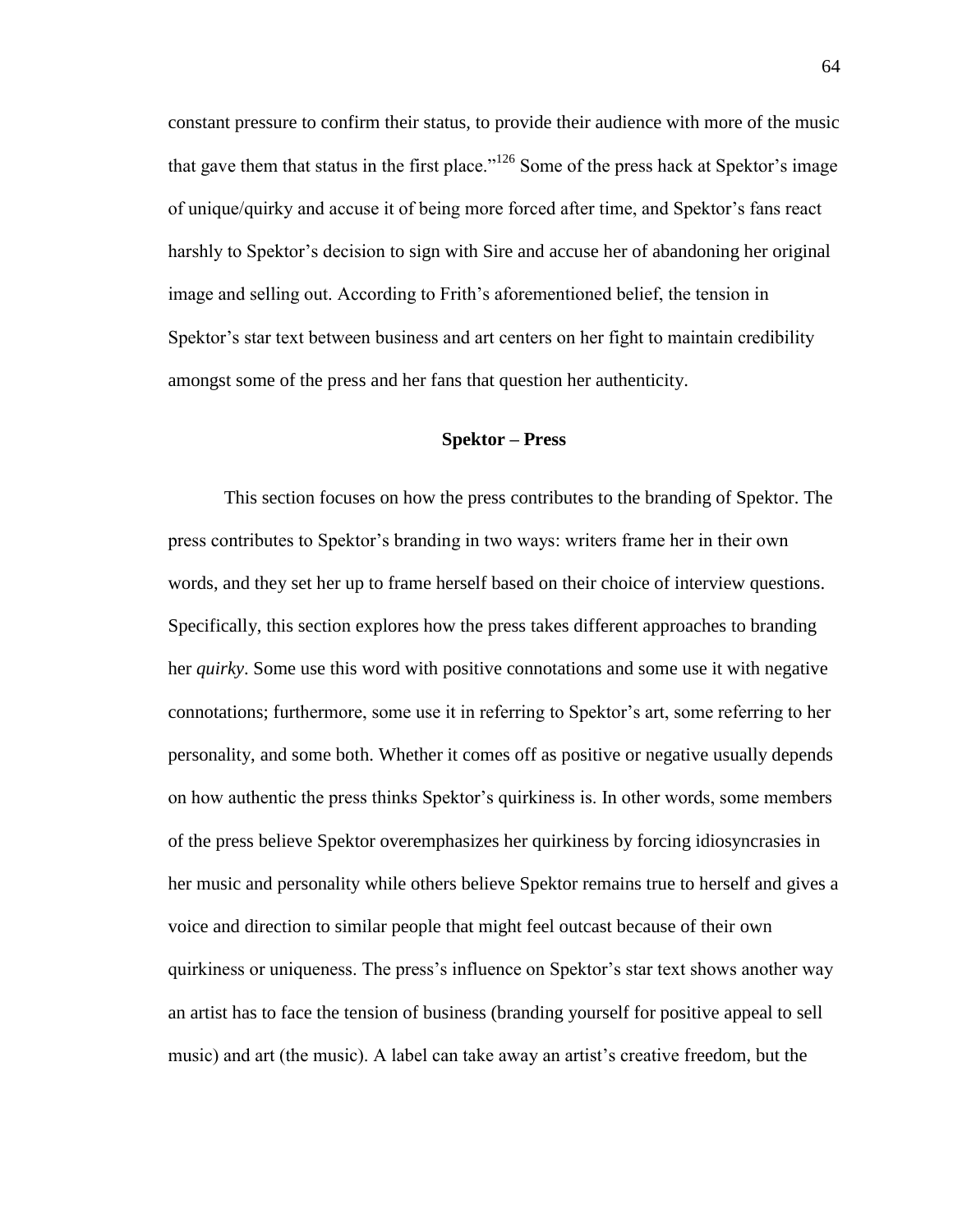constant pressure to confirm their status, to provide their audience with more of the music that gave them that status in the first place."[126] Some of the press hack at Spektor's image of unique/quirky and accuse it of being more forced after time, and Spektor's fans react harshly to Spektor's decision to sign with Sire and accuse her of abandoning her original image and selling out. According to Frith's aforementioned belief, the tension in Spektor's star text between business and art centers on her fight to maintain credibility amongst some of the press and her fans that question her authenticity.

## Spektor – Press

This section focuses on how the press contributes to the branding of Spektor. The press contributes to Spektor's branding in two ways: writers frame her in their own words, and they set her up to frame herself based on their choice of interview questions. Specifically, this section explores how the press takes different approaches to branding her *quirky*. Some use this word with positive connotations and some use it with negative connotations; furthermore, some use it in referring to Spektor's art, some referring to her personality, and some both. Whether it comes off as positive or negative usually depends on how authentic the press thinks Spektor's quirkiness is. In other words, some members of the press believe Spektor overemphasizes her quirkiness by forcing idiosyncrasies in her music and personality while others believe Spektor remains true to herself and gives a voice and direction to similar people that might feel outcast because of their own quirkiness or uniqueness. The press's influence on Spektor's star text shows another way an artist has to face the tension of business (branding yourself for positive appeal to sell music) and art (the music). A label can take away an artist's creative freedom, but the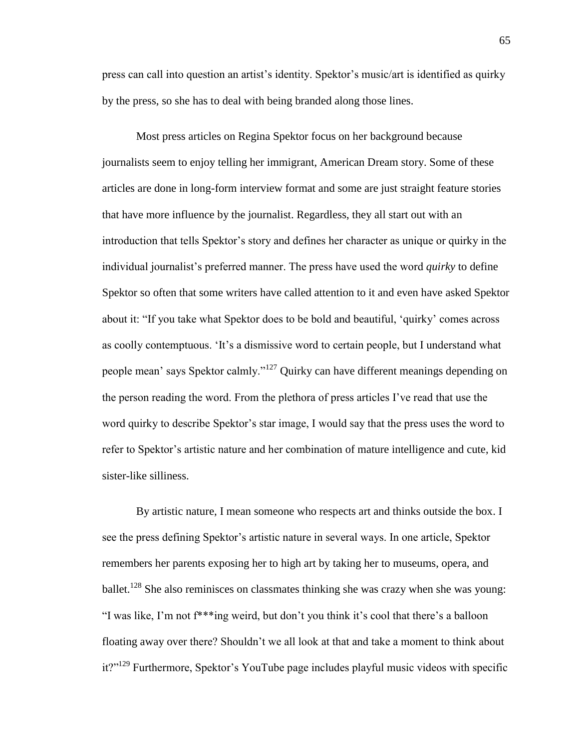press can call into question an artist's identity. Spektor's music/art is identified as quirky by the press, so she has to deal with being branded along those lines.

Most press articles on Regina Spektor focus on her background because journalists seem to enjoy telling her immigrant, American Dream story. Some of these articles are done in long-form interview format and some are just straight feature stories that have more influence by the journalist. Regardless, they all start out with an introduction that tells Spektor's story and defines her character as unique or quirky in the individual journalist's preferred manner. The press have used the word *quirky* to define Spektor so often that some writers have called attention to it and even have asked Spektor about it: "If you take what Spektor does to be bold and beautiful, 'quirky' comes across as coolly contemptuous. 'It's a dismissive word to certain people, but I understand what people mean' says Spektor calmly."[127] Quirky can have different meanings depending on the person reading the word. From the plethora of press articles I've read that use the word quirky to describe Spektor's star image, I would say that the press uses the word to refer to Spektor's artistic nature and her combination of mature intelligence and cute, kid sister-like silliness.

By artistic nature, I mean someone who respects art and thinks outside the box. I see the press defining Spektor's artistic nature in several ways. In one article, Spektor remembers her parents exposing her to high art by taking her to museums, opera, and ballet.[128] She also reminisces on classmates thinking she was crazy when she was young: "I was like, I'm not f***ing weird, but don't you think it's cool that there's a balloon floating away over there? Shouldn't we all look at that and take a moment to think about it?"[129] Furthermore, Spektor's YouTube page includes playful music videos with specific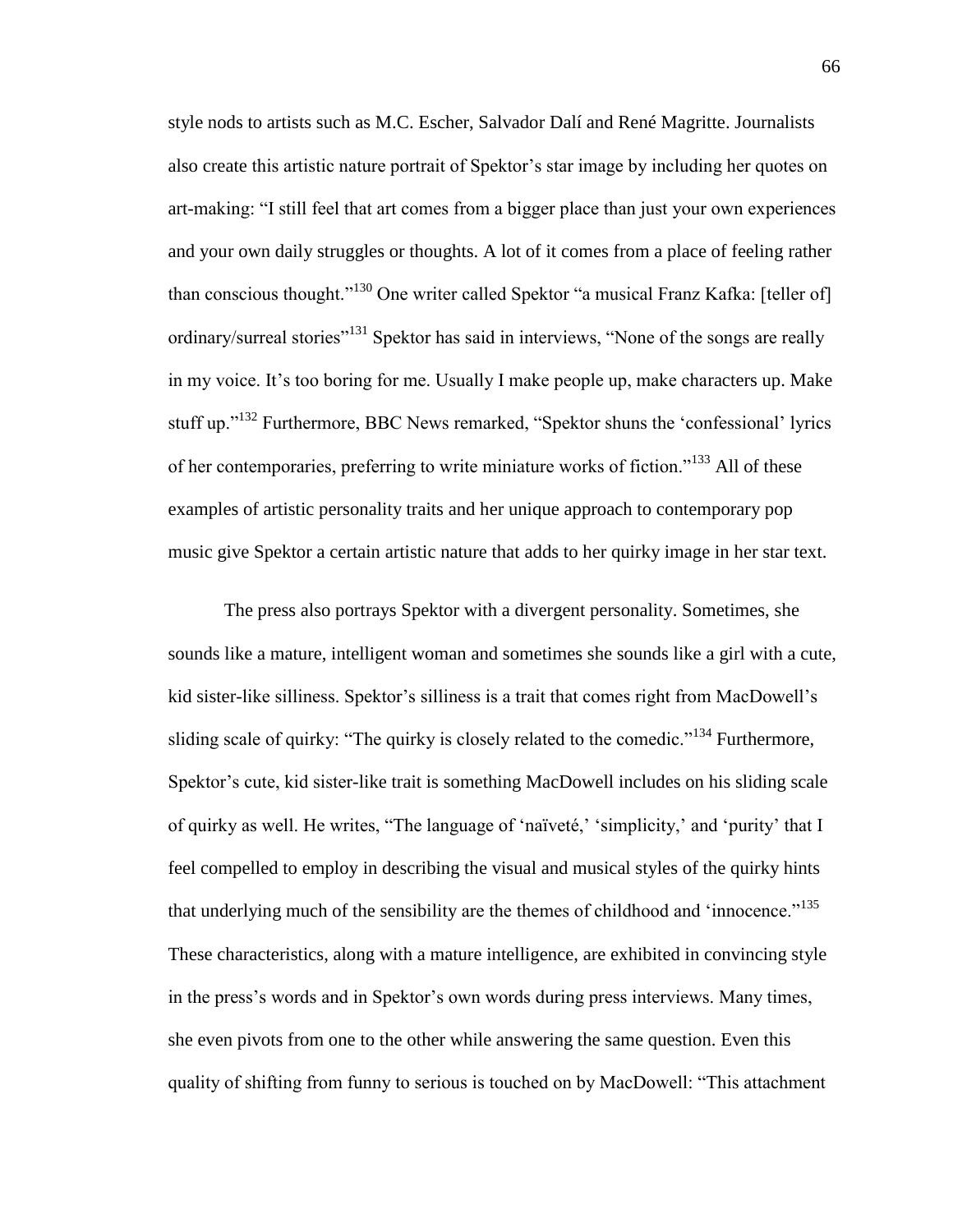style nods to artists such as M.C. Escher, Salvador Dalí and René Magritte. Journalists also create this artistic nature portrait of Spektor's star image by including her quotes on art-making: "I still feel that art comes from a bigger place than just your own experiences and your own daily struggles or thoughts. A lot of it comes from a place of feeling rather than conscious thought."[130] One writer called Spektor "a musical Franz Kafka: [teller of] ordinary/surreal stories"[131] Spektor has said in interviews, "None of the songs are really in my voice. It's too boring for me. Usually I make people up, make characters up. Make stuff up."[132] Furthermore, BBC News remarked, "Spektor shuns the 'confessional' lyrics of her contemporaries, preferring to write miniature works of fiction."[133] All of these examples of artistic personality traits and her unique approach to contemporary pop music give Spektor a certain artistic nature that adds to her quirky image in her star text.

The press also portrays Spektor with a divergent personality. Sometimes, she sounds like a mature, intelligent woman and sometimes she sounds like a girl with a cute, kid sister-like silliness. Spektor's silliness is a trait that comes right from MacDowell's sliding scale of quirky: "The quirky is closely related to the comedic."[134] Furthermore, Spektor's cute, kid sister-like trait is something MacDowell includes on his sliding scale of quirky as well. He writes, "The language of 'naïveté,' 'simplicity,' and 'purity' that I feel compelled to employ in describing the visual and musical styles of the quirky hints that underlying much of the sensibility are the themes of childhood and 'innocence.'"[135] These characteristics, along with a mature intelligence, are exhibited in convincing style in the press's words and in Spektor's own words during press interviews. Many times, she even pivots from one to the other while answering the same question. Even this quality of shifting from funny to serious is touched on by MacDowell: "This attachment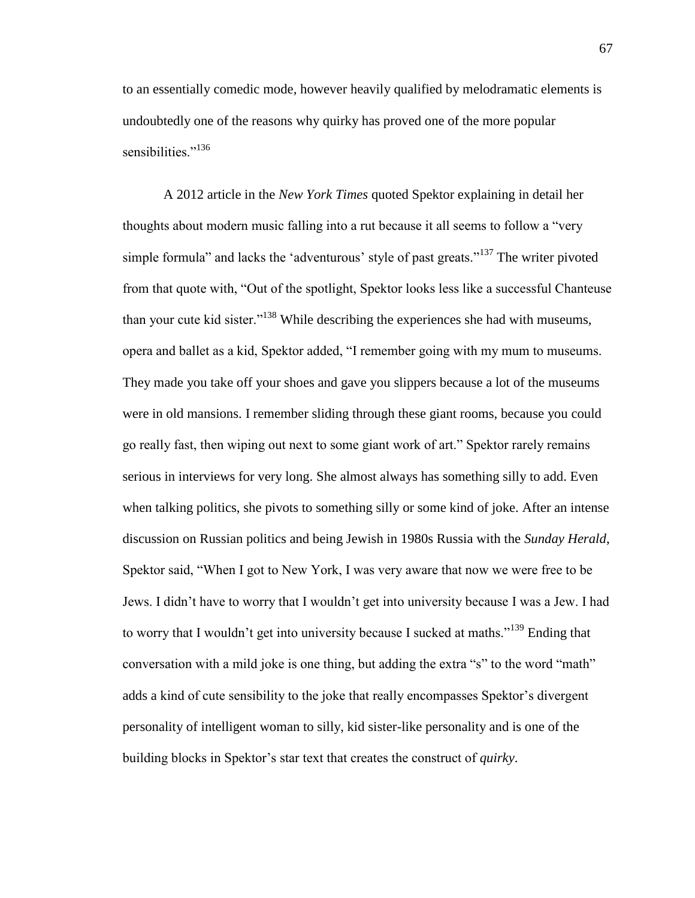to an essentially comedic mode, however heavily qualified by melodramatic elements is undoubtedly one of the reasons why quirky has proved one of the more popular sensibilities."[136]

A 2012 article in the *New York Times* quoted Spektor explaining in detail her thoughts about modern music falling into a rut because it all seems to follow a "very simple formula" and lacks the 'adventurous' style of past greats."[137] The writer pivoted from that quote with, "Out of the spotlight, Spektor looks less like a successful Chanteuse than your cute kid sister."[138] While describing the experiences she had with museums, opera and ballet as a kid, Spektor added, "I remember going with my mum to museums. They made you take off your shoes and gave you slippers because a lot of the museums were in old mansions. I remember sliding through these giant rooms, because you could go really fast, then wiping out next to some giant work of art." Spektor rarely remains serious in interviews for very long. She almost always has something silly to add. Even when talking politics, she pivots to something silly or some kind of joke. After an intense discussion on Russian politics and being Jewish in 1980s Russia with the *Sunday Herald*, Spektor said, "When I got to New York, I was very aware that now we were free to be Jews. I didn't have to worry that I wouldn't get into university because I was a Jew. I had to worry that I wouldn't get into university because I sucked at maths."[139] Ending that conversation with a mild joke is one thing, but adding the extra "s" to the word "math" adds a kind of cute sensibility to the joke that really encompasses Spektor's divergent personality of intelligent woman to silly, kid sister-like personality and is one of the building blocks in Spektor's star text that creates the construct of *quirky*.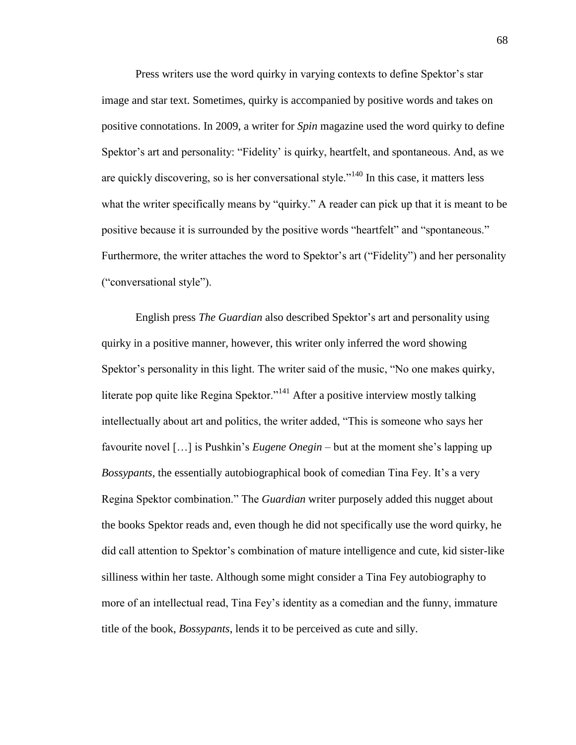Press writers use the word quirky in varying contexts to define Spektor's star image and star text. Sometimes, quirky is accompanied by positive words and takes on positive connotations. In 2009, a writer for *Spin* magazine used the word quirky to define Spektor's art and personality: "Fidelity' is quirky, heartfelt, and spontaneous. And, as we are quickly discovering, so is her conversational style."[140] In this case, it matters less what the writer specifically means by "quirky." A reader can pick up that it is meant to be positive because it is surrounded by the positive words "heartfelt" and "spontaneous." Furthermore, the writer attaches the word to Spektor's art ("Fidelity") and her personality ("conversational style").

English press *The Guardian* also described Spektor's art and personality using quirky in a positive manner, however, this writer only inferred the word showing Spektor's personality in this light. The writer said of the music, "No one makes quirky, literate pop quite like Regina Spektor."[141] After a positive interview mostly talking intellectually about art and politics, the writer added, "This is someone who says her favourite novel […] is Pushkin's *Eugene Onegin* – but at the moment she's lapping up *Bossypants*, the essentially autobiographical book of comedian Tina Fey. It's a very Regina Spektor combination." The *Guardian* writer purposely added this nugget about the books Spektor reads and, even though he did not specifically use the word quirky, he did call attention to Spektor's combination of mature intelligence and cute, kid sister-like silliness within her taste. Although some might consider a Tina Fey autobiography to more of an intellectual read, Tina Fey's identity as a comedian and the funny, immature title of the book, *Bossypants*, lends it to be perceived as cute and silly.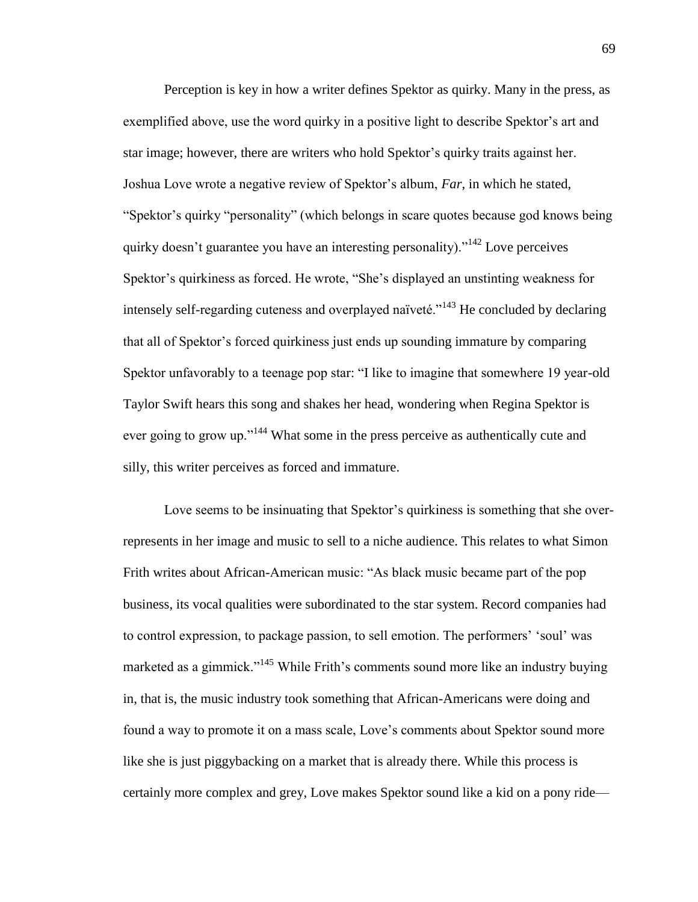Perception is key in how a writer defines Spektor as quirky. Many in the press, as exemplified above, use the word quirky in a positive light to describe Spektor's art and star image; however, there are writers who hold Spektor's quirky traits against her. Joshua Love wrote a negative review of Spektor's album, *Far*, in which he stated, "Spektor's quirky "personality" (which belongs in scare quotes because god knows being quirky doesn't guarantee you have an interesting personality)."[142] Love perceives Spektor's quirkiness as forced. He wrote, "She's displayed an unstinting weakness for intensely self-regarding cuteness and overplayed naïveté."[143] He concluded by declaring that all of Spektor's forced quirkiness just ends up sounding immature by comparing Spektor unfavorably to a teenage pop star: "I like to imagine that somewhere 19 year-old Taylor Swift hears this song and shakes her head, wondering when Regina Spektor is ever going to grow up."[144] What some in the press perceive as authentically cute and silly, this writer perceives as forced and immature.

Love seems to be insinuating that Spektor's quirkiness is something that she over-represents in her image and music to sell to a niche audience. This relates to what Simon Frith writes about African-American music: "As black music became part of the pop business, its vocal qualities were subordinated to the star system. Record companies had to control expression, to package passion, to sell emotion. The performers' 'soul' was marketed as a gimmick."[145] While Frith's comments sound more like an industry buying in, that is, the music industry took something that African-Americans were doing and found a way to promote it on a mass scale, Love's comments about Spektor sound more like she is just piggybacking on a market that is already there. While this process is certainly more complex and grey, Love makes Spektor sound like a kid on a pony ride—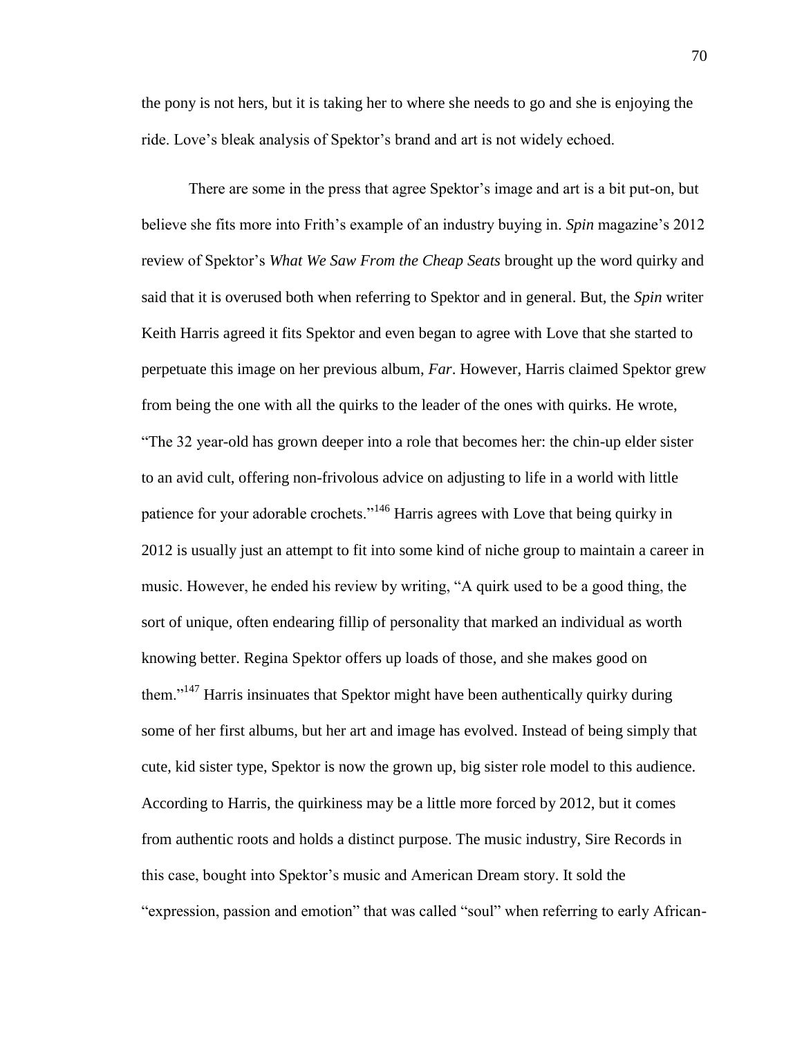the pony is not hers, but it is taking her to where she needs to go and she is enjoying the ride. Love's bleak analysis of Spektor's brand and art is not widely echoed.

There are some in the press that agree Spektor's image and art is a bit put-on, but believe she fits more into Frith's example of an industry buying in. *Spin* magazine's 2012 review of Spektor's *What We Saw From the Cheap Seats* brought up the word quirky and said that it is overused both when referring to Spektor and in general. But, the *Spin* writer Keith Harris agreed it fits Spektor and even began to agree with Love that she started to perpetuate this image on her previous album, *Far*. However, Harris claimed Spektor grew from being the one with all the quirks to the leader of the ones with quirks. He wrote, "The 32 year-old has grown deeper into a role that becomes her: the chin-up elder sister to an avid cult, offering non-frivolous advice on adjusting to life in a world with little patience for your adorable crochets."[146] Harris agrees with Love that being quirky in 2012 is usually just an attempt to fit into some kind of niche group to maintain a career in music. However, he ended his review by writing, "A quirk used to be a good thing, the sort of unique, often endearing fillip of personality that marked an individual as worth knowing better. Regina Spektor offers up loads of those, and she makes good on them."[147] Harris insinuates that Spektor might have been authentically quirky during some of her first albums, but her art and image has evolved. Instead of being simply that cute, kid sister type, Spektor is now the grown up, big sister role model to this audience. According to Harris, the quirkiness may be a little more forced by 2012, but it comes from authentic roots and holds a distinct purpose. The music industry, Sire Records in this case, bought into Spektor's music and American Dream story. It sold the "expression, passion and emotion" that was called "soul" when referring to early African-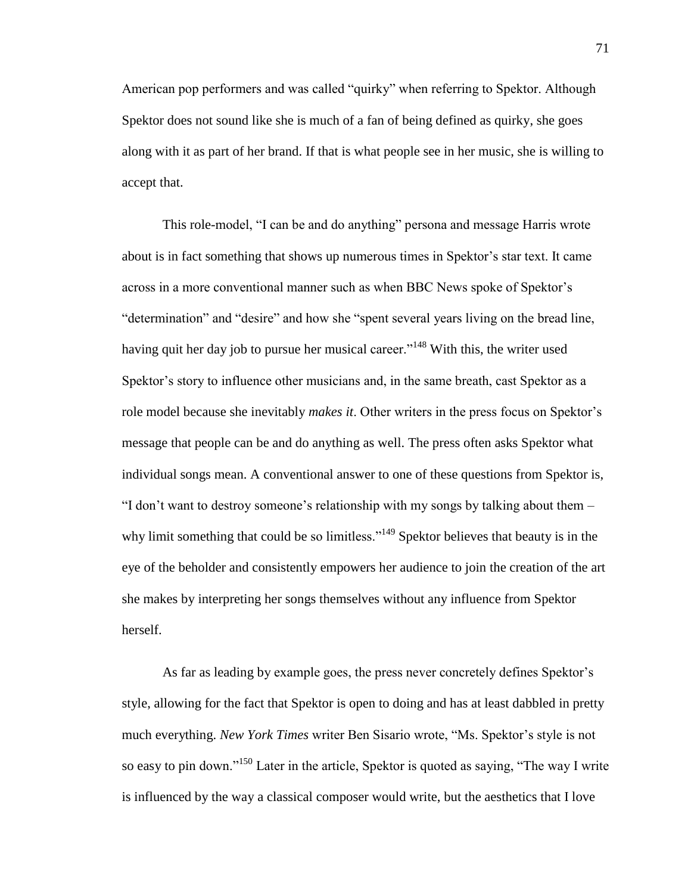American pop performers and was called "quirky" when referring to Spektor. Although Spektor does not sound like she is much of a fan of being defined as quirky, she goes along with it as part of her brand. If that is what people see in her music, she is willing to accept that.

This role-model, "I can be and do anything" persona and message Harris wrote about is in fact something that shows up numerous times in Spektor's star text. It came across in a more conventional manner such as when BBC News spoke of Spektor's "determination" and "desire" and how she "spent several years living on the bread line, having quit her day job to pursue her musical career."[148] With this, the writer used Spektor's story to influence other musicians and, in the same breath, cast Spektor as a role model because she inevitably *makes it*. Other writers in the press focus on Spektor's message that people can be and do anything as well. The press often asks Spektor what individual songs mean. A conventional answer to one of these questions from Spektor is, "I don't want to destroy someone's relationship with my songs by talking about them – why limit something that could be so limitless."[149] Spektor believes that beauty is in the eye of the beholder and consistently empowers her audience to join the creation of the art she makes by interpreting her songs themselves without any influence from Spektor herself.

As far as leading by example goes, the press never concretely defines Spektor's style, allowing for the fact that Spektor is open to doing and has at least dabbled in pretty much everything. *New York Times* writer Ben Sisario wrote, "Ms. Spektor's style is not so easy to pin down."[150] Later in the article, Spektor is quoted as saying, "The way I write is influenced by the way a classical composer would write, but the aesthetics that I love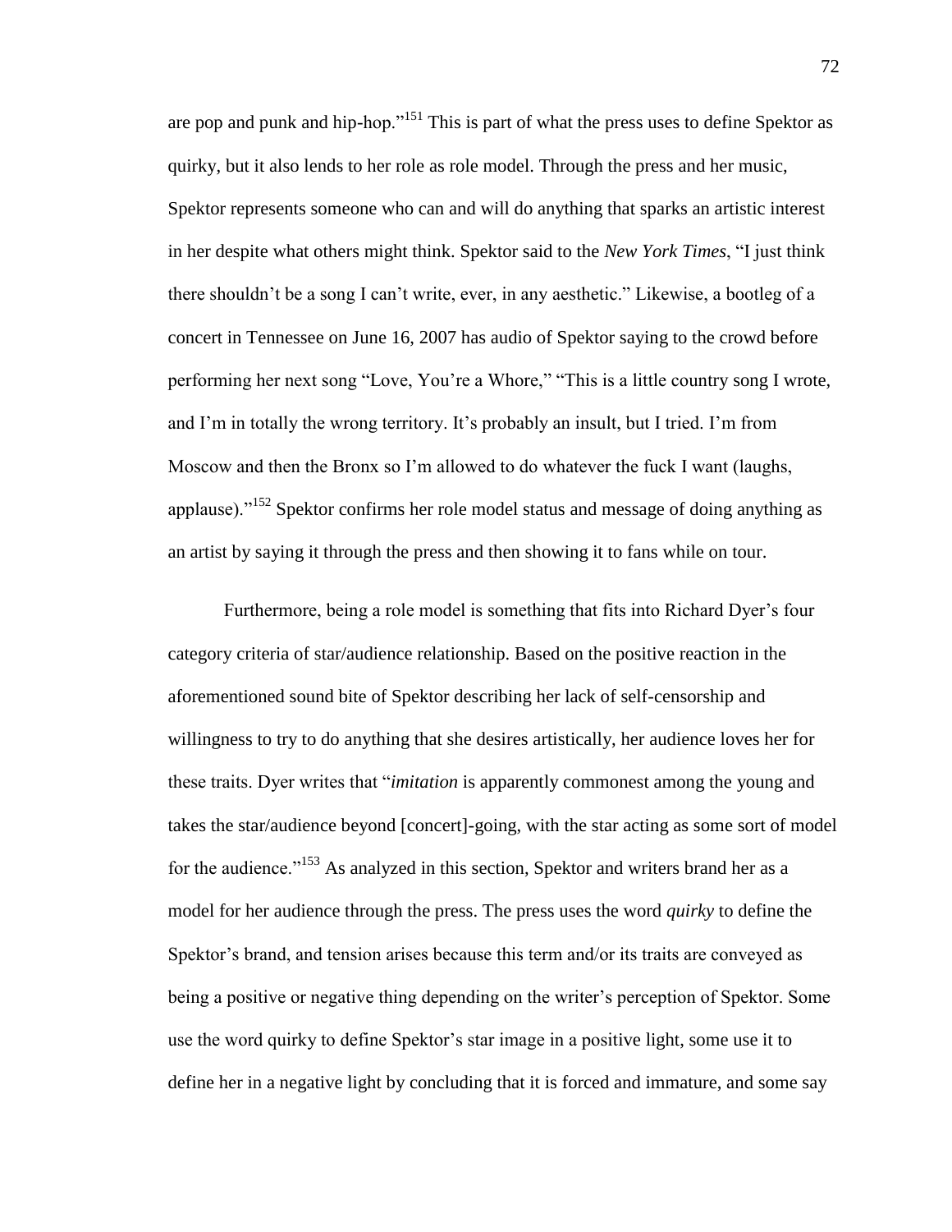are pop and punk and hip-hop."[151] This is part of what the press uses to define Spektor as quirky, but it also lends to her role as role model. Through the press and her music, Spektor represents someone who can and will do anything that sparks an artistic interest in her despite what others might think. Spektor said to the *New York Times*, "I just think there shouldn't be a song I can't write, ever, in any aesthetic." Likewise, a bootleg of a concert in Tennessee on June 16, 2007 has audio of Spektor saying to the crowd before performing her next song "Love, You're a Whore," "This is a little country song I wrote, and I'm in totally the wrong territory. It's probably an insult, but I tried. I'm from Moscow and then the Bronx so I'm allowed to do whatever the fuck I want (laughs, applause)."[152] Spektor confirms her role model status and message of doing anything as an artist by saying it through the press and then showing it to fans while on tour.

Furthermore, being a role model is something that fits into Richard Dyer's four category criteria of star/audience relationship. Based on the positive reaction in the aforementioned sound bite of Spektor describing her lack of self-censorship and willingness to try to do anything that she desires artistically, her audience loves her for these traits. Dyer writes that "*imitation* is apparently commonest among the young and takes the star/audience beyond [concert]-going, with the star acting as some sort of model for the audience."[153] As analyzed in this section, Spektor and writers brand her as a model for her audience through the press. The press uses the word *quirky* to define the Spektor's brand, and tension arises because this term and/or its traits are conveyed as being a positive or negative thing depending on the writer's perception of Spektor. Some use the word quirky to define Spektor's star image in a positive light, some use it to define her in a negative light by concluding that it is forced and immature, and some say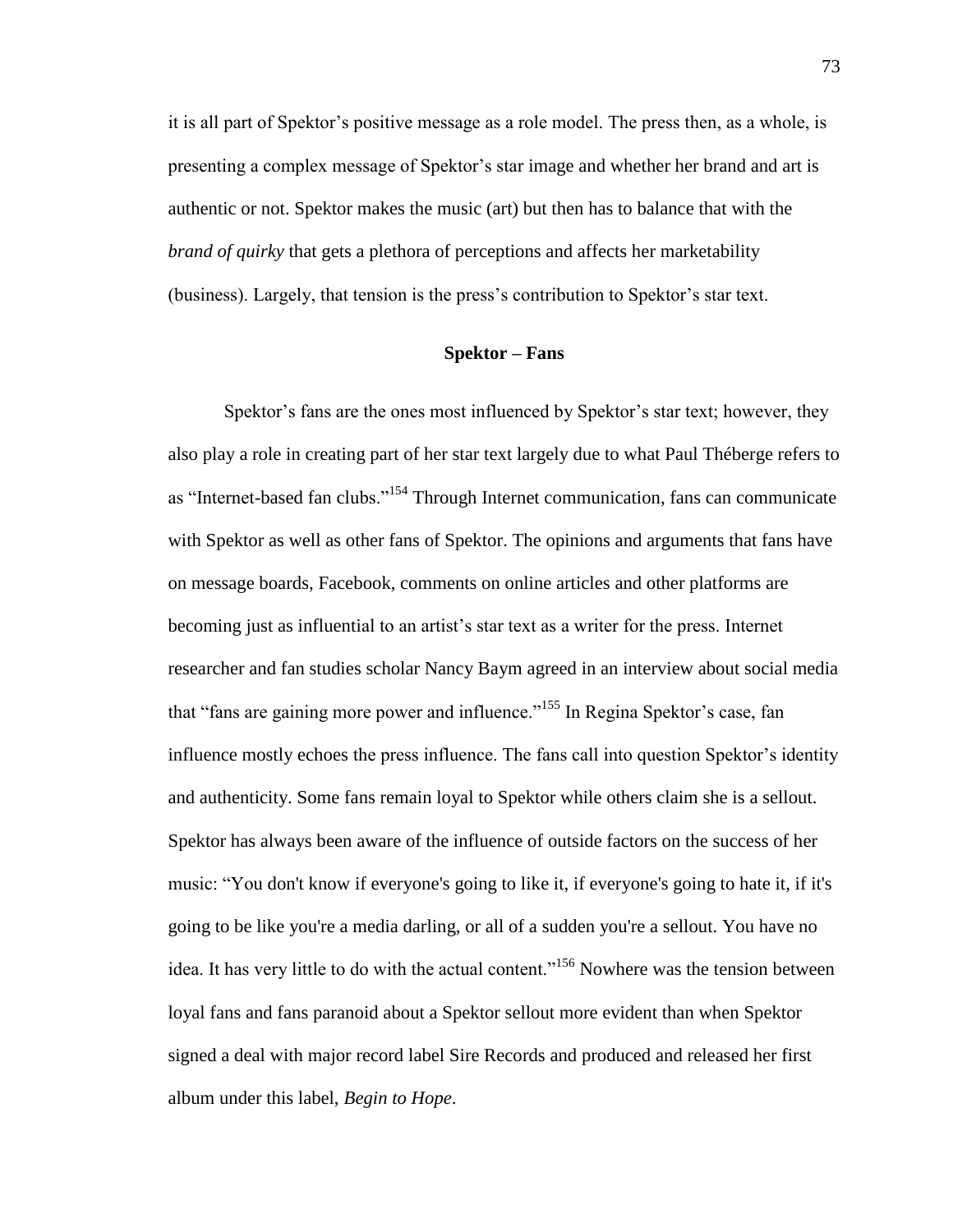it is all part of Spektor's positive message as a role model. The press then, as a whole, is presenting a complex message of Spektor's star image and whether her brand and art is authentic or not. Spektor makes the music (art) but then has to balance that with the *brand of quirky* that gets a plethora of perceptions and affects her marketability (business). Largely, that tension is the press's contribution to Spektor's star text.

## Spektor – Fans

Spektor's fans are the ones most influenced by Spektor's star text; however, they also play a role in creating part of her star text largely due to what Paul Théberge refers to as "Internet-based fan clubs."[154] Through Internet communication, fans can communicate with Spektor as well as other fans of Spektor. The opinions and arguments that fans have on message boards, Facebook, comments on online articles and other platforms are becoming just as influential to an artist's star text as a writer for the press. Internet researcher and fan studies scholar Nancy Baym agreed in an interview about social media that "fans are gaining more power and influence."[155] In Regina Spektor's case, fan influence mostly echoes the press influence. The fans call into question Spektor's identity and authenticity. Some fans remain loyal to Spektor while others claim she is a sellout. Spektor has always been aware of the influence of outside factors on the success of her music: "You don't know if everyone's going to like it, if everyone's going to hate it, if it's going to be like you're a media darling, or all of a sudden you're a sellout. You have no idea. It has very little to do with the actual content."[156] Nowhere was the tension between loyal fans and fans paranoid about a Spektor sellout more evident than when Spektor signed a deal with major record label Sire Records and produced and released her first album under this label, *Begin to Hope*.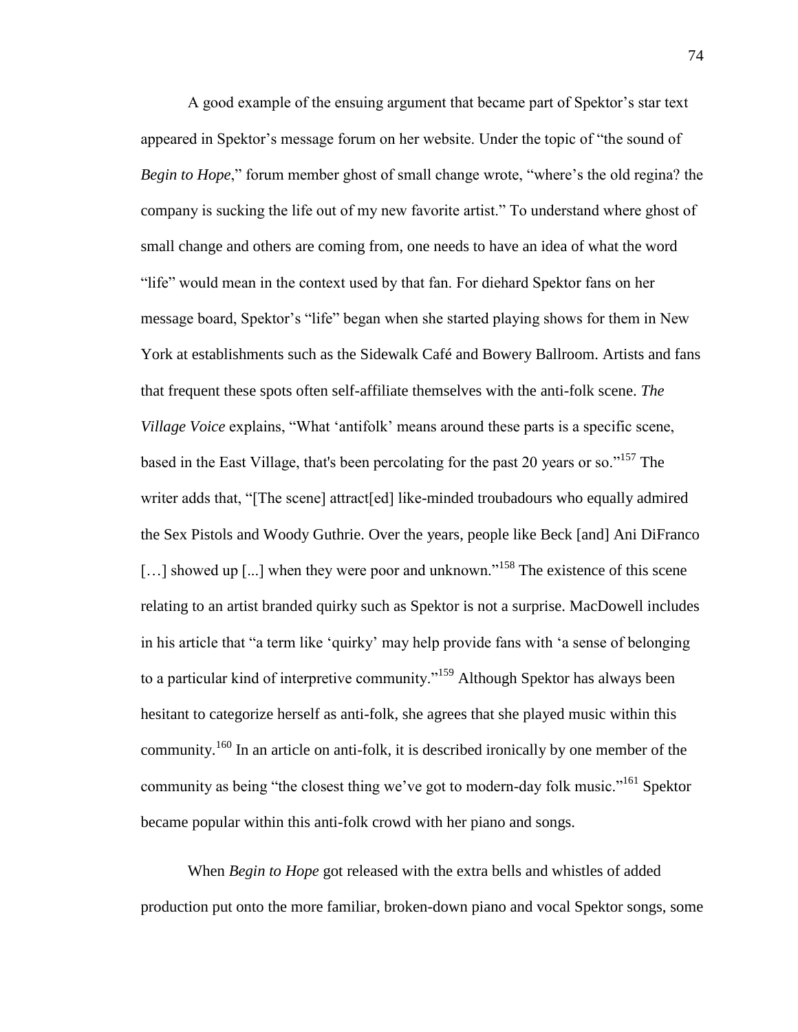A good example of the ensuing argument that became part of Spektor's star text appeared in Spektor's message forum on her website. Under the topic of "the sound of *Begin to Hope*," forum member ghost of small change wrote, "where's the old regina? the company is sucking the life out of my new favorite artist." To understand where ghost of small change and others are coming from, one needs to have an idea of what the word "life" would mean in the context used by that fan. For diehard Spektor fans on her message board, Spektor's "life" began when she started playing shows for them in New York at establishments such as the Sidewalk Café and Bowery Ballroom. Artists and fans that frequent these spots often self-affiliate themselves with the anti-folk scene. *The Village Voice* explains, "What 'antifolk' means around these parts is a specific scene, based in the East Village, that's been percolating for the past 20 years or so."[157] The writer adds that, "[The scene] attract[ed] like-minded troubadours who equally admired the Sex Pistols and Woody Guthrie. Over the years, people like Beck [and] Ani DiFranco […] showed up [...] when they were poor and unknown."[158] The existence of this scene relating to an artist branded quirky such as Spektor is not a surprise. MacDowell includes in his article that "a term like 'quirky' may help provide fans with 'a sense of belonging to a particular kind of interpretive community."[159] Although Spektor has always been hesitant to categorize herself as anti-folk, she agrees that she played music within this community.[160] In an article on anti-folk, it is described ironically by one member of the community as being "the closest thing we've got to modern-day folk music."[161] Spektor became popular within this anti-folk crowd with her piano and songs.

When *Begin to Hope* got released with the extra bells and whistles of added production put onto the more familiar, broken-down piano and vocal Spektor songs, some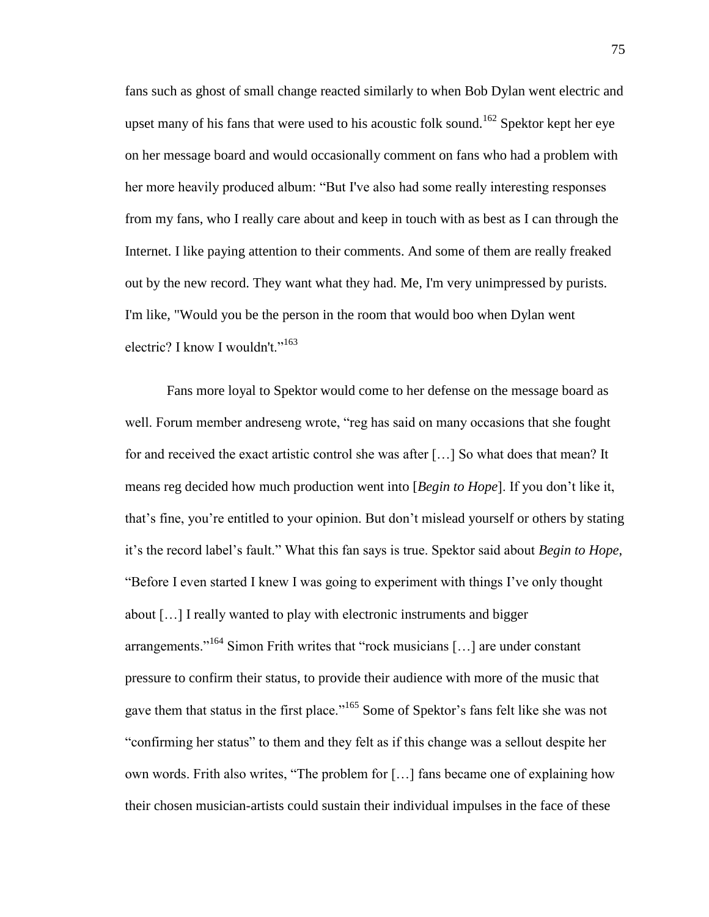fans such as ghost of small change reacted similarly to when Bob Dylan went electric and upset many of his fans that were used to his acoustic folk sound.[162] Spektor kept her eye on her message board and would occasionally comment on fans who had a problem with her more heavily produced album: "But I've also had some really interesting responses from my fans, who I really care about and keep in touch with as best as I can through the Internet. I like paying attention to their comments. And some of them are really freaked out by the new record. They want what they had. Me, I'm very unimpressed by purists. I'm like, "Would you be the person in the room that would boo when Dylan went electric? I know I wouldn't."[163]

Fans more loyal to Spektor would come to her defense on the message board as well. Forum member andreseng wrote, "reg has said on many occasions that she fought for and received the exact artistic control she was after […] So what does that mean? It means reg decided how much production went into [*Begin to Hope*]. If you don't like it, that's fine, you're entitled to your opinion. But don't mislead yourself or others by stating it's the record label's fault." What this fan says is true. Spektor said about *Begin to Hope*, "Before I even started I knew I was going to experiment with things I've only thought about […] I really wanted to play with electronic instruments and bigger arrangements."[164] Simon Frith writes that "rock musicians […] are under constant pressure to confirm their status, to provide their audience with more of the music that gave them that status in the first place."[165] Some of Spektor's fans felt like she was not "confirming her status" to them and they felt as if this change was a sellout despite her own words. Frith also writes, "The problem for […] fans became one of explaining how their chosen musician-artists could sustain their individual impulses in the face of these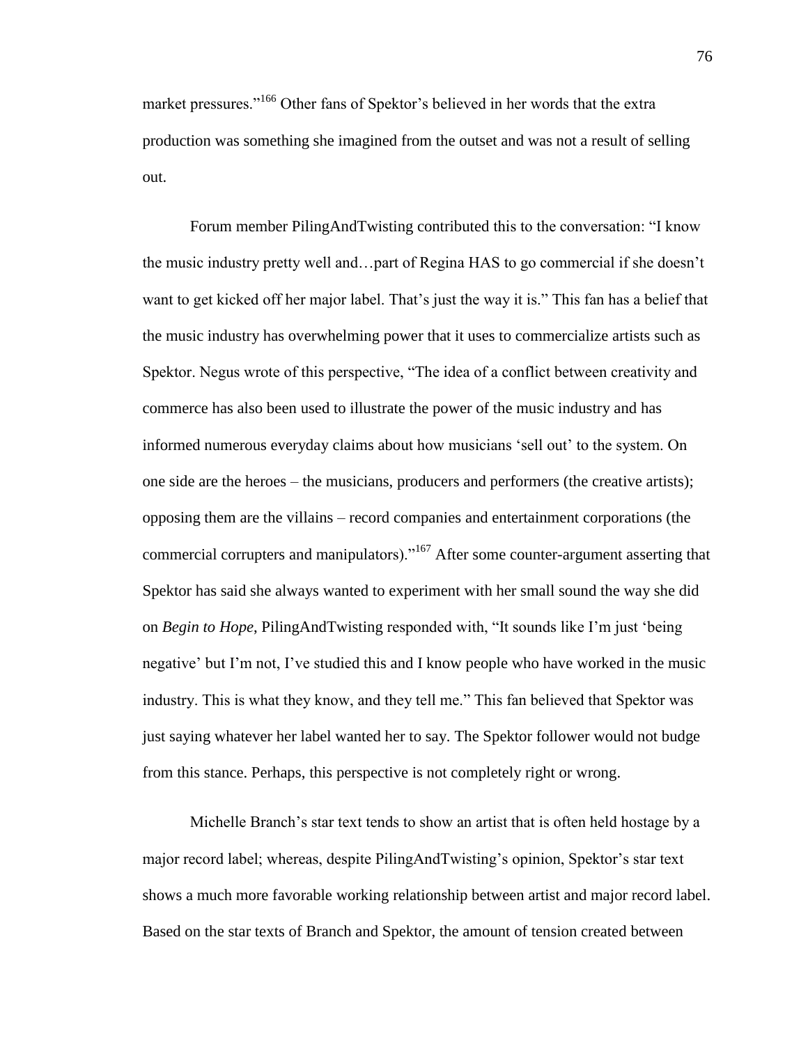market pressures."[166] Other fans of Spektor's believed in her words that the extra production was something she imagined from the outset and was not a result of selling out.

Forum member PilingAndTwisting contributed this to the conversation: "I know the music industry pretty well and…part of Regina HAS to go commercial if she doesn't want to get kicked off her major label. That's just the way it is." This fan has a belief that the music industry has overwhelming power that it uses to commercialize artists such as Spektor. Negus wrote of this perspective, "The idea of a conflict between creativity and commerce has also been used to illustrate the power of the music industry and has informed numerous everyday claims about how musicians 'sell out' to the system. On one side are the heroes – the musicians, producers and performers (the creative artists); opposing them are the villains – record companies and entertainment corporations (the commercial corrupters and manipulators)."[167] After some counter-argument asserting that Spektor has said she always wanted to experiment with her small sound the way she did on *Begin to Hope*, PilingAndTwisting responded with, "It sounds like I'm just 'being negative' but I'm not, I've studied this and I know people who have worked in the music industry. This is what they know, and they tell me." This fan believed that Spektor was just saying whatever her label wanted her to say. The Spektor follower would not budge from this stance. Perhaps, this perspective is not completely right or wrong.

Michelle Branch's star text tends to show an artist that is often held hostage by a major record label; whereas, despite PilingAndTwisting's opinion, Spektor's star text shows a much more favorable working relationship between artist and major record label. Based on the star texts of Branch and Spektor, the amount of tension created between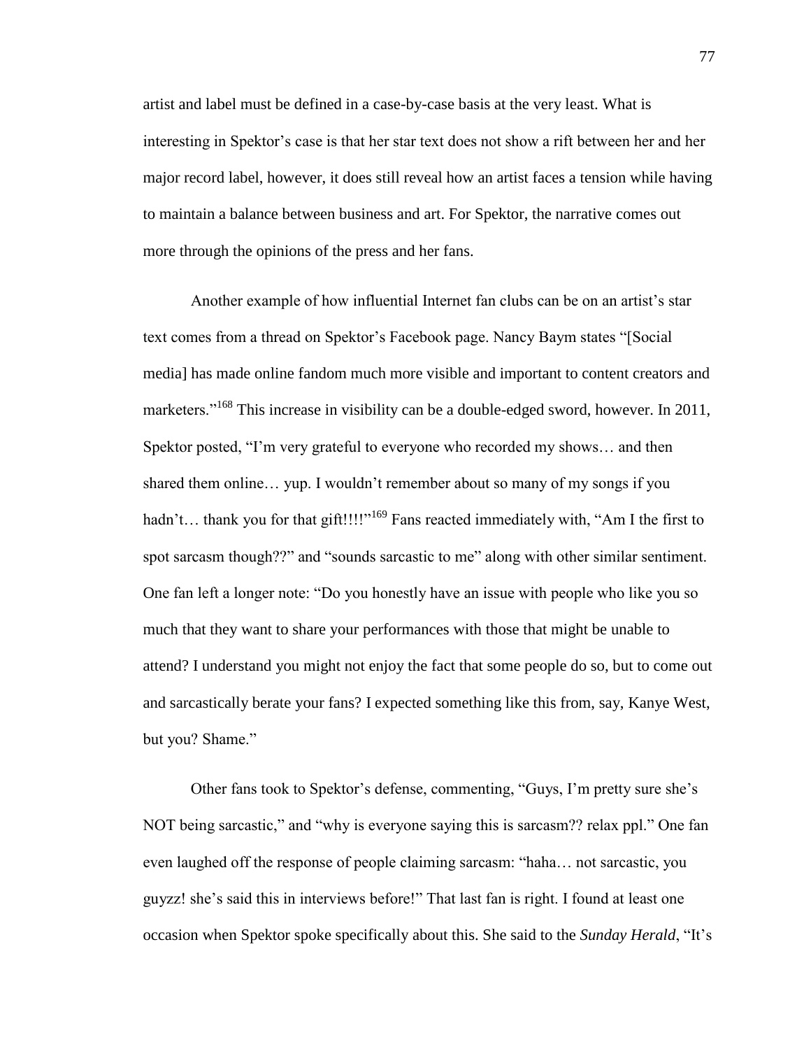artist and label must be defined in a case-by-case basis at the very least. What is interesting in Spektor's case is that her star text does not show a rift between her and her major record label, however, it does still reveal how an artist faces a tension while having to maintain a balance between business and art. For Spektor, the narrative comes out more through the opinions of the press and her fans.

Another example of how influential Internet fan clubs can be on an artist's star text comes from a thread on Spektor's Facebook page. Nancy Baym states "[Social media] has made online fandom much more visible and important to content creators and marketers."[168] This increase in visibility can be a double-edged sword, however. In 2011, Spektor posted, "I'm very grateful to everyone who recorded my shows… and then shared them online… yup. I wouldn't remember about so many of my songs if you hadn't… thank you for that gift!!!!"[169] Fans reacted immediately with, "Am I the first to spot sarcasm though??" and "sounds sarcastic to me" along with other similar sentiment. One fan left a longer note: "Do you honestly have an issue with people who like you so much that they want to share your performances with those that might be unable to attend? I understand you might not enjoy the fact that some people do so, but to come out and sarcastically berate your fans? I expected something like this from, say, Kanye West, but you? Shame."

Other fans took to Spektor's defense, commenting, "Guys, I'm pretty sure she's NOT being sarcastic," and "why is everyone saying this is sarcasm?? relax ppl." One fan even laughed off the response of people claiming sarcasm: "haha… not sarcastic, you guyzz! she's said this in interviews before!" That last fan is right. I found at least one occasion when Spektor spoke specifically about this. She said to the *Sunday Herald*, "It's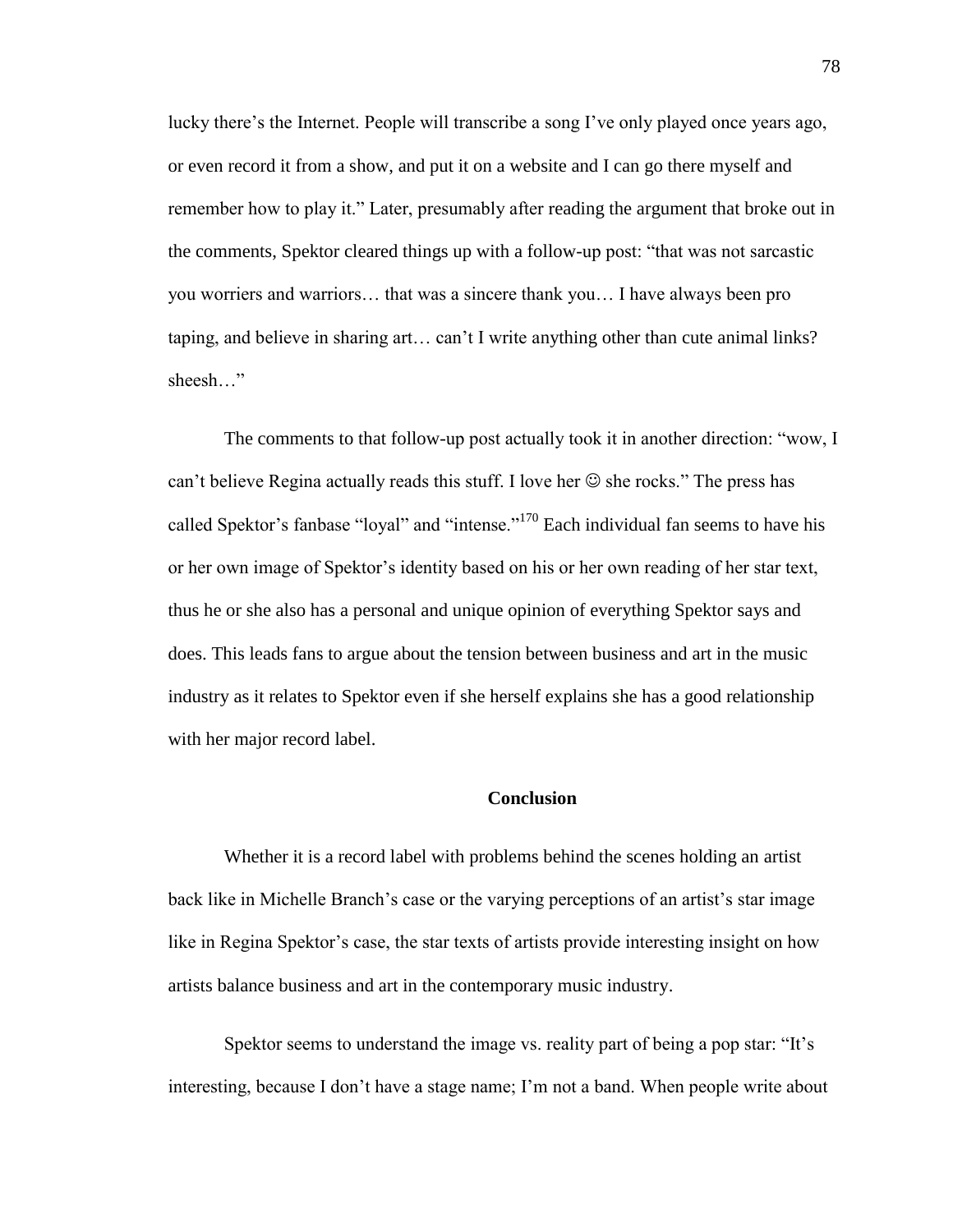lucky there's the Internet. People will transcribe a song I've only played once years ago, or even record it from a show, and put it on a website and I can go there myself and remember how to play it." Later, presumably after reading the argument that broke out in the comments, Spektor cleared things up with a follow-up post: "that was not sarcastic you worriers and warriors… that was a sincere thank you… I have always been pro taping, and believe in sharing art… can't I write anything other than cute animal links? sheesh…"

The comments to that follow-up post actually took it in another direction: "wow, I can't believe Regina actually reads this stuff. I love her ☺ she rocks." The press has called Spektor's fanbase "loyal" and "intense."[170] Each individual fan seems to have his or her own image of Spektor's identity based on his or her own reading of her star text, thus he or she also has a personal and unique opinion of everything Spektor says and does. This leads fans to argue about the tension between business and art in the music industry as it relates to Spektor even if she herself explains she has a good relationship with her major record label.

## Conclusion

Whether it is a record label with problems behind the scenes holding an artist back like in Michelle Branch's case or the varying perceptions of an artist's star image like in Regina Spektor's case, the star texts of artists provide interesting insight on how artists balance business and art in the contemporary music industry.

Spektor seems to understand the image vs. reality part of being a pop star: "It's interesting, because I don't have a stage name; I'm not a band. When people write about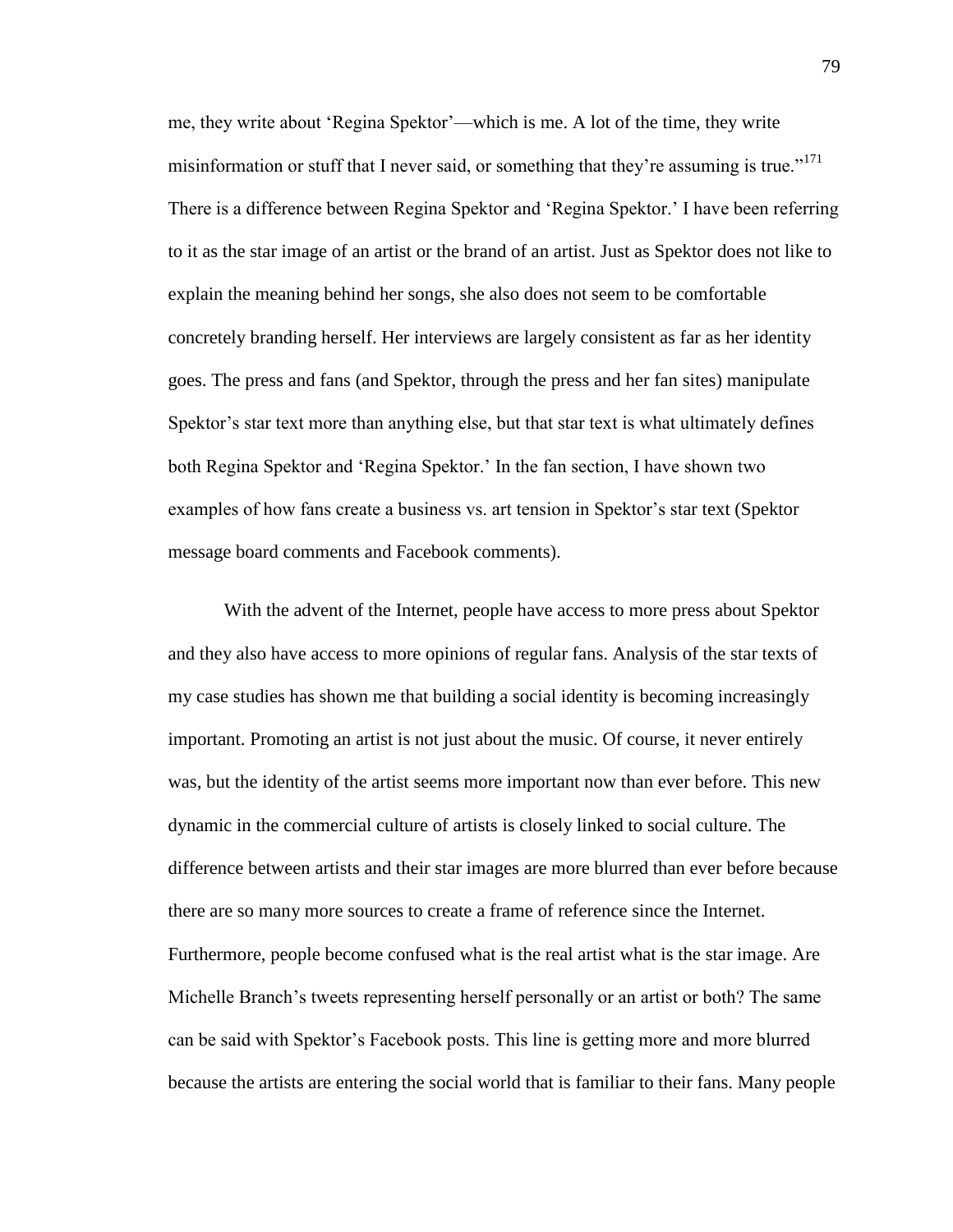me, they write about 'Regina Spektor'—which is me. A lot of the time, they write misinformation or stuff that I never said, or something that they're assuming is true."[171] There is a difference between Regina Spektor and 'Regina Spektor.' I have been referring to it as the star image of an artist or the brand of an artist. Just as Spektor does not like to explain the meaning behind her songs, she also does not seem to be comfortable concretely branding herself. Her interviews are largely consistent as far as her identity goes. The press and fans (and Spektor, through the press and her fan sites) manipulate Spektor's star text more than anything else, but that star text is what ultimately defines both Regina Spektor and 'Regina Spektor.' In the fan section, I have shown two examples of how fans create a business vs. art tension in Spektor's star text (Spektor message board comments and Facebook comments).

With the advent of the Internet, people have access to more press about Spektor and they also have access to more opinions of regular fans. Analysis of the star texts of my case studies has shown me that building a social identity is becoming increasingly important. Promoting an artist is not just about the music. Of course, it never entirely was, but the identity of the artist seems more important now than ever before. This new dynamic in the commercial culture of artists is closely linked to social culture. The difference between artists and their star images are more blurred than ever before because there are so many more sources to create a frame of reference since the Internet. Furthermore, people become confused what is the real artist what is the star image. Are Michelle Branch's tweets representing herself personally or an artist or both? The same can be said with Spektor's Facebook posts. This line is getting more and more blurred because the artists are entering the social world that is familiar to their fans. Many people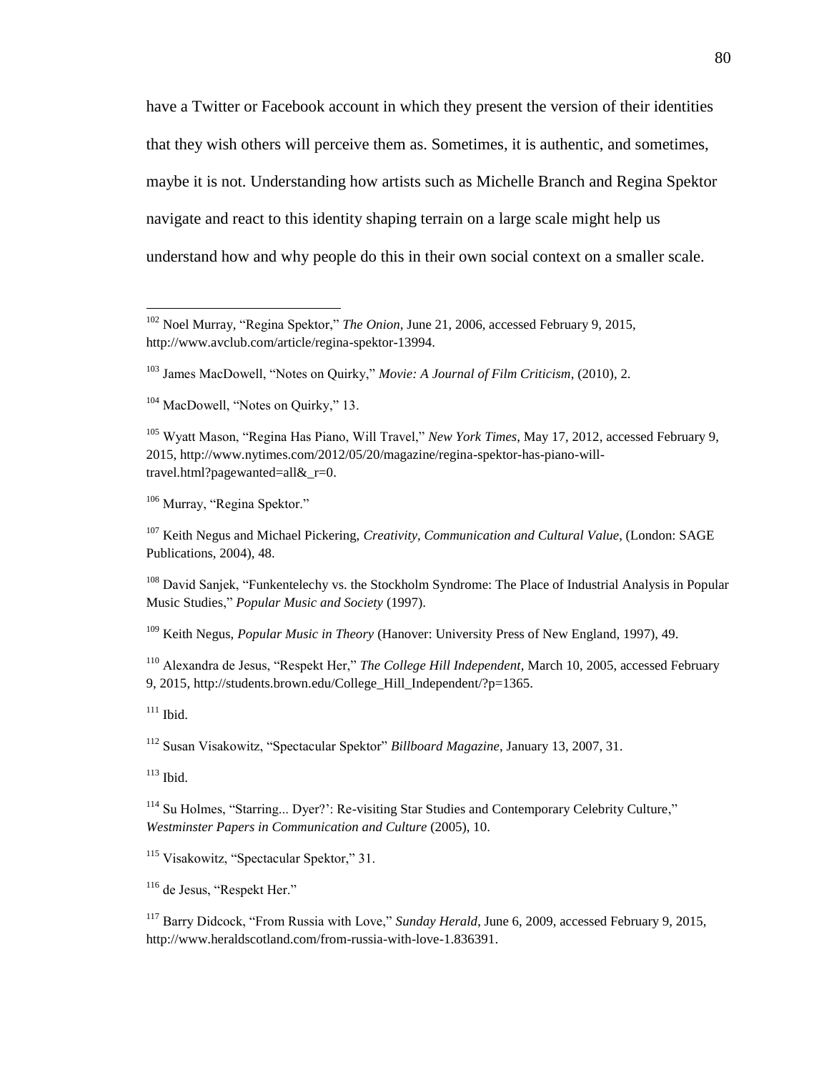have a Twitter or Facebook account in which they present the version of their identities that they wish others will perceive them as. Sometimes, it is authentic, and sometimes, maybe it is not. Understanding how artists such as Michelle Branch and Regina Spektor navigate and react to this identity shaping terrain on a large scale might help us understand how and why people do this in their own social context on a smaller scale.

---

[102] Noel Murray, "Regina Spektor," *The Onion*, June 21, 2006, accessed February 9, 2015, http://www.avclub.com/article/regina-spektor-13994.

[103] James MacDowell, "Notes on Quirky," *Movie: A Journal of Film Criticism*, (2010), 2.

[104] MacDowell, "Notes on Quirky," 13.

[105] Wyatt Mason, "Regina Has Piano, Will Travel," *New York Times*, May 17, 2012, accessed February 9, 2015, http://www.nytimes.com/2012/05/20/magazine/regina-spektor-has-piano-will-travel.html?pagewanted=all&_r=0.

[106] Murray, "Regina Spektor."

[107] Keith Negus and Michael Pickering, *Creativity, Communication and Cultural Value*, (London: SAGE Publications, 2004), 48.

[108] David Sanjek, "Funkentelechy vs. the Stockholm Syndrome: The Place of Industrial Analysis in Popular Music Studies," *Popular Music and Society* (1997).

[109] Keith Negus, *Popular Music in Theory* (Hanover: University Press of New England, 1997), 49.

[110] Alexandra de Jesus, "Respekt Her," *The College Hill Independent*, March 10, 2005, accessed February 9, 2015, http://students.brown.edu/College_Hill_Independent/?p=1365.

[111] Ibid.

[112] Susan Visakowitz, "Spectacular Spektor" *Billboard Magazine*, January 13, 2007, 31.

[113] Ibid.

[114] Su Holmes, "Starring... Dyer?': Re-visiting Star Studies and Contemporary Celebrity Culture," *Westminster Papers in Communication and Culture* (2005), 10.

[115] Visakowitz, "Spectacular Spektor," 31.

[116] de Jesus, "Respekt Her."

[117] Barry Didcock, "From Russia with Love," *Sunday Herald*, June 6, 2009, accessed February 9, 2015, http://www.heraldscotland.com/from-russia-with-love-1.836391.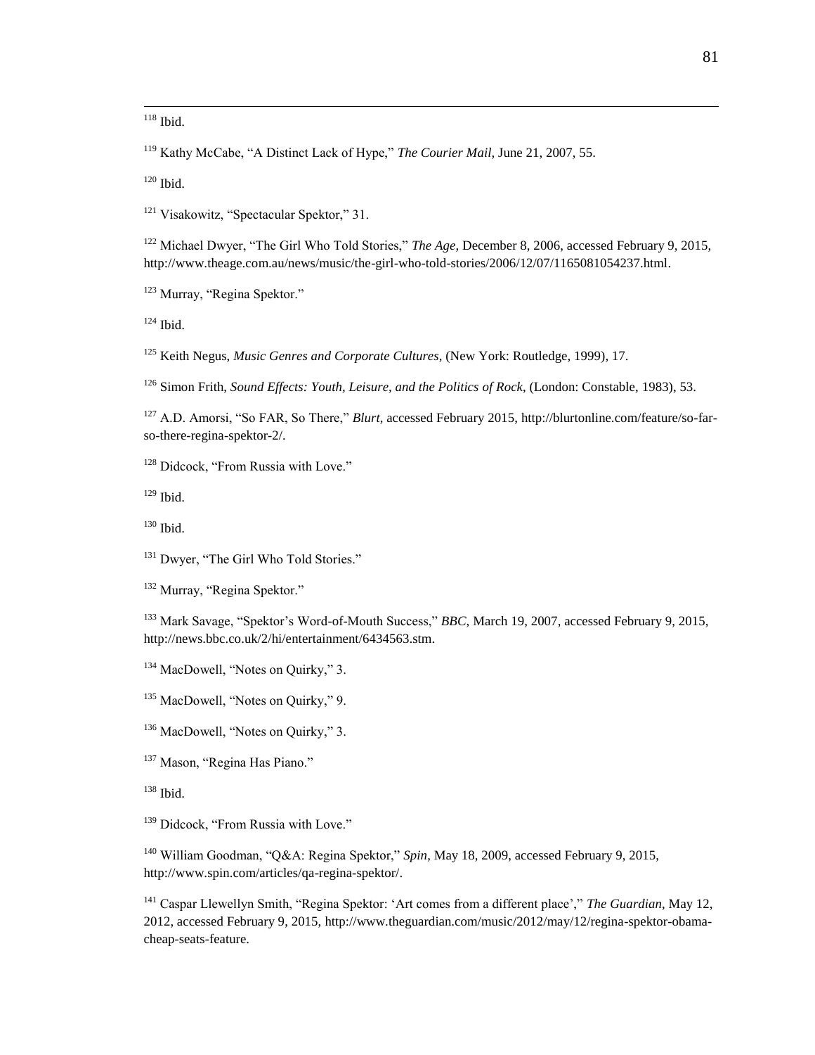[118] Ibid.

[119] Kathy McCabe, "A Distinct Lack of Hype," *The Courier Mail*, June 21, 2007, 55.

[120] Ibid.

[121] Visakowitz, "Spectacular Spektor," 31.

[122] Michael Dwyer, "The Girl Who Told Stories," *The Age*, December 8, 2006, accessed February 9, 2015, http://www.theage.com.au/news/music/the-girl-who-told-stories/2006/12/07/1165081054237.html.

[123] Murray, "Regina Spektor."

[124] Ibid.

[125] Keith Negus, *Music Genres and Corporate Cultures*, (New York: Routledge, 1999), 17.

[126] Simon Frith, *Sound Effects: Youth, Leisure, and the Politics of Rock*, (London: Constable, 1983), 53.

[127] A.D. Amorsi, "So FAR, So There," *Blurt*, accessed February 2015, http://blurtonline.com/feature/so-far-so-there-regina-spektor-2/.

[128] Didcock, "From Russia with Love."

[129] Ibid.

[130] Ibid.

[131] Dwyer, "The Girl Who Told Stories."

[132] Murray, "Regina Spektor."

[133] Mark Savage, "Spektor's Word-of-Mouth Success," *BBC*, March 19, 2007, accessed February 9, 2015, http://news.bbc.co.uk/2/hi/entertainment/6434563.stm.

[134] MacDowell, "Notes on Quirky," 3.

[135] MacDowell, "Notes on Quirky," 9.

[136] MacDowell, "Notes on Quirky," 3.

[137] Mason, "Regina Has Piano."

[138] Ibid.

[139] Didcock, "From Russia with Love."

[140] William Goodman, "Q&A: Regina Spektor," *Spin*, May 18, 2009, accessed February 9, 2015, http://www.spin.com/articles/qa-regina-spektor/.

[141] Caspar Llewellyn Smith, "Regina Spektor: 'Art comes from a different place'," *The Guardian*, May 12, 2012, accessed February 9, 2015, http://www.theguardian.com/music/2012/may/12/regina-spektor-obama-cheap-seats-feature.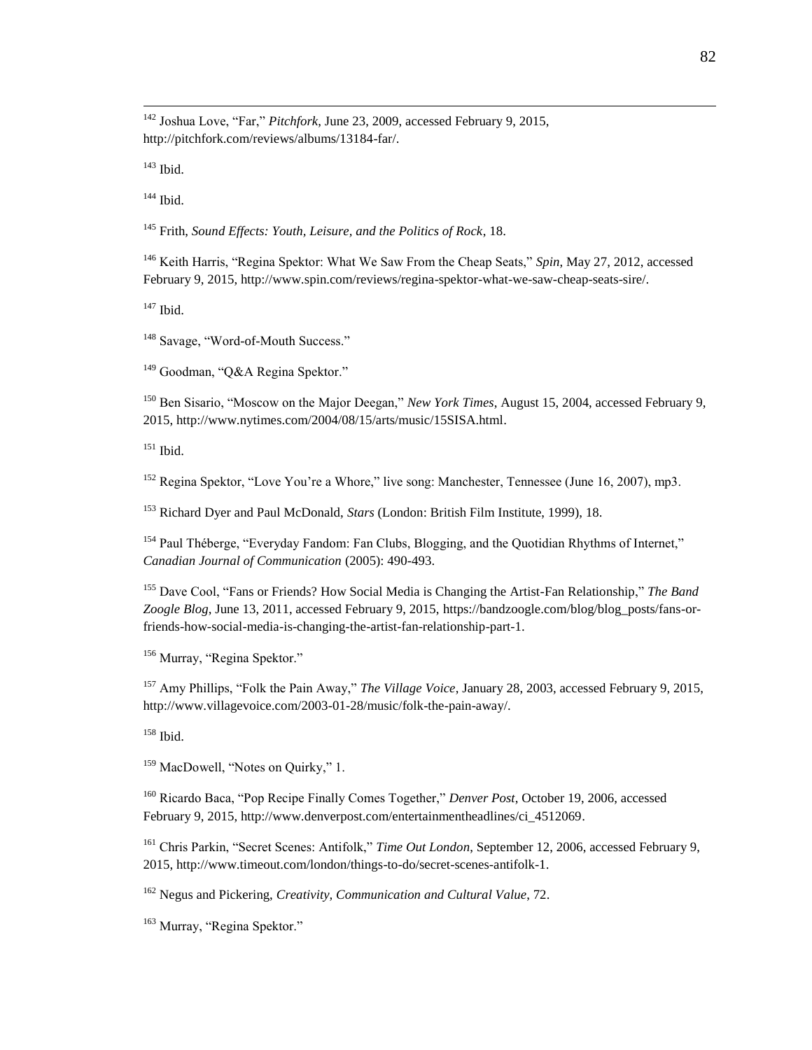[142] Joshua Love, "Far," *Pitchfork*, June 23, 2009, accessed February 9, 2015, http://pitchfork.com/reviews/albums/13184-far/.

[143] Ibid.

[144] Ibid.

[145] Frith, *Sound Effects: Youth, Leisure, and the Politics of Rock*, 18.

[146] Keith Harris, "Regina Spektor: What We Saw From the Cheap Seats," *Spin*, May 27, 2012, accessed February 9, 2015, http://www.spin.com/reviews/regina-spektor-what-we-saw-cheap-seats-sire/.

[147] Ibid.

[148] Savage, "Word-of-Mouth Success."

[149] Goodman, "Q&A Regina Spektor."

[150] Ben Sisario, "Moscow on the Major Deegan," *New York Times*, August 15, 2004, accessed February 9, 2015, http://www.nytimes.com/2004/08/15/arts/music/15SISA.html.

[151] Ibid.

[152] Regina Spektor, "Love You're a Whore," live song: Manchester, Tennessee (June 16, 2007), mp3.

[153] Richard Dyer and Paul McDonald, *Stars* (London: British Film Institute, 1999), 18.

[154] Paul Théberge, "Everyday Fandom: Fan Clubs, Blogging, and the Quotidian Rhythms of Internet," *Canadian Journal of Communication* (2005): 490-493.

[155] Dave Cool, "Fans or Friends? How Social Media is Changing the Artist-Fan Relationship," *The Band Zoogle Blog*, June 13, 2011, accessed February 9, 2015, https://bandzoogle.com/blog/blog_posts/fans-or-friends-how-social-media-is-changing-the-artist-fan-relationship-part-1.

[156] Murray, "Regina Spektor."

[157] Amy Phillips, "Folk the Pain Away," *The Village Voice*, January 28, 2003, accessed February 9, 2015, http://www.villagevoice.com/2003-01-28/music/folk-the-pain-away/.

[158] Ibid.

[159] MacDowell, "Notes on Quirky," 1.

[160] Ricardo Baca, "Pop Recipe Finally Comes Together," *Denver Post*, October 19, 2006, accessed February 9, 2015, http://www.denverpost.com/entertainmentheadlines/ci_4512069.

[161] Chris Parkin, "Secret Scenes: Antifolk," *Time Out London*, September 12, 2006, accessed February 9, 2015, http://www.timeout.com/london/things-to-do/secret-scenes-antifolk-1.

[162] Negus and Pickering, *Creativity, Communication and Cultural Value*, 72.

[163] Murray, "Regina Spektor."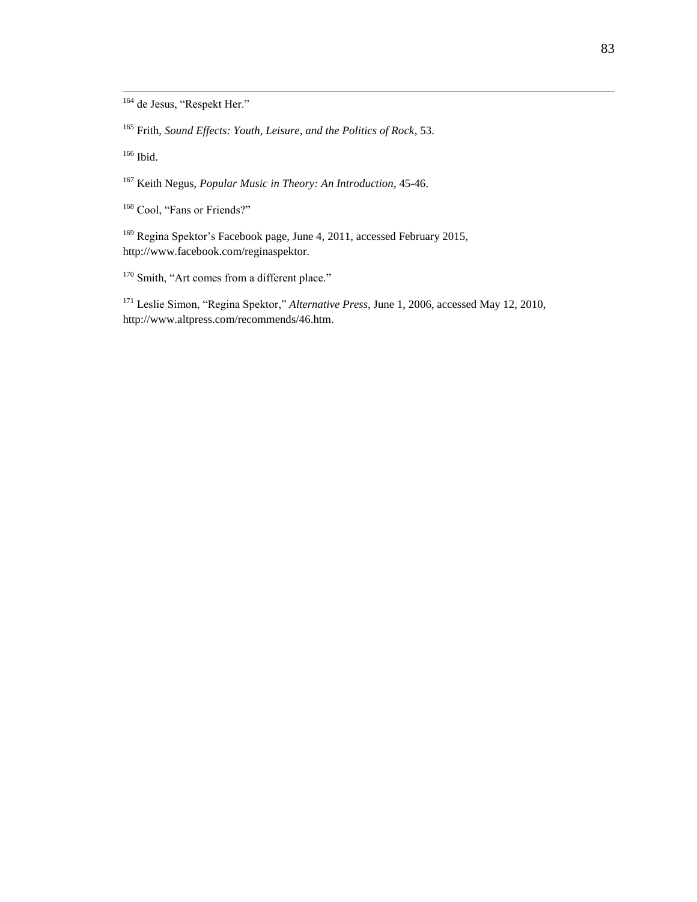[164] de Jesus, "Respekt Her."

[165] Frith, *Sound Effects: Youth, Leisure, and the Politics of Rock*, 53.

[166] Ibid.

[167] Keith Negus, *Popular Music in Theory: An Introduction*, 45-46.

[168] Cool, "Fans or Friends?"

[169] Regina Spektor's Facebook page, June 4, 2011, accessed February 2015, http://www.facebook.com/reginaspektor.

[170] Smith, "Art comes from a different place."

[171] Leslie Simon, "Regina Spektor," *Alternative Press*, June 1, 2006, accessed May 12, 2010, http://www.altpress.com/recommends/46.htm.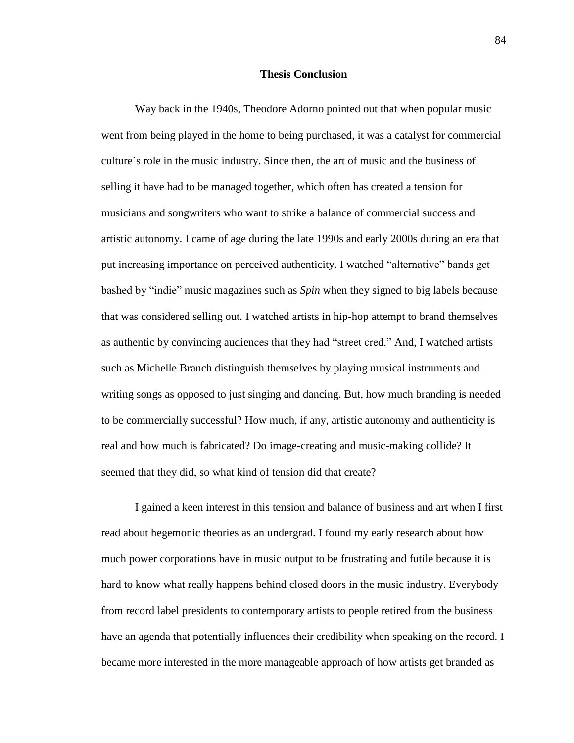## Thesis Conclusion

Way back in the 1940s, Theodore Adorno pointed out that when popular music went from being played in the home to being purchased, it was a catalyst for commercial culture's role in the music industry. Since then, the art of music and the business of selling it have had to be managed together, which often has created a tension for musicians and songwriters who want to strike a balance of commercial success and artistic autonomy. I came of age during the late 1990s and early 2000s during an era that put increasing importance on perceived authenticity. I watched "alternative" bands get bashed by "indie" music magazines such as *Spin* when they signed to big labels because that was considered selling out. I watched artists in hip-hop attempt to brand themselves as authentic by convincing audiences that they had "street cred." And, I watched artists such as Michelle Branch distinguish themselves by playing musical instruments and writing songs as opposed to just singing and dancing. But, how much branding is needed to be commercially successful? How much, if any, artistic autonomy and authenticity is real and how much is fabricated? Do image-creating and music-making collide? It seemed that they did, so what kind of tension did that create?

I gained a keen interest in this tension and balance of business and art when I first read about hegemonic theories as an undergrad. I found my early research about how much power corporations have in music output to be frustrating and futile because it is hard to know what really happens behind closed doors in the music industry. Everybody from record label presidents to contemporary artists to people retired from the business have an agenda that potentially influences their credibility when speaking on the record. I became more interested in the more manageable approach of how artists get branded as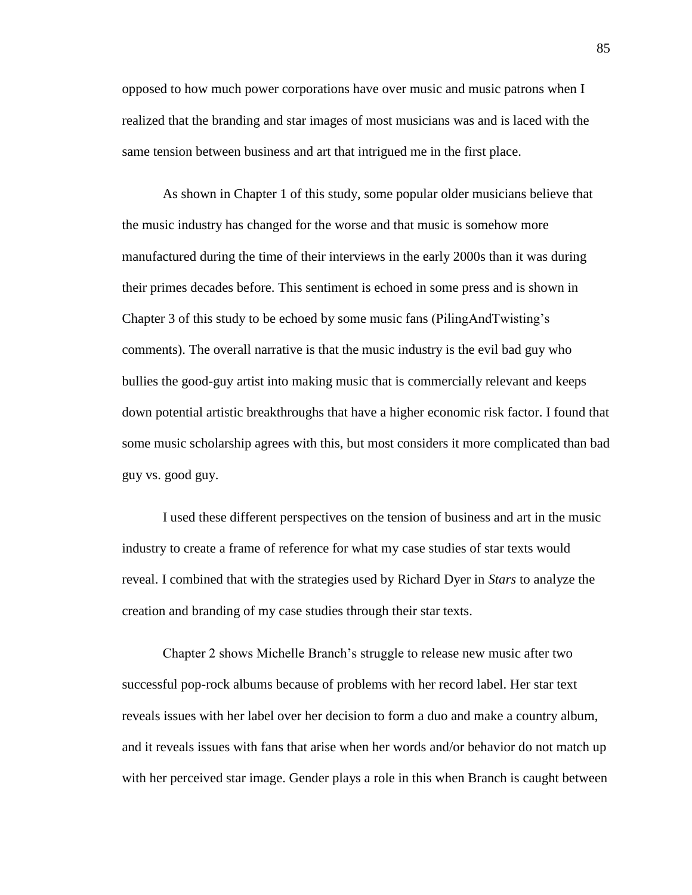opposed to how much power corporations have over music and music patrons when I realized that the branding and star images of most musicians was and is laced with the same tension between business and art that intrigued me in the first place.

As shown in Chapter 1 of this study, some popular older musicians believe that the music industry has changed for the worse and that music is somehow more manufactured during the time of their interviews in the early 2000s than it was during their primes decades before. This sentiment is echoed in some press and is shown in Chapter 3 of this study to be echoed by some music fans (PilingAndTwisting's comments). The overall narrative is that the music industry is the evil bad guy who bullies the good-guy artist into making music that is commercially relevant and keeps down potential artistic breakthroughs that have a higher economic risk factor. I found that some music scholarship agrees with this, but most considers it more complicated than bad guy vs. good guy.

I used these different perspectives on the tension of business and art in the music industry to create a frame of reference for what my case studies of star texts would reveal. I combined that with the strategies used by Richard Dyer in *Stars* to analyze the creation and branding of my case studies through their star texts.

Chapter 2 shows Michelle Branch's struggle to release new music after two successful pop-rock albums because of problems with her record label. Her star text reveals issues with her label over her decision to form a duo and make a country album, and it reveals issues with fans that arise when her words and/or behavior do not match up with her perceived star image. Gender plays a role in this when Branch is caught between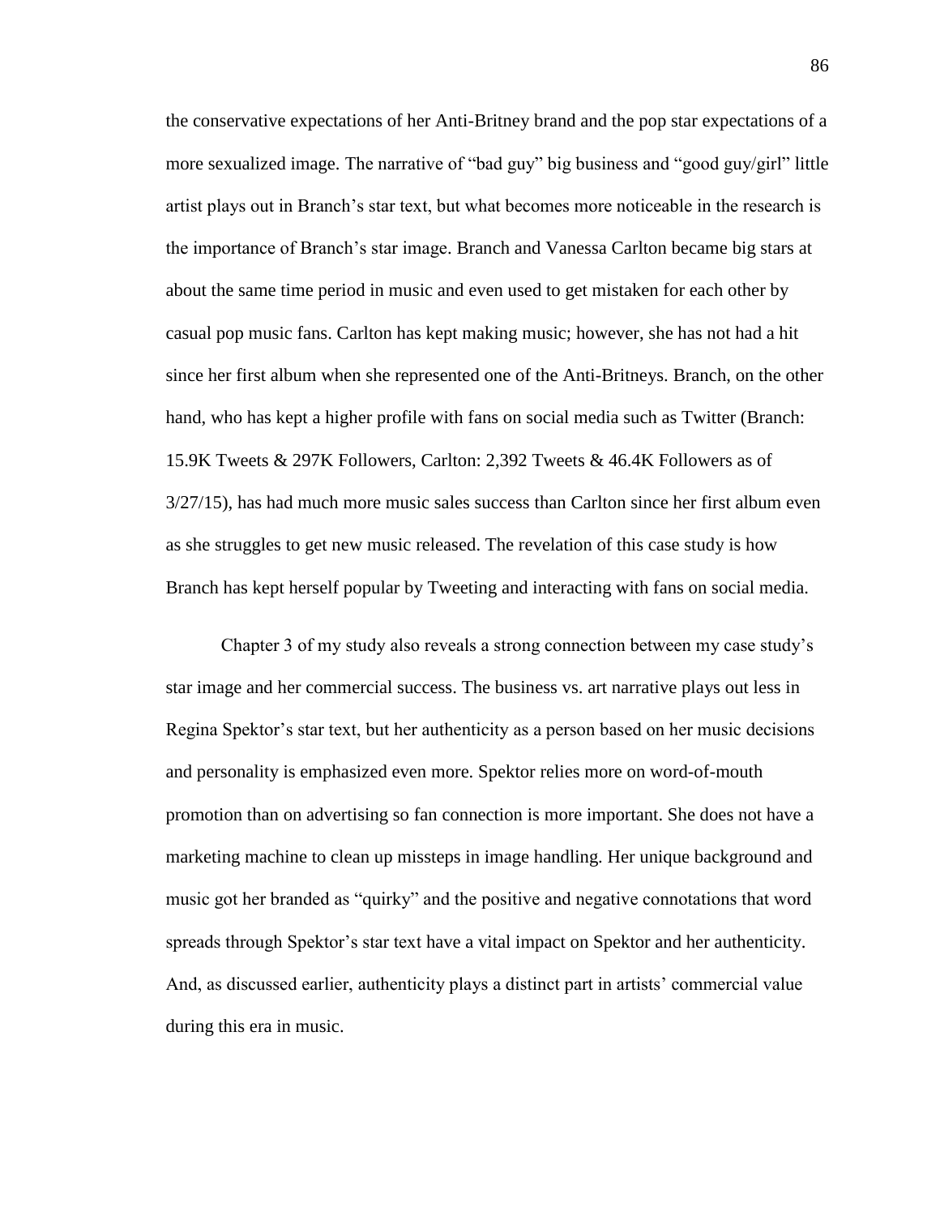the conservative expectations of her Anti-Britney brand and the pop star expectations of a more sexualized image. The narrative of "bad guy" big business and "good guy/girl" little artist plays out in Branch's star text, but what becomes more noticeable in the research is the importance of Branch's star image. Branch and Vanessa Carlton became big stars at about the same time period in music and even used to get mistaken for each other by casual pop music fans. Carlton has kept making music; however, she has not had a hit since her first album when she represented one of the Anti-Britneys. Branch, on the other hand, who has kept a higher profile with fans on social media such as Twitter (Branch: 15.9K Tweets & 297K Followers, Carlton: 2,392 Tweets & 46.4K Followers as of 3/27/15), has had much more music sales success than Carlton since her first album even as she struggles to get new music released. The revelation of this case study is how Branch has kept herself popular by Tweeting and interacting with fans on social media.

Chapter 3 of my study also reveals a strong connection between my case study's star image and her commercial success. The business vs. art narrative plays out less in Regina Spektor's star text, but her authenticity as a person based on her music decisions and personality is emphasized even more. Spektor relies more on word-of-mouth promotion than on advertising so fan connection is more important. She does not have a marketing machine to clean up missteps in image handling. Her unique background and music got her branded as "quirky" and the positive and negative connotations that word spreads through Spektor's star text have a vital impact on Spektor and her authenticity. And, as discussed earlier, authenticity plays a distinct part in artists' commercial value during this era in music.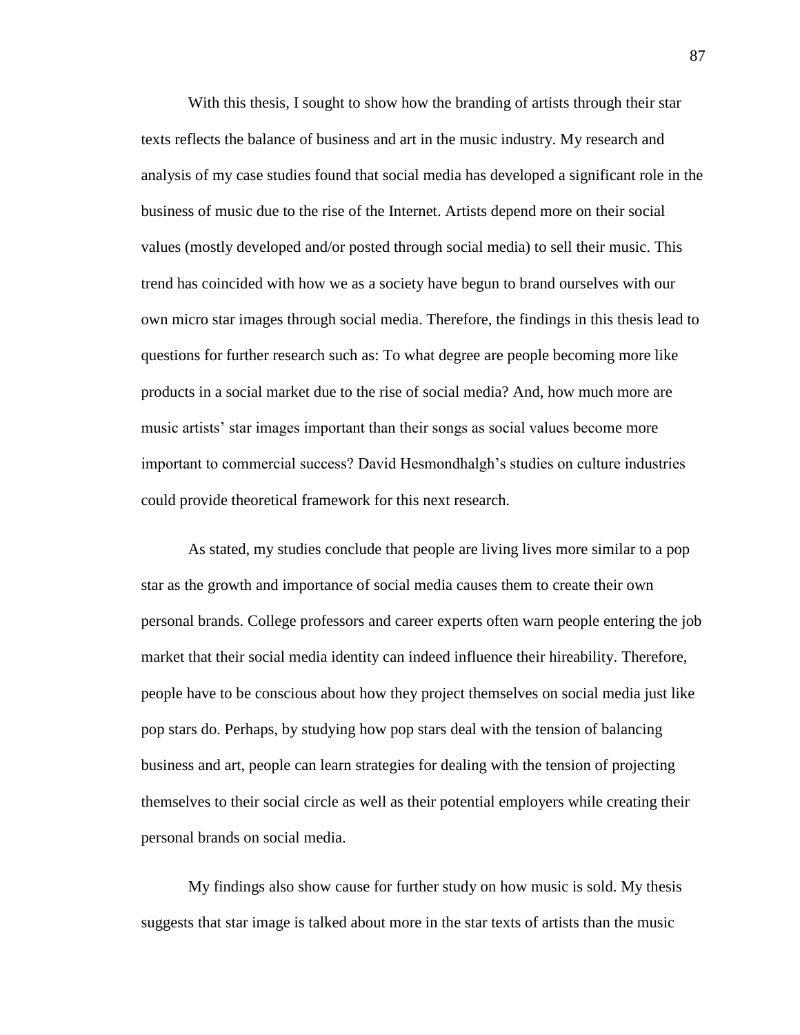With this thesis, I sought to show how the branding of artists through their star texts reflects the balance of business and art in the music industry. My research and analysis of my case studies found that social media has developed a significant role in the business of music due to the rise of the Internet. Artists depend more on their social values (mostly developed and/or posted through social media) to sell their music. This trend has coincided with how we as a society have begun to brand ourselves with our own micro star images through social media. Therefore, the findings in this thesis lead to questions for further research such as: To what degree are people becoming more like products in a social market due to the rise of social media? And, how much more are music artists' star images important than their songs as social values become more important to commercial success? David Hesmondhalgh's studies on culture industries could provide theoretical framework for this next research.

As stated, my studies conclude that people are living lives more similar to a pop star as the growth and importance of social media causes them to create their own personal brands. College professors and career experts often warn people entering the job market that their social media identity can indeed influence their hireability. Therefore, people have to be conscious about how they project themselves on social media just like pop stars do. Perhaps, by studying how pop stars deal with the tension of balancing business and art, people can learn strategies for dealing with the tension of projecting themselves to their social circle as well as their potential employers while creating their personal brands on social media.

My findings also show cause for further study on how music is sold. My thesis suggests that star image is talked about more in the star texts of artists than the music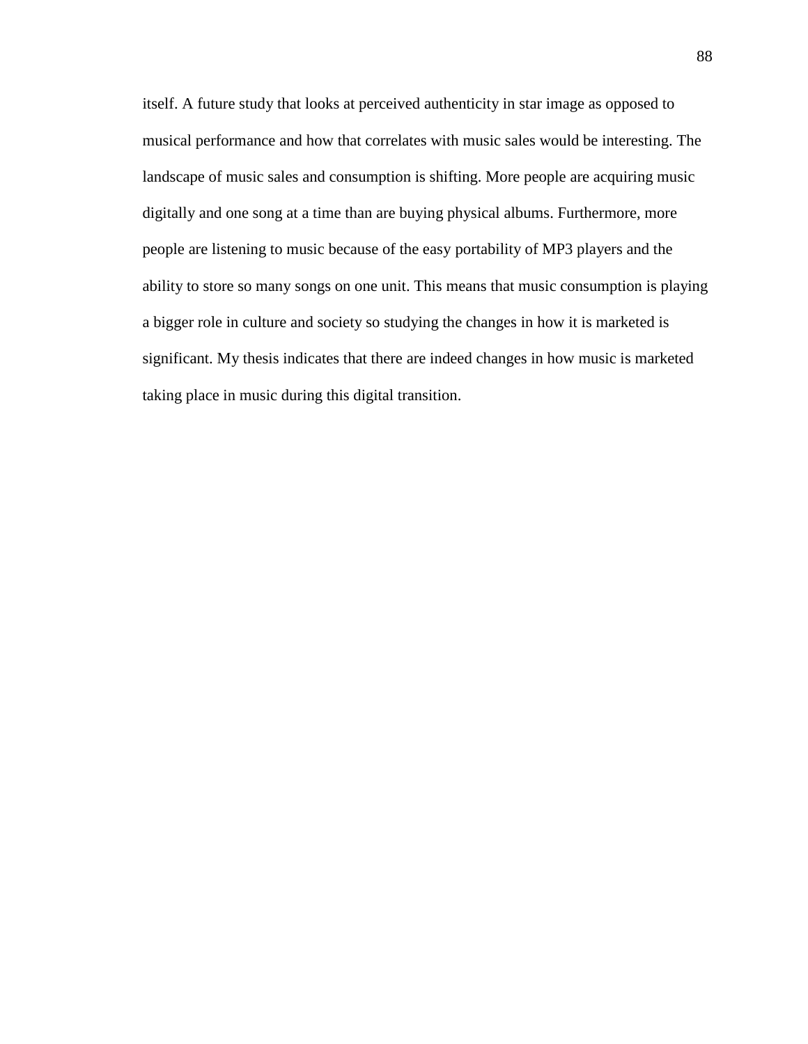itself. A future study that looks at perceived authenticity in star image as opposed to musical performance and how that correlates with music sales would be interesting. The landscape of music sales and consumption is shifting. More people are acquiring music digitally and one song at a time than are buying physical albums. Furthermore, more people are listening to music because of the easy portability of MP3 players and the ability to store so many songs on one unit. This means that music consumption is playing a bigger role in culture and society so studying the changes in how it is marketed is significant. My thesis indicates that there are indeed changes in how music is marketed taking place in music during this digital transition.